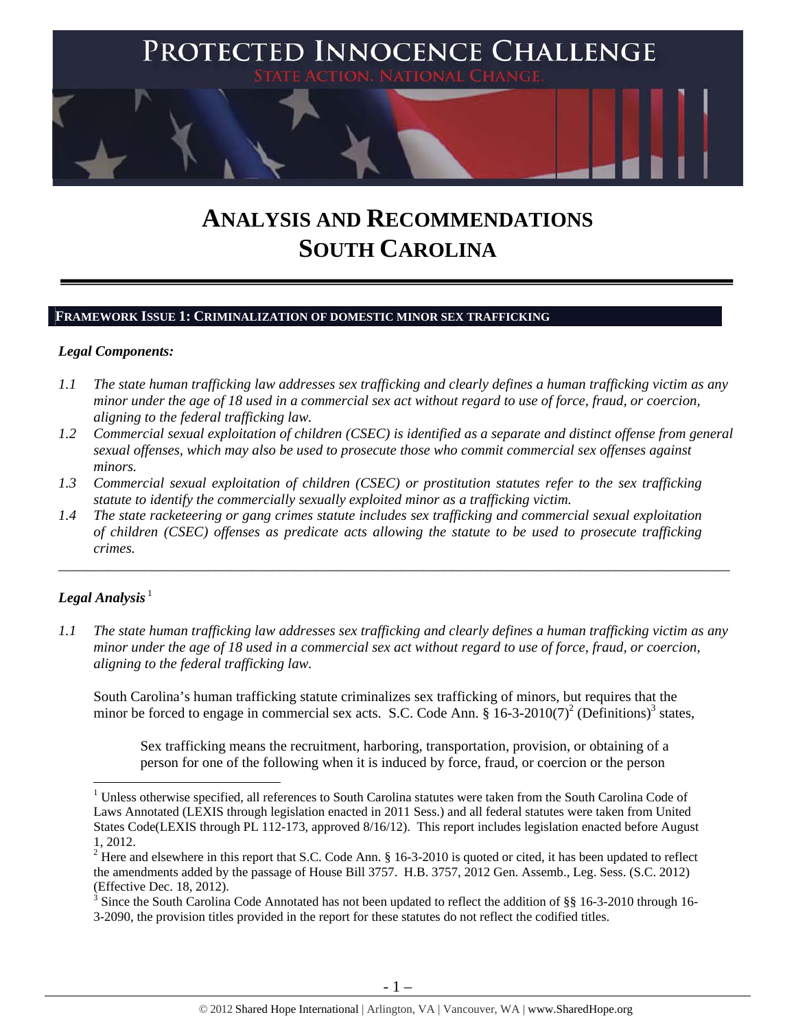# PROTECTED INNOCENCE CHALLENGE

STATE ACTION. NATIONAL CHANGE.

# ANALYSIS AND RECOMMENDATIONS
# SOUTH CAROLINA

## FRAMEWORK ISSUE 1: CRIMINALIZATION OF DOMESTIC MINOR SEX TRAFFICKING

### *Legal Components:*

*1.1 The state human trafficking law addresses sex trafficking and clearly defines a human trafficking victim as any minor under the age of 18 used in a commercial sex act without regard to use of force, fraud, or coercion, aligning to the federal trafficking law.*

*1.2 Commercial sexual exploitation of children (CSEC) is identified as a separate and distinct offense from general sexual offenses, which may also be used to prosecute those who commit commercial sex offenses against minors.*

*1.3 Commercial sexual exploitation of children (CSEC) or prostitution statutes refer to the sex trafficking statute to identify the commercially sexually exploited minor as a trafficking victim.*

*1.4 The state racketeering or gang crimes statute includes sex trafficking and commercial sexual exploitation of children (CSEC) offenses as predicate acts allowing the statute to be used to prosecute trafficking crimes.*

---

### *Legal Analysis*[1]

*1.1 The state human trafficking law addresses sex trafficking and clearly defines a human trafficking victim as any minor under the age of 18 used in a commercial sex act without regard to use of force, fraud, or coercion, aligning to the federal trafficking law.*

South Carolina's human trafficking statute criminalizes sex trafficking of minors, but requires that the minor be forced to engage in commercial sex acts. S.C. Code Ann. § 16-3-2010(7)[2] (Definitions)[3] states,

> Sex trafficking means the recruitment, harboring, transportation, provision, or obtaining of a person for one of the following when it is induced by force, fraud, or coercion or the person

---

[1] Unless otherwise specified, all references to South Carolina statutes were taken from the South Carolina Code of Laws Annotated (LEXIS through legislation enacted in 2011 Sess.) and all federal statutes were taken from United States Code(LEXIS through PL 112-173, approved 8/16/12). This report includes legislation enacted before August 1, 2012.

[2] Here and elsewhere in this report that S.C. Code Ann. § 16-3-2010 is quoted or cited, it has been updated to reflect the amendments added by the passage of House Bill 3757. H.B. 3757, 2012 Gen. Assemb., Leg. Sess. (S.C. 2012) (Effective Dec. 18, 2012).

[3] Since the South Carolina Code Annotated has not been updated to reflect the addition of §§ 16-3-2010 through 16-3-2090, the provision titles provided in the report for these statutes do not reflect the codified titles.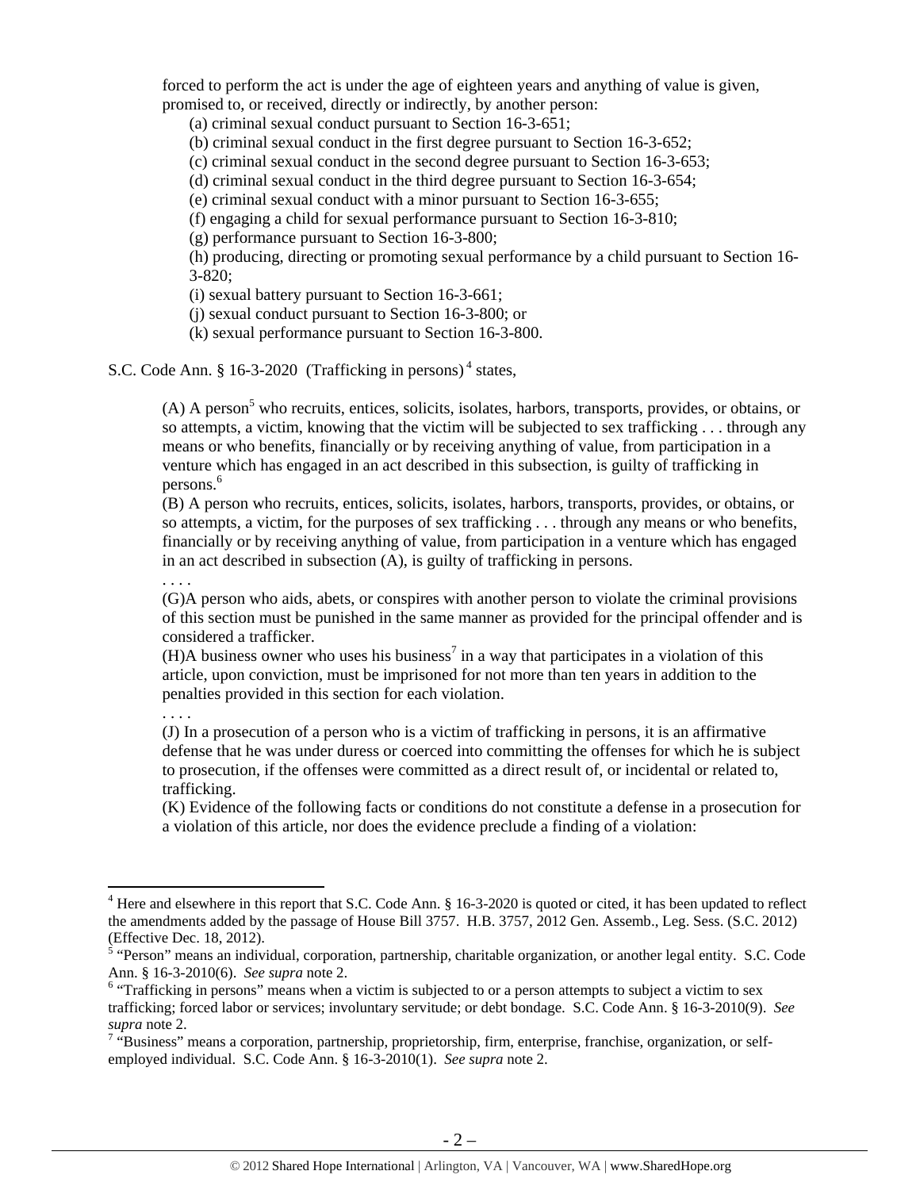forced to perform the act is under the age of eighteen years and anything of value is given, promised to, or received, directly or indirectly, by another person:

(a) criminal sexual conduct pursuant to Section 16-3-651;
(b) criminal sexual conduct in the first degree pursuant to Section 16-3-652;
(c) criminal sexual conduct in the second degree pursuant to Section 16-3-653;
(d) criminal sexual conduct in the third degree pursuant to Section 16-3-654;
(e) criminal sexual conduct with a minor pursuant to Section 16-3-655;
(f) engaging a child for sexual performance pursuant to Section 16-3-810;
(g) performance pursuant to Section 16-3-800;
(h) producing, directing or promoting sexual performance by a child pursuant to Section 16-3-820;
(i) sexual battery pursuant to Section 16-3-661;
(j) sexual conduct pursuant to Section 16-3-800; or
(k) sexual performance pursuant to Section 16-3-800.

S.C. Code Ann. § 16-3-2020 (Trafficking in persons)[4] states,

> (A) A person[5] who recruits, entices, solicits, isolates, harbors, transports, provides, or obtains, or so attempts, a victim, knowing that the victim will be subjected to sex trafficking . . . through any means or who benefits, financially or by receiving anything of value, from participation in a venture which has engaged in an act described in this subsection, is guilty of trafficking in persons.[6]
>
> (B) A person who recruits, entices, solicits, isolates, harbors, transports, provides, or obtains, or so attempts, a victim, for the purposes of sex trafficking . . . through any means or who benefits, financially or by receiving anything of value, from participation in a venture which has engaged in an act described in subsection (A), is guilty of trafficking in persons.
>
> . . . .
>
> (G) A person who aids, abets, or conspires with another person to violate the criminal provisions of this section must be punished in the same manner as provided for the principal offender and is considered a trafficker.
>
> (H) A business owner who uses his business[7] in a way that participates in a violation of this article, upon conviction, must be imprisoned for not more than ten years in addition to the penalties provided in this section for each violation.
>
> . . . .
>
> (J) In a prosecution of a person who is a victim of trafficking in persons, it is an affirmative defense that he was under duress or coerced into committing the offenses for which he is subject to prosecution, if the offenses were committed as a direct result of, or incidental or related to, trafficking.
>
> (K) Evidence of the following facts or conditions do not constitute a defense in a prosecution for a violation of this article, nor does the evidence preclude a finding of a violation:

---

[4] Here and elsewhere in this report that S.C. Code Ann. § 16-3-2020 is quoted or cited, it has been updated to reflect the amendments added by the passage of House Bill 3757. H.B. 3757, 2012 Gen. Assemb., Leg. Sess. (S.C. 2012) (Effective Dec. 18, 2012).

[5] "Person" means an individual, corporation, partnership, charitable organization, or another legal entity. S.C. Code Ann. § 16-3-2010(6). *See supra* note 2.

[6] "Trafficking in persons" means when a victim is subjected to or a person attempts to subject a victim to sex trafficking; forced labor or services; involuntary servitude; or debt bondage. S.C. Code Ann. § 16-3-2010(9). *See supra* note 2.

[7] "Business" means a corporation, partnership, proprietorship, firm, enterprise, franchise, organization, or self-employed individual. S.C. Code Ann. § 16-3-2010(1). *See supra* note 2.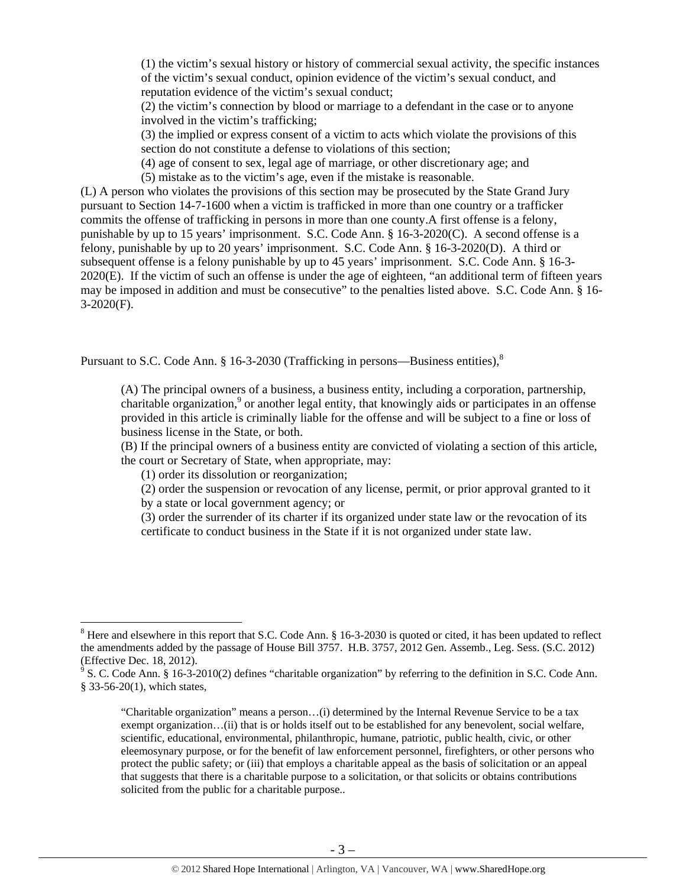(1) the victim's sexual history or history of commercial sexual activity, the specific instances of the victim's sexual conduct, opinion evidence of the victim's sexual conduct, and reputation evidence of the victim's sexual conduct;

(2) the victim's connection by blood or marriage to a defendant in the case or to anyone involved in the victim's trafficking;

(3) the implied or express consent of a victim to acts which violate the provisions of this section do not constitute a defense to violations of this section;

(4) age of consent to sex, legal age of marriage, or other discretionary age; and

(5) mistake as to the victim's age, even if the mistake is reasonable.

(L) A person who violates the provisions of this section may be prosecuted by the State Grand Jury pursuant to Section 14-7-1600 when a victim is trafficked in more than one country or a trafficker commits the offense of trafficking in persons in more than one county.A first offense is a felony, punishable by up to 15 years' imprisonment. S.C. Code Ann. § 16-3-2020(C). A second offense is a felony, punishable by up to 20 years' imprisonment. S.C. Code Ann. § 16-3-2020(D). A third or subsequent offense is a felony punishable by up to 45 years' imprisonment. S.C. Code Ann. § 16-3-2020(E). If the victim of such an offense is under the age of eighteen, "an additional term of fifteen years may be imposed in addition and must be consecutive" to the penalties listed above. S.C. Code Ann. § 16-3-2020(F).

Pursuant to S.C. Code Ann. § 16-3-2030 (Trafficking in persons—Business entities),[8]

> (A) The principal owners of a business, a business entity, including a corporation, partnership, charitable organization,[9] or another legal entity, that knowingly aids or participates in an offense provided in this article is criminally liable for the offense and will be subject to a fine or loss of business license in the State, or both.
>
> (B) If the principal owners of a business entity are convicted of violating a section of this article, the court or Secretary of State, when appropriate, may:
>
> (1) order its dissolution or reorganization;
>
> (2) order the suspension or revocation of any license, permit, or prior approval granted to it by a state or local government agency; or
>
> (3) order the surrender of its charter if its organized under state law or the revocation of its certificate to conduct business in the State if it is not organized under state law.

---

[8] Here and elsewhere in this report that S.C. Code Ann. § 16-3-2030 is quoted or cited, it has been updated to reflect the amendments added by the passage of House Bill 3757. H.B. 3757, 2012 Gen. Assemb., Leg. Sess. (S.C. 2012) (Effective Dec. 18, 2012).

[9] S. C. Code Ann. § 16-3-2010(2) defines "charitable organization" by referring to the definition in S.C. Code Ann. § 33-56-20(1), which states,

> "Charitable organization" means a person…(i) determined by the Internal Revenue Service to be a tax exempt organization…(ii) that is or holds itself out to be established for any benevolent, social welfare, scientific, educational, environmental, philanthropic, humane, patriotic, public health, civic, or other eleemosynary purpose, or for the benefit of law enforcement personnel, firefighters, or other persons who protect the public safety; or (iii) that employs a charitable appeal as the basis of solicitation or an appeal that suggests that there is a charitable purpose to a solicitation, or that solicits or obtains contributions solicited from the public for a charitable purpose..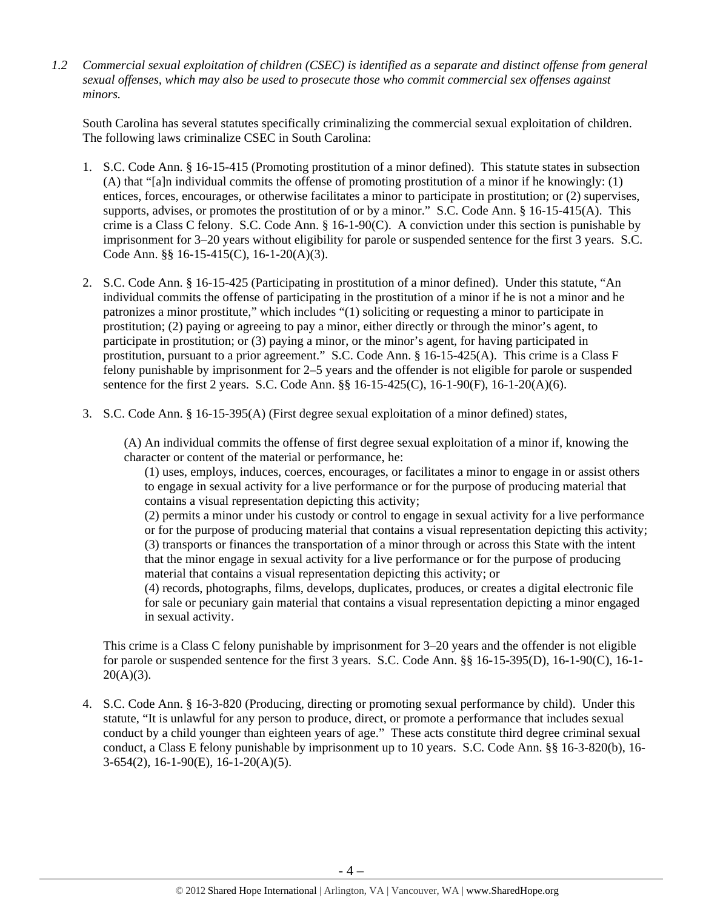*1.2 Commercial sexual exploitation of children (CSEC) is identified as a separate and distinct offense from general sexual offenses, which may also be used to prosecute those who commit commercial sex offenses against minors.*

South Carolina has several statutes specifically criminalizing the commercial sexual exploitation of children. The following laws criminalize CSEC in South Carolina:

1. S.C. Code Ann. § 16-15-415 (Promoting prostitution of a minor defined). This statute states in subsection (A) that "[a]n individual commits the offense of promoting prostitution of a minor if he knowingly: (1) entices, forces, encourages, or otherwise facilitates a minor to participate in prostitution; or (2) supervises, supports, advises, or promotes the prostitution of or by a minor." S.C. Code Ann. § 16-15-415(A). This crime is a Class C felony. S.C. Code Ann. § 16-1-90(C). A conviction under this section is punishable by imprisonment for 3–20 years without eligibility for parole or suspended sentence for the first 3 years. S.C. Code Ann. §§ 16-15-415(C), 16-1-20(A)(3).

2. S.C. Code Ann. § 16-15-425 (Participating in prostitution of a minor defined). Under this statute, "An individual commits the offense of participating in the prostitution of a minor if he is not a minor and he patronizes a minor prostitute," which includes "(1) soliciting or requesting a minor to participate in prostitution; (2) paying or agreeing to pay a minor, either directly or through the minor's agent, to participate in prostitution; or (3) paying a minor, or the minor's agent, for having participated in prostitution, pursuant to a prior agreement." S.C. Code Ann. § 16-15-425(A). This crime is a Class F felony punishable by imprisonment for 2–5 years and the offender is not eligible for parole or suspended sentence for the first 2 years. S.C. Code Ann. §§ 16-15-425(C), 16-1-90(F), 16-1-20(A)(6).

3. S.C. Code Ann. § 16-15-395(A) (First degree sexual exploitation of a minor defined) states,

   (A) An individual commits the offense of first degree sexual exploitation of a minor if, knowing the character or content of the material or performance, he:
   
   (1) uses, employs, induces, coerces, encourages, or facilitates a minor to engage in or assist others to engage in sexual activity for a live performance or for the purpose of producing material that contains a visual representation depicting this activity;
   (2) permits a minor under his custody or control to engage in sexual activity for a live performance or for the purpose of producing material that contains a visual representation depicting this activity;
   (3) transports or finances the transportation of a minor through or across this State with the intent that the minor engage in sexual activity for a live performance or for the purpose of producing material that contains a visual representation depicting this activity; or
   (4) records, photographs, films, develops, duplicates, produces, or creates a digital electronic file for sale or pecuniary gain material that contains a visual representation depicting a minor engaged in sexual activity.

   This crime is a Class C felony punishable by imprisonment for 3–20 years and the offender is not eligible for parole or suspended sentence for the first 3 years. S.C. Code Ann. §§ 16-15-395(D), 16-1-90(C), 16-1-20(A)(3).

4. S.C. Code Ann. § 16-3-820 (Producing, directing or promoting sexual performance by child). Under this statute, "It is unlawful for any person to produce, direct, or promote a performance that includes sexual conduct by a child younger than eighteen years of age." These acts constitute third degree criminal sexual conduct, a Class E felony punishable by imprisonment up to 10 years. S.C. Code Ann. §§ 16-3-820(b), 16-3-654(2), 16-1-90(E), 16-1-20(A)(5).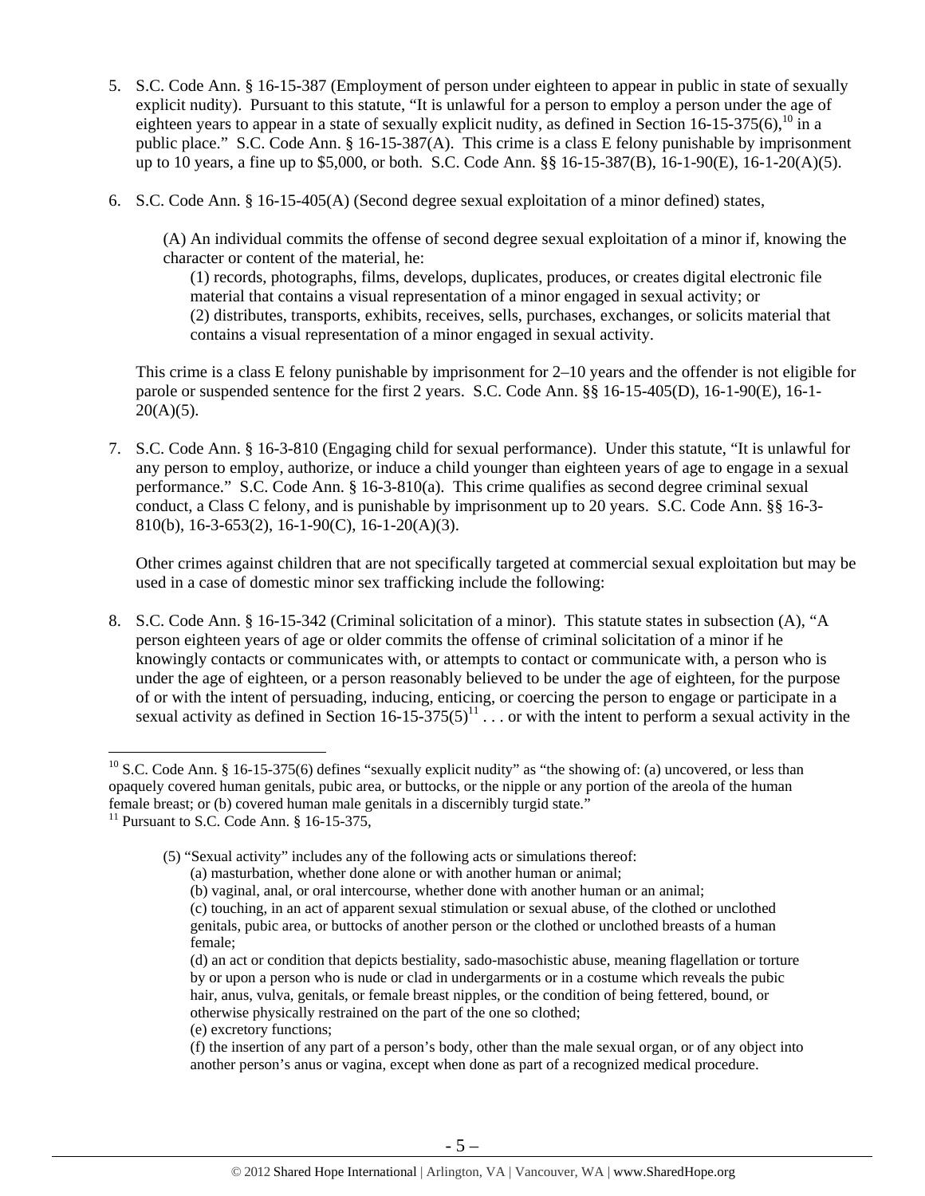5. S.C. Code Ann. § 16-15-387 (Employment of person under eighteen to appear in public in state of sexually explicit nudity). Pursuant to this statute, "It is unlawful for a person to employ a person under the age of eighteen years to appear in a state of sexually explicit nudity, as defined in Section 16-15-375(6),[10] in a public place." S.C. Code Ann. § 16-15-387(A). This crime is a class E felony punishable by imprisonment up to 10 years, a fine up to $5,000, or both. S.C. Code Ann. §§ 16-15-387(B), 16-1-90(E), 16-1-20(A)(5).

6. S.C. Code Ann. § 16-15-405(A) (Second degree sexual exploitation of a minor defined) states,

   (A) An individual commits the offense of second degree sexual exploitation of a minor if, knowing the character or content of the material, he:
      (1) records, photographs, films, develops, duplicates, produces, or creates digital electronic file material that contains a visual representation of a minor engaged in sexual activity; or
      (2) distributes, transports, exhibits, receives, sells, purchases, exchanges, or solicits material that contains a visual representation of a minor engaged in sexual activity.

   This crime is a class E felony punishable by imprisonment for 2–10 years and the offender is not eligible for parole or suspended sentence for the first 2 years. S.C. Code Ann. §§ 16-15-405(D), 16-1-90(E), 16-1-20(A)(5).

7. S.C. Code Ann. § 16-3-810 (Engaging child for sexual performance). Under this statute, "It is unlawful for any person to employ, authorize, or induce a child younger than eighteen years of age to engage in a sexual performance." S.C. Code Ann. § 16-3-810(a). This crime qualifies as second degree criminal sexual conduct, a Class C felony, and is punishable by imprisonment up to 20 years. S.C. Code Ann. §§ 16-3-810(b), 16-3-653(2), 16-1-90(C), 16-1-20(A)(3).

   Other crimes against children that are not specifically targeted at commercial sexual exploitation but may be used in a case of domestic minor sex trafficking include the following:

8. S.C. Code Ann. § 16-15-342 (Criminal solicitation of a minor). This statute states in subsection (A), "A person eighteen years of age or older commits the offense of criminal solicitation of a minor if he knowingly contacts or communicates with, or attempts to contact or communicate with, a person who is under the age of eighteen, or a person reasonably believed to be under the age of eighteen, for the purpose of or with the intent of persuading, inducing, enticing, or coercing the person to engage or participate in a sexual activity as defined in Section 16-15-375(5)[11] . . . or with the intent to perform a sexual activity in the

---

[10] S.C. Code Ann. § 16-15-375(6) defines "sexually explicit nudity" as "the showing of: (a) uncovered, or less than opaquely covered human genitals, pubic area, or buttocks, or the nipple or any portion of the areola of the human female breast; or (b) covered human male genitals in a discernibly turgid state."

[11] Pursuant to S.C. Code Ann. § 16-15-375,

> (5) "Sexual activity" includes any of the following acts or simulations thereof:
> (a) masturbation, whether done alone or with another human or animal;
> (b) vaginal, anal, or oral intercourse, whether done with another human or an animal;
> (c) touching, in an act of apparent sexual stimulation or sexual abuse, of the clothed or unclothed genitals, pubic area, or buttocks of another person or the clothed or unclothed breasts of a human female;
> (d) an act or condition that depicts bestiality, sado-masochistic abuse, meaning flagellation or torture by or upon a person who is nude or clad in undergarments or in a costume which reveals the pubic hair, anus, vulva, genitals, or female breast nipples, or the condition of being fettered, bound, or otherwise physically restrained on the part of the one so clothed;
> (e) excretory functions;
> (f) the insertion of any part of a person's body, other than the male sexual organ, or of any object into another person's anus or vagina, except when done as part of a recognized medical procedure.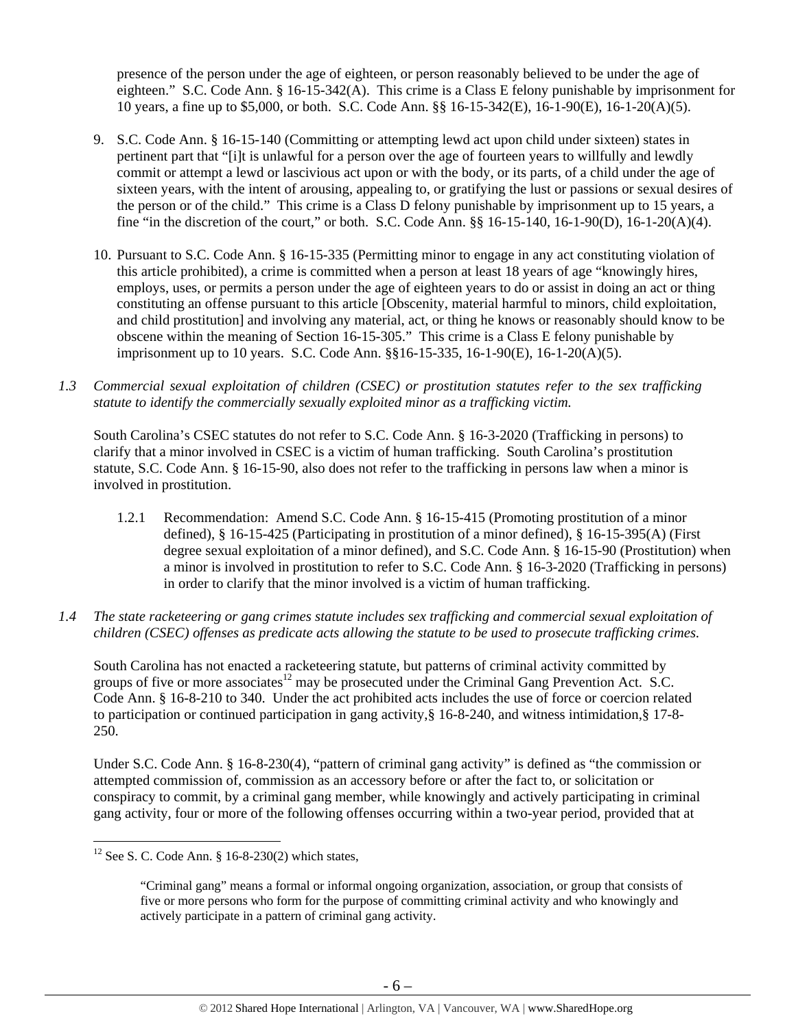presence of the person under the age of eighteen, or person reasonably believed to be under the age of eighteen." S.C. Code Ann. § 16-15-342(A). This crime is a Class E felony punishable by imprisonment for 10 years, a fine up to $5,000, or both. S.C. Code Ann. §§ 16-15-342(E), 16-1-90(E), 16-1-20(A)(5).

9. S.C. Code Ann. § 16-15-140 (Committing or attempting lewd act upon child under sixteen) states in pertinent part that "[i]t is unlawful for a person over the age of fourteen years to willfully and lewdly commit or attempt a lewd or lascivious act upon or with the body, or its parts, of a child under the age of sixteen years, with the intent of arousing, appealing to, or gratifying the lust or passions or sexual desires of the person or of the child." This crime is a Class D felony punishable by imprisonment up to 15 years, a fine "in the discretion of the court," or both. S.C. Code Ann. §§ 16-15-140, 16-1-90(D), 16-1-20(A)(4).

10. Pursuant to S.C. Code Ann. § 16-15-335 (Permitting minor to engage in any act constituting violation of this article prohibited), a crime is committed when a person at least 18 years of age "knowingly hires, employs, uses, or permits a person under the age of eighteen years to do or assist in doing an act or thing constituting an offense pursuant to this article [Obscenity, material harmful to minors, child exploitation, and child prostitution] and involving any material, act, or thing he knows or reasonably should know to be obscene within the meaning of Section 16-15-305." This crime is a Class E felony punishable by imprisonment up to 10 years. S.C. Code Ann. §§16-15-335, 16-1-90(E), 16-1-20(A)(5).

*1.3 Commercial sexual exploitation of children (CSEC) or prostitution statutes refer to the sex trafficking statute to identify the commercially sexually exploited minor as a trafficking victim.*

South Carolina's CSEC statutes do not refer to S.C. Code Ann. § 16-3-2020 (Trafficking in persons) to clarify that a minor involved in CSEC is a victim of human trafficking. South Carolina's prostitution statute, S.C. Code Ann. § 16-15-90, also does not refer to the trafficking in persons law when a minor is involved in prostitution.

1.2.1 Recommendation: Amend S.C. Code Ann. § 16-15-415 (Promoting prostitution of a minor defined), § 16-15-425 (Participating in prostitution of a minor defined), § 16-15-395(A) (First degree sexual exploitation of a minor defined), and S.C. Code Ann. § 16-15-90 (Prostitution) when a minor is involved in prostitution to refer to S.C. Code Ann. § 16-3-2020 (Trafficking in persons) in order to clarify that the minor involved is a victim of human trafficking.

*1.4 The state racketeering or gang crimes statute includes sex trafficking and commercial sexual exploitation of children (CSEC) offenses as predicate acts allowing the statute to be used to prosecute trafficking crimes.*

South Carolina has not enacted a racketeering statute, but patterns of criminal activity committed by groups of five or more associates[12] may be prosecuted under the Criminal Gang Prevention Act. S.C. Code Ann. § 16-8-210 to 340. Under the act prohibited acts includes the use of force or coercion related to participation or continued participation in gang activity,§ 16-8-240, and witness intimidation,§ 17-8-250.

Under S.C. Code Ann. § 16-8-230(4), "pattern of criminal gang activity" is defined as "the commission or attempted commission of, commission as an accessory before or after the fact to, or solicitation or conspiracy to commit, by a criminal gang member, while knowingly and actively participating in criminal gang activity, four or more of the following offenses occurring within a two-year period, provided that at

---

[12] See S. C. Code Ann. § 16-8-230(2) which states,

> "Criminal gang" means a formal or informal ongoing organization, association, or group that consists of five or more persons who form for the purpose of committing criminal activity and who knowingly and actively participate in a pattern of criminal gang activity.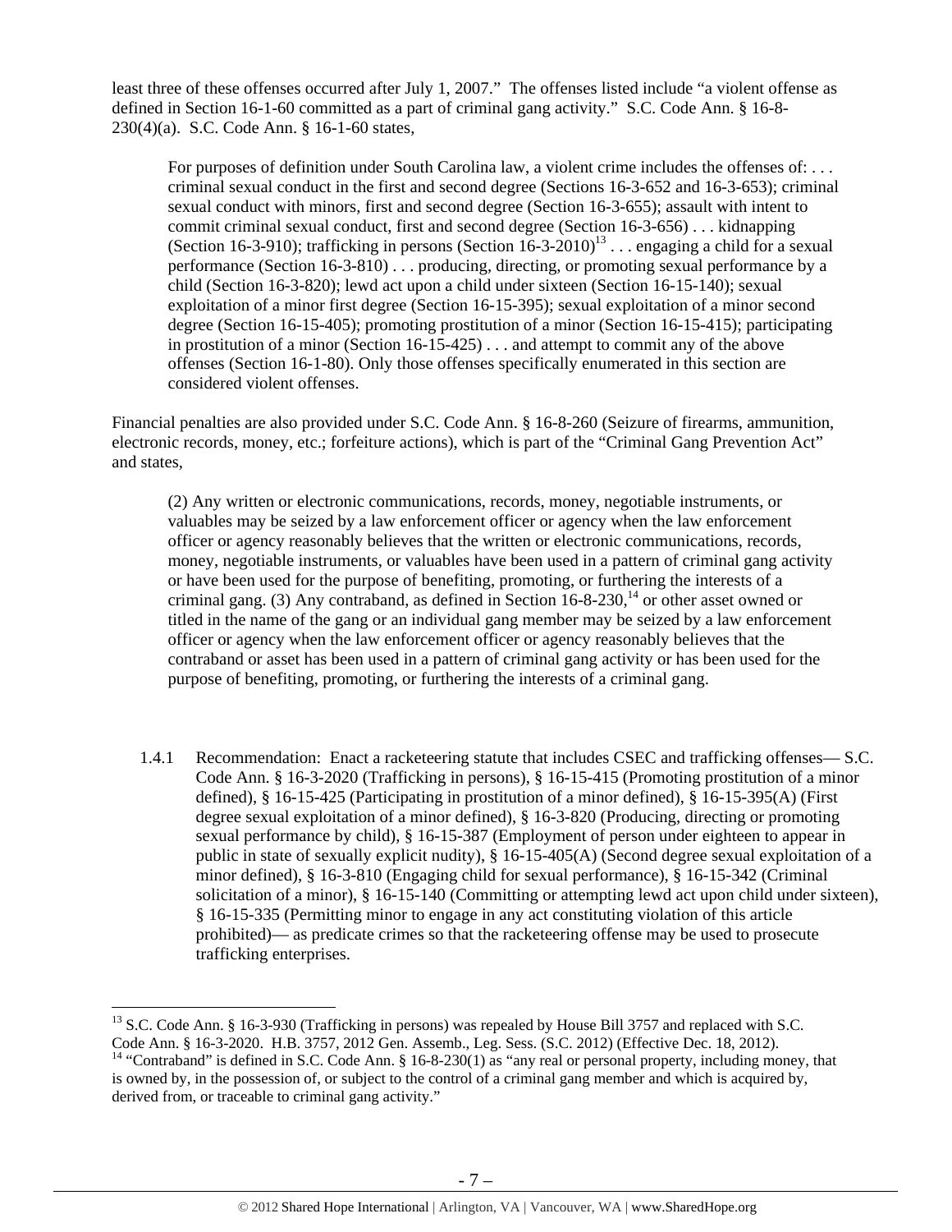least three of these offenses occurred after July 1, 2007." The offenses listed include "a violent offense as defined in Section 16-1-60 committed as a part of criminal gang activity." S.C. Code Ann. § 16-8-230(4)(a). S.C. Code Ann. § 16-1-60 states,

> For purposes of definition under South Carolina law, a violent crime includes the offenses of: . . . criminal sexual conduct in the first and second degree (Sections 16-3-652 and 16-3-653); criminal sexual conduct with minors, first and second degree (Section 16-3-655); assault with intent to commit criminal sexual conduct, first and second degree (Section 16-3-656) . . . kidnapping (Section 16-3-910); trafficking in persons (Section 16-3-2010)[13] . . . engaging a child for a sexual performance (Section 16-3-810) . . . producing, directing, or promoting sexual performance by a child (Section 16-3-820); lewd act upon a child under sixteen (Section 16-15-140); sexual exploitation of a minor first degree (Section 16-15-395); sexual exploitation of a minor second degree (Section 16-15-405); promoting prostitution of a minor (Section 16-15-415); participating in prostitution of a minor (Section 16-15-425) . . . and attempt to commit any of the above offenses (Section 16-1-80). Only those offenses specifically enumerated in this section are considered violent offenses.

Financial penalties are also provided under S.C. Code Ann. § 16-8-260 (Seizure of firearms, ammunition, electronic records, money, etc.; forfeiture actions), which is part of the "Criminal Gang Prevention Act" and states,

> (2) Any written or electronic communications, records, money, negotiable instruments, or valuables may be seized by a law enforcement officer or agency when the law enforcement officer or agency reasonably believes that the written or electronic communications, records, money, negotiable instruments, or valuables have been used in a pattern of criminal gang activity or have been used for the purpose of benefiting, promoting, or furthering the interests of a criminal gang. (3) Any contraband, as defined in Section 16-8-230,[14] or other asset owned or titled in the name of the gang or an individual gang member may be seized by a law enforcement officer or agency when the law enforcement officer or agency reasonably believes that the contraband or asset has been used in a pattern of criminal gang activity or has been used for the purpose of benefiting, promoting, or furthering the interests of a criminal gang.

1.4.1 Recommendation: Enact a racketeering statute that includes CSEC and trafficking offenses— S.C. Code Ann. § 16-3-2020 (Trafficking in persons), § 16-15-415 (Promoting prostitution of a minor defined), § 16-15-425 (Participating in prostitution of a minor defined), § 16-15-395(A) (First degree sexual exploitation of a minor defined), § 16-3-820 (Producing, directing or promoting sexual performance by child), § 16-15-387 (Employment of person under eighteen to appear in public in state of sexually explicit nudity), § 16-15-405(A) (Second degree sexual exploitation of a minor defined), § 16-3-810 (Engaging child for sexual performance), § 16-15-342 (Criminal solicitation of a minor), § 16-15-140 (Committing or attempting lewd act upon child under sixteen), § 16-15-335 (Permitting minor to engage in any act constituting violation of this article prohibited)— as predicate crimes so that the racketeering offense may be used to prosecute trafficking enterprises.

---

[13] S.C. Code Ann. § 16-3-930 (Trafficking in persons) was repealed by House Bill 3757 and replaced with S.C. Code Ann. § 16-3-2020. H.B. 3757, 2012 Gen. Assemb., Leg. Sess. (S.C. 2012) (Effective Dec. 18, 2012).

[14] "Contraband" is defined in S.C. Code Ann. § 16-8-230(1) as "any real or personal property, including money, that is owned by, in the possession of, or subject to the control of a criminal gang member and which is acquired by, derived from, or traceable to criminal gang activity."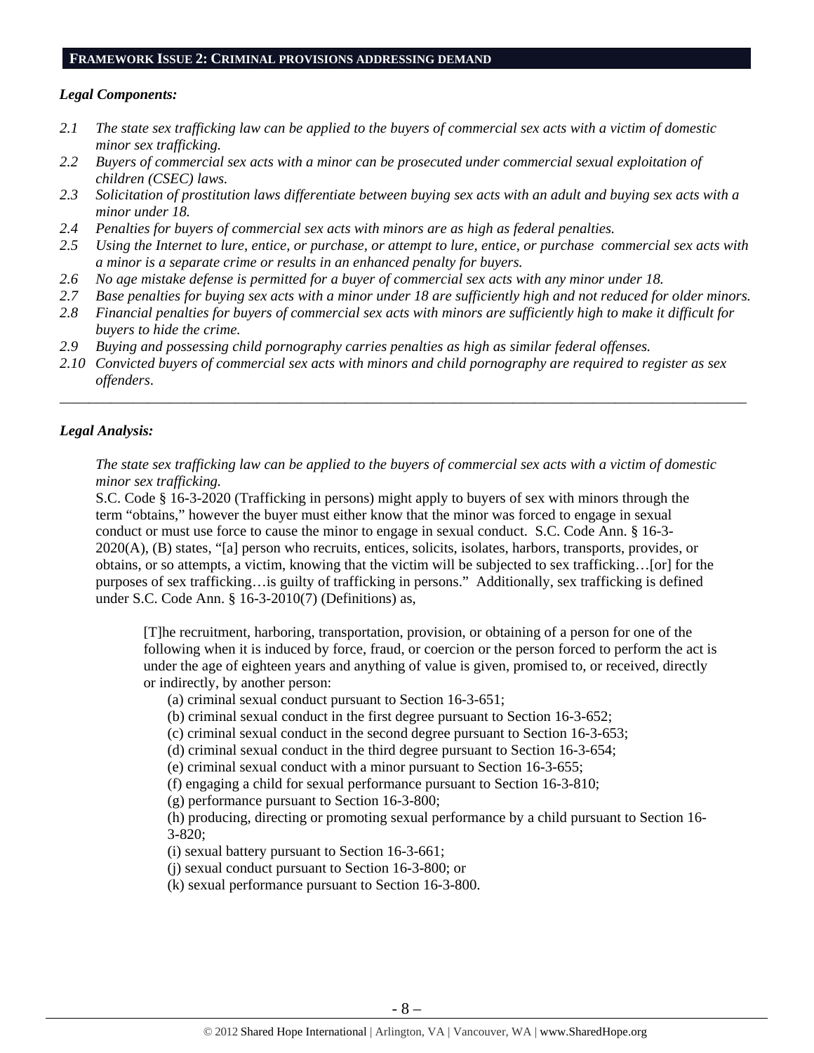## FRAMEWORK ISSUE 2: CRIMINAL PROVISIONS ADDRESSING DEMAND

***Legal Components:***

*2.1 The state sex trafficking law can be applied to the buyers of commercial sex acts with a victim of domestic minor sex trafficking.*
*2.2 Buyers of commercial sex acts with a minor can be prosecuted under commercial sexual exploitation of children (CSEC) laws.*
*2.3 Solicitation of prostitution laws differentiate between buying sex acts with an adult and buying sex acts with a minor under 18.*
*2.4 Penalties for buyers of commercial sex acts with minors are as high as federal penalties.*
*2.5 Using the Internet to lure, entice, or purchase, or attempt to lure, entice, or purchase commercial sex acts with a minor is a separate crime or results in an enhanced penalty for buyers.*
*2.6 No age mistake defense is permitted for a buyer of commercial sex acts with any minor under 18.*
*2.7 Base penalties for buying sex acts with a minor under 18 are sufficiently high and not reduced for older minors.*
*2.8 Financial penalties for buyers of commercial sex acts with minors are sufficiently high to make it difficult for buyers to hide the crime.*
*2.9 Buying and possessing child pornography carries penalties as high as similar federal offenses.*
*2.10 Convicted buyers of commercial sex acts with minors and child pornography are required to register as sex offenders.*

---

***Legal Analysis:***

*The state sex trafficking law can be applied to the buyers of commercial sex acts with a victim of domestic minor sex trafficking.*

S.C. Code § 16-3-2020 (Trafficking in persons) might apply to buyers of sex with minors through the term "obtains," however the buyer must either know that the minor was forced to engage in sexual conduct or must use force to cause the minor to engage in sexual conduct. S.C. Code Ann. § 16-3-2020(A), (B) states, "[a] person who recruits, entices, solicits, isolates, harbors, transports, provides, or obtains, or so attempts, a victim, knowing that the victim will be subjected to sex trafficking…[or] for the purposes of sex trafficking…is guilty of trafficking in persons." Additionally, sex trafficking is defined under S.C. Code Ann. § 16-3-2010(7) (Definitions) as,

> [T]he recruitment, harboring, transportation, provision, or obtaining of a person for one of the following when it is induced by force, fraud, or coercion or the person forced to perform the act is under the age of eighteen years and anything of value is given, promised to, or received, directly or indirectly, by another person:
>
> (a) criminal sexual conduct pursuant to Section 16-3-651;
> (b) criminal sexual conduct in the first degree pursuant to Section 16-3-652;
> (c) criminal sexual conduct in the second degree pursuant to Section 16-3-653;
> (d) criminal sexual conduct in the third degree pursuant to Section 16-3-654;
> (e) criminal sexual conduct with a minor pursuant to Section 16-3-655;
> (f) engaging a child for sexual performance pursuant to Section 16-3-810;
> (g) performance pursuant to Section 16-3-800;
> (h) producing, directing or promoting sexual performance by a child pursuant to Section 16-3-820;
> (i) sexual battery pursuant to Section 16-3-661;
> (j) sexual conduct pursuant to Section 16-3-800; or
> (k) sexual performance pursuant to Section 16-3-800.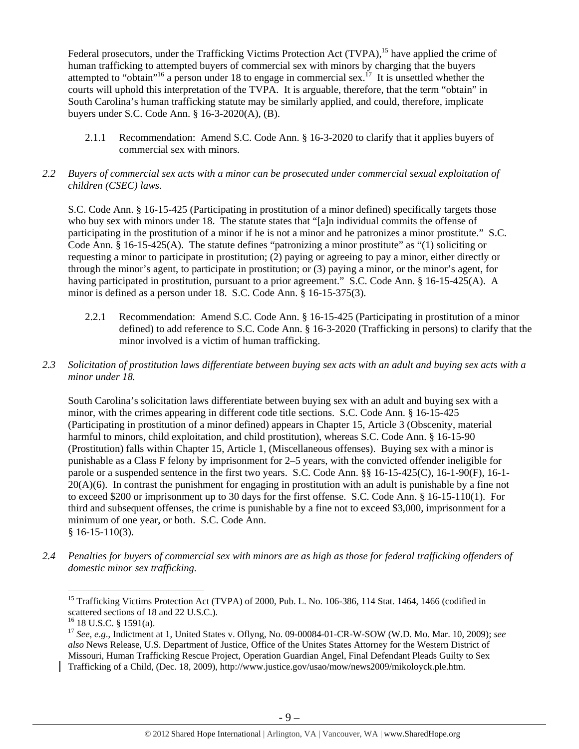Federal prosecutors, under the Trafficking Victims Protection Act (TVPA),[15] have applied the crime of human trafficking to attempted buyers of commercial sex with minors by charging that the buyers attempted to "obtain"[16] a person under 18 to engage in commercial sex.[17] It is unsettled whether the courts will uphold this interpretation of the TVPA. It is arguable, therefore, that the term "obtain" in South Carolina's human trafficking statute may be similarly applied, and could, therefore, implicate buyers under S.C. Code Ann. § 16-3-2020(A), (B).

2.1.1 Recommendation: Amend S.C. Code Ann. § 16-3-2020 to clarify that it applies buyers of commercial sex with minors.

*2.2 Buyers of commercial sex acts with a minor can be prosecuted under commercial sexual exploitation of children (CSEC) laws.*

S.C. Code Ann. § 16-15-425 (Participating in prostitution of a minor defined) specifically targets those who buy sex with minors under 18. The statute states that "[a]n individual commits the offense of participating in the prostitution of a minor if he is not a minor and he patronizes a minor prostitute." S.C. Code Ann. § 16-15-425(A). The statute defines "patronizing a minor prostitute" as "(1) soliciting or requesting a minor to participate in prostitution; (2) paying or agreeing to pay a minor, either directly or through the minor's agent, to participate in prostitution; or (3) paying a minor, or the minor's agent, for having participated in prostitution, pursuant to a prior agreement." S.C. Code Ann. § 16-15-425(A). A minor is defined as a person under 18. S.C. Code Ann. § 16-15-375(3).

2.2.1 Recommendation: Amend S.C. Code Ann. § 16-15-425 (Participating in prostitution of a minor defined) to add reference to S.C. Code Ann. § 16-3-2020 (Trafficking in persons) to clarify that the minor involved is a victim of human trafficking.

*2.3 Solicitation of prostitution laws differentiate between buying sex acts with an adult and buying sex acts with a minor under 18.*

South Carolina's solicitation laws differentiate between buying sex with an adult and buying sex with a minor, with the crimes appearing in different code title sections. S.C. Code Ann. § 16-15-425 (Participating in prostitution of a minor defined) appears in Chapter 15, Article 3 (Obscenity, material harmful to minors, child exploitation, and child prostitution), whereas S.C. Code Ann. § 16-15-90 (Prostitution) falls within Chapter 15, Article 1, (Miscellaneous offenses). Buying sex with a minor is punishable as a Class F felony by imprisonment for 2–5 years, with the convicted offender ineligible for parole or a suspended sentence in the first two years. S.C. Code Ann. §§ 16-15-425(C), 16-1-90(F), 16-1-20(A)(6). In contrast the punishment for engaging in prostitution with an adult is punishable by a fine not to exceed $200 or imprisonment up to 30 days for the first offense. S.C. Code Ann. § 16-15-110(1). For third and subsequent offenses, the crime is punishable by a fine not to exceed $3,000, imprisonment for a minimum of one year, or both. S.C. Code Ann. § 16-15-110(3).

*2.4 Penalties for buyers of commercial sex with minors are as high as those for federal trafficking offenders of domestic minor sex trafficking.*

---

[15] Trafficking Victims Protection Act (TVPA) of 2000, Pub. L. No. 106-386, 114 Stat. 1464, 1466 (codified in scattered sections of 18 and 22 U.S.C.).

[16] 18 U.S.C. § 1591(a).

[17] *See, e.g*., Indictment at 1, United States v. Oflyng, No. 09-00084-01-CR-W-SOW (W.D. Mo. Mar. 10, 2009); *see also* News Release, U.S. Department of Justice, Office of the Unites States Attorney for the Western District of Missouri, Human Trafficking Rescue Project, Operation Guardian Angel, Final Defendant Pleads Guilty to Sex Trafficking of a Child, (Dec. 18, 2009), http://www.justice.gov/usao/mow/news2009/mikoloyck.ple.htm.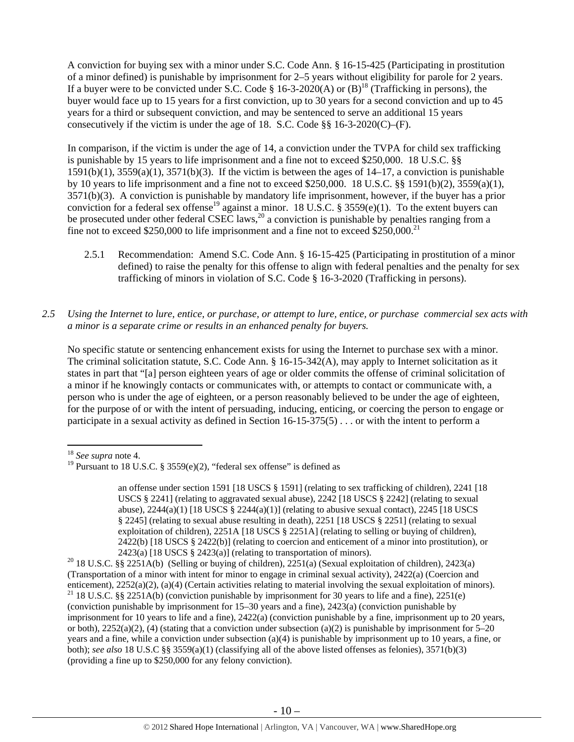A conviction for buying sex with a minor under S.C. Code Ann. § 16-15-425 (Participating in prostitution of a minor defined) is punishable by imprisonment for 2–5 years without eligibility for parole for 2 years. If a buyer were to be convicted under S.C. Code § 16-3-2020(A) or (B)[18] (Trafficking in persons), the buyer would face up to 15 years for a first conviction, up to 30 years for a second conviction and up to 45 years for a third or subsequent conviction, and may be sentenced to serve an additional 15 years consecutively if the victim is under the age of 18. S.C. Code §§ 16-3-2020(C)–(F).

In comparison, if the victim is under the age of 14, a conviction under the TVPA for child sex trafficking is punishable by 15 years to life imprisonment and a fine not to exceed $250,000. 18 U.S.C. §§ 1591(b)(1), 3559(a)(1), 3571(b)(3). If the victim is between the ages of 14–17, a conviction is punishable by 10 years to life imprisonment and a fine not to exceed $250,000. 18 U.S.C. §§ 1591(b)(2), 3559(a)(1), 3571(b)(3). A conviction is punishable by mandatory life imprisonment, however, if the buyer has a prior conviction for a federal sex offense[19] against a minor. 18 U.S.C. § 3559(e)(1). To the extent buyers can be prosecuted under other federal CSEC laws,[20] a conviction is punishable by penalties ranging from a fine not to exceed $250,000 to life imprisonment and a fine not to exceed $250,000.[21]

2.5.1 Recommendation: Amend S.C. Code Ann. § 16-15-425 (Participating in prostitution of a minor defined) to raise the penalty for this offense to align with federal penalties and the penalty for sex trafficking of minors in violation of S.C. Code § 16-3-2020 (Trafficking in persons).

*2.5 Using the Internet to lure, entice, or purchase, or attempt to lure, entice, or purchase commercial sex acts with a minor is a separate crime or results in an enhanced penalty for buyers.*

No specific statute or sentencing enhancement exists for using the Internet to purchase sex with a minor. The criminal solicitation statute, S.C. Code Ann. § 16-15-342(A), may apply to Internet solicitation as it states in part that "[a] person eighteen years of age or older commits the offense of criminal solicitation of a minor if he knowingly contacts or communicates with, or attempts to contact or communicate with, a person who is under the age of eighteen, or a person reasonably believed to be under the age of eighteen, for the purpose of or with the intent of persuading, inducing, enticing, or coercing the person to engage or participate in a sexual activity as defined in Section 16-15-375(5) . . . or with the intent to perform a

---

[18] *See supra* note 4.

[19] Pursuant to 18 U.S.C. § 3559(e)(2), "federal sex offense" is defined as

> an offense under section 1591 [18 USCS § 1591] (relating to sex trafficking of children), 2241 [18 USCS § 2241] (relating to aggravated sexual abuse), 2242 [18 USCS § 2242] (relating to sexual abuse), 2244(a)(1) [18 USCS § 2244(a)(1)] (relating to abusive sexual contact), 2245 [18 USCS § 2245] (relating to sexual abuse resulting in death), 2251 [18 USCS § 2251] (relating to sexual exploitation of children), 2251A [18 USCS § 2251A] (relating to selling or buying of children), 2422(b) [18 USCS § 2422(b)] (relating to coercion and enticement of a minor into prostitution), or 2423(a) [18 USCS § 2423(a)] (relating to transportation of minors).

[20] 18 U.S.C. §§ 2251A(b) (Selling or buying of children), 2251(a) (Sexual exploitation of children), 2423(a) (Transportation of a minor with intent for minor to engage in criminal sexual activity), 2422(a) (Coercion and enticement), 2252(a)(2), (a)(4) (Certain activities relating to material involving the sexual exploitation of minors).

[21] 18 U.S.C. §§ 2251A(b) (conviction punishable by imprisonment for 30 years to life and a fine), 2251(e) (conviction punishable by imprisonment for 15–30 years and a fine), 2423(a) (conviction punishable by imprisonment for 10 years to life and a fine), 2422(a) (conviction punishable by a fine, imprisonment up to 20 years, or both), 2252(a)(2), (4) (stating that a conviction under subsection (a)(2) is punishable by imprisonment for 5–20 years and a fine, while a conviction under subsection (a)(4) is punishable by imprisonment up to 10 years, a fine, or both); *see also* 18 U.S.C §§ 3559(a)(1) (classifying all of the above listed offenses as felonies), 3571(b)(3) (providing a fine up to $250,000 for any felony conviction).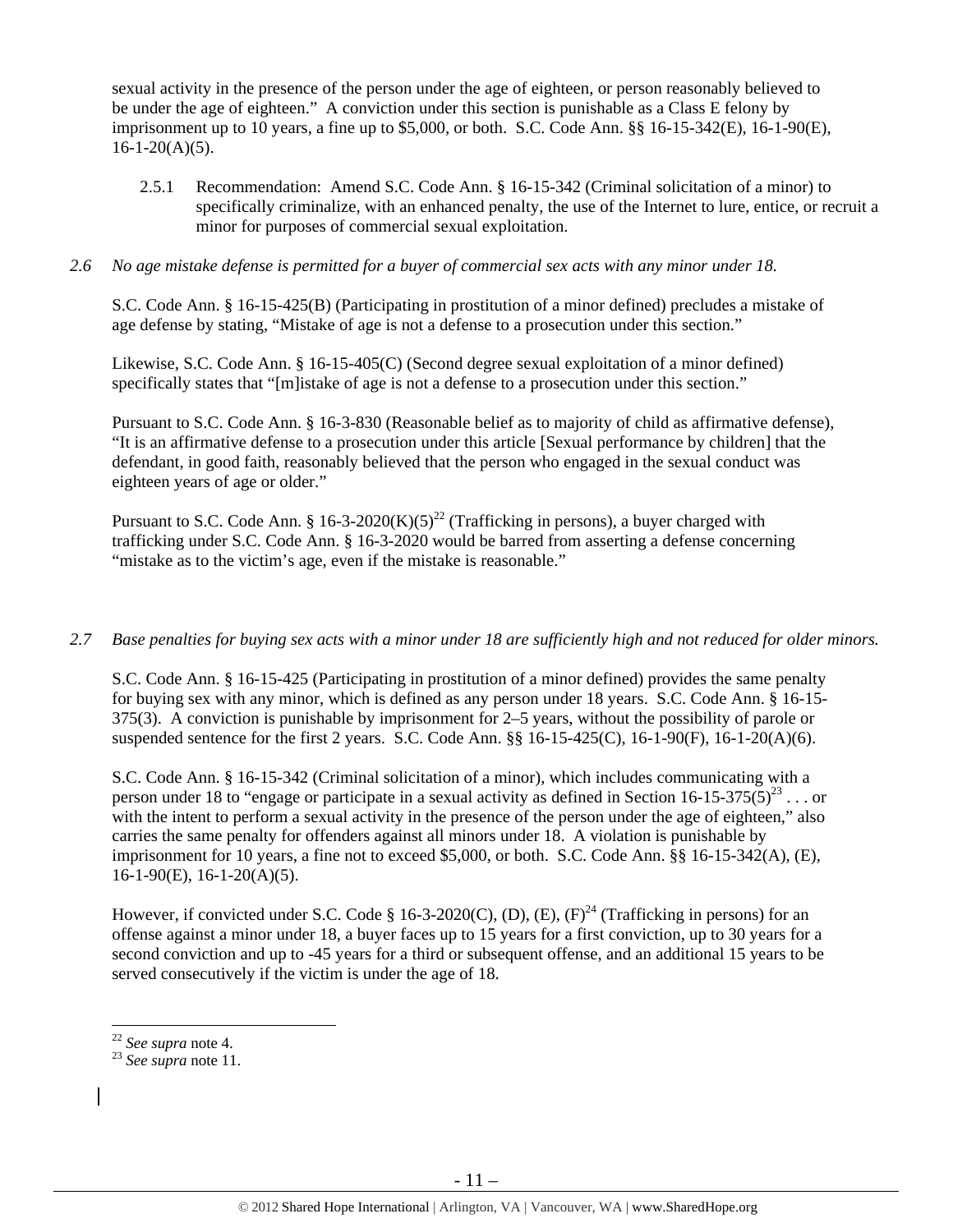sexual activity in the presence of the person under the age of eighteen, or person reasonably believed to be under the age of eighteen." A conviction under this section is punishable as a Class E felony by imprisonment up to 10 years, a fine up to $5,000, or both. S.C. Code Ann. §§ 16-15-342(E), 16-1-90(E), 16-1-20(A)(5).

2.5.1 Recommendation: Amend S.C. Code Ann. § 16-15-342 (Criminal solicitation of a minor) to specifically criminalize, with an enhanced penalty, the use of the Internet to lure, entice, or recruit a minor for purposes of commercial sexual exploitation.

*2.6 No age mistake defense is permitted for a buyer of commercial sex acts with any minor under 18.*

S.C. Code Ann. § 16-15-425(B) (Participating in prostitution of a minor defined) precludes a mistake of age defense by stating, "Mistake of age is not a defense to a prosecution under this section."

Likewise, S.C. Code Ann. § 16-15-405(C) (Second degree sexual exploitation of a minor defined) specifically states that "[m]istake of age is not a defense to a prosecution under this section."

Pursuant to S.C. Code Ann. § 16-3-830 (Reasonable belief as to majority of child as affirmative defense), "It is an affirmative defense to a prosecution under this article [Sexual performance by children] that the defendant, in good faith, reasonably believed that the person who engaged in the sexual conduct was eighteen years of age or older."

Pursuant to S.C. Code Ann. § 16-3-2020(K)(5)[22] (Trafficking in persons), a buyer charged with trafficking under S.C. Code Ann. § 16-3-2020 would be barred from asserting a defense concerning "mistake as to the victim's age, even if the mistake is reasonable."

*2.7 Base penalties for buying sex acts with a minor under 18 are sufficiently high and not reduced for older minors.*

S.C. Code Ann. § 16-15-425 (Participating in prostitution of a minor defined) provides the same penalty for buying sex with any minor, which is defined as any person under 18 years. S.C. Code Ann. § 16-15-375(3). A conviction is punishable by imprisonment for 2–5 years, without the possibility of parole or suspended sentence for the first 2 years. S.C. Code Ann. §§ 16-15-425(C), 16-1-90(F), 16-1-20(A)(6).

S.C. Code Ann. § 16-15-342 (Criminal solicitation of a minor), which includes communicating with a person under 18 to "engage or participate in a sexual activity as defined in Section 16-15-375(5)[23] . . . or with the intent to perform a sexual activity in the presence of the person under the age of eighteen," also carries the same penalty for offenders against all minors under 18. A violation is punishable by imprisonment for 10 years, a fine not to exceed $5,000, or both. S.C. Code Ann. §§ 16-15-342(A), (E), 16-1-90(E), 16-1-20(A)(5).

However, if convicted under S.C. Code § 16-3-2020(C), (D), (E), (F)[24] (Trafficking in persons) for an offense against a minor under 18, a buyer faces up to 15 years for a first conviction, up to 30 years for a second conviction and up to -45 years for a third or subsequent offense, and an additional 15 years to be served consecutively if the victim is under the age of 18.

---

[22] *See supra* note 4.

[23] *See supra* note 11.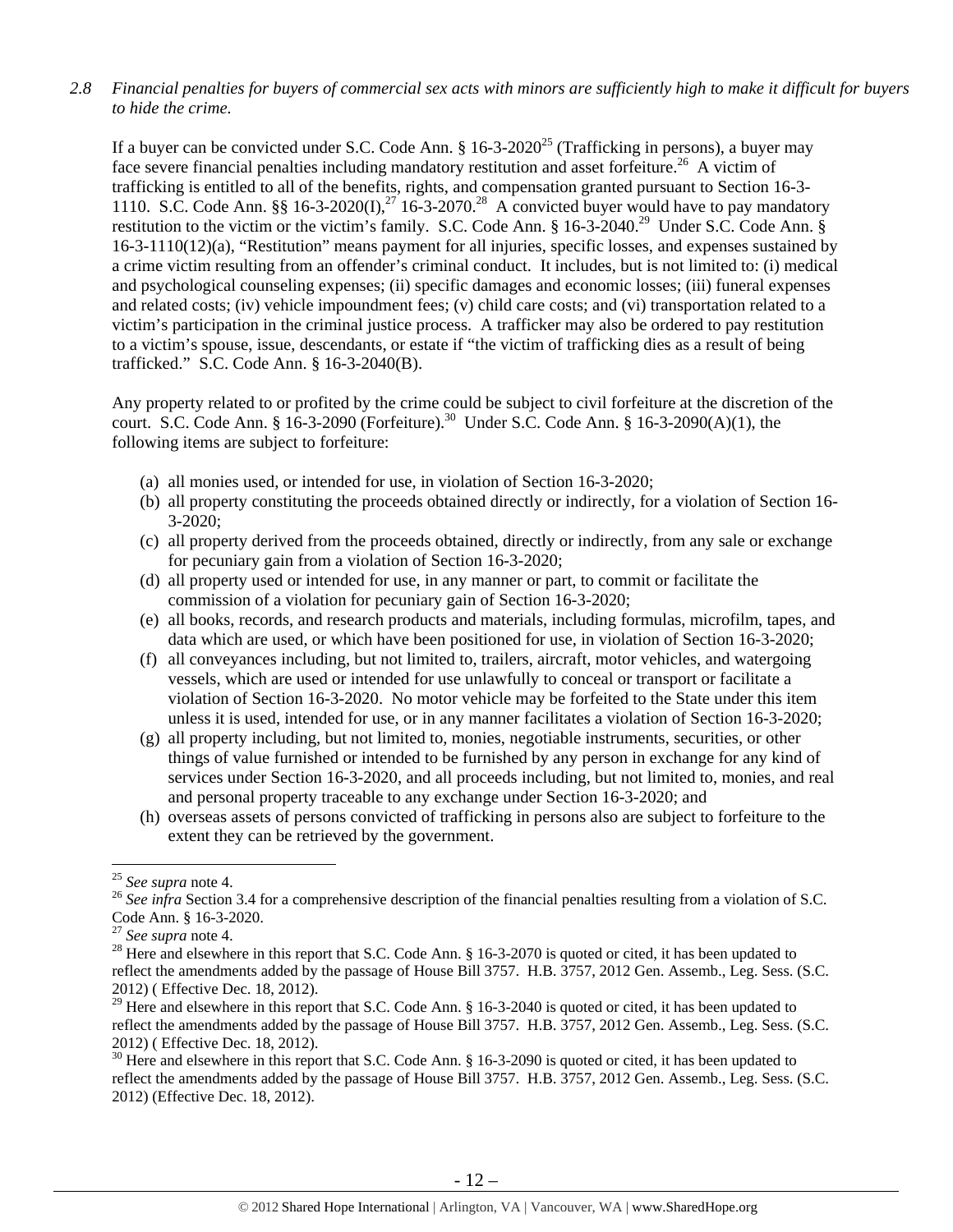*2.8 Financial penalties for buyers of commercial sex acts with minors are sufficiently high to make it difficult for buyers to hide the crime.*

If a buyer can be convicted under S.C. Code Ann. § 16-3-2020[25] (Trafficking in persons), a buyer may face severe financial penalties including mandatory restitution and asset forfeiture.[26] A victim of trafficking is entitled to all of the benefits, rights, and compensation granted pursuant to Section 16-3-1110. S.C. Code Ann. §§ 16-3-2020(I),[27] 16-3-2070.[28] A convicted buyer would have to pay mandatory restitution to the victim or the victim's family. S.C. Code Ann. § 16-3-2040.[29] Under S.C. Code Ann. § 16-3-1110(12)(a), "Restitution" means payment for all injuries, specific losses, and expenses sustained by a crime victim resulting from an offender's criminal conduct. It includes, but is not limited to: (i) medical and psychological counseling expenses; (ii) specific damages and economic losses; (iii) funeral expenses and related costs; (iv) vehicle impoundment fees; (v) child care costs; and (vi) transportation related to a victim's participation in the criminal justice process. A trafficker may also be ordered to pay restitution to a victim's spouse, issue, descendants, or estate if "the victim of trafficking dies as a result of being trafficked." S.C. Code Ann. § 16-3-2040(B).

Any property related to or profited by the crime could be subject to civil forfeiture at the discretion of the court. S.C. Code Ann. § 16-3-2090 (Forfeiture).[30] Under S.C. Code Ann. § 16-3-2090(A)(1), the following items are subject to forfeiture:

(a) all monies used, or intended for use, in violation of Section 16-3-2020;
(b) all property constituting the proceeds obtained directly or indirectly, for a violation of Section 16-3-2020;
(c) all property derived from the proceeds obtained, directly or indirectly, from any sale or exchange for pecuniary gain from a violation of Section 16-3-2020;
(d) all property used or intended for use, in any manner or part, to commit or facilitate the commission of a violation for pecuniary gain of Section 16-3-2020;
(e) all books, records, and research products and materials, including formulas, microfilm, tapes, and data which are used, or which have been positioned for use, in violation of Section 16-3-2020;
(f) all conveyances including, but not limited to, trailers, aircraft, motor vehicles, and watergoing vessels, which are used or intended for use unlawfully to conceal or transport or facilitate a violation of Section 16-3-2020. No motor vehicle may be forfeited to the State under this item unless it is used, intended for use, or in any manner facilitates a violation of Section 16-3-2020;
(g) all property including, but not limited to, monies, negotiable instruments, securities, or other things of value furnished or intended to be furnished by any person in exchange for any kind of services under Section 16-3-2020, and all proceeds including, but not limited to, monies, and real and personal property traceable to any exchange under Section 16-3-2020; and
(h) overseas assets of persons convicted of trafficking in persons also are subject to forfeiture to the extent they can be retrieved by the government.

---

[25] *See supra* note 4.

[26] *See infra* Section 3.4 for a comprehensive description of the financial penalties resulting from a violation of S.C. Code Ann. § 16-3-2020.

[27] *See supra* note 4.

[28] Here and elsewhere in this report that S.C. Code Ann. § 16-3-2070 is quoted or cited, it has been updated to reflect the amendments added by the passage of House Bill 3757. H.B. 3757, 2012 Gen. Assemb., Leg. Sess. (S.C. 2012) ( Effective Dec. 18, 2012).

[29] Here and elsewhere in this report that S.C. Code Ann. § 16-3-2040 is quoted or cited, it has been updated to reflect the amendments added by the passage of House Bill 3757. H.B. 3757, 2012 Gen. Assemb., Leg. Sess. (S.C. 2012) ( Effective Dec. 18, 2012).

[30] Here and elsewhere in this report that S.C. Code Ann. § 16-3-2090 is quoted or cited, it has been updated to reflect the amendments added by the passage of House Bill 3757. H.B. 3757, 2012 Gen. Assemb., Leg. Sess. (S.C. 2012) (Effective Dec. 18, 2012).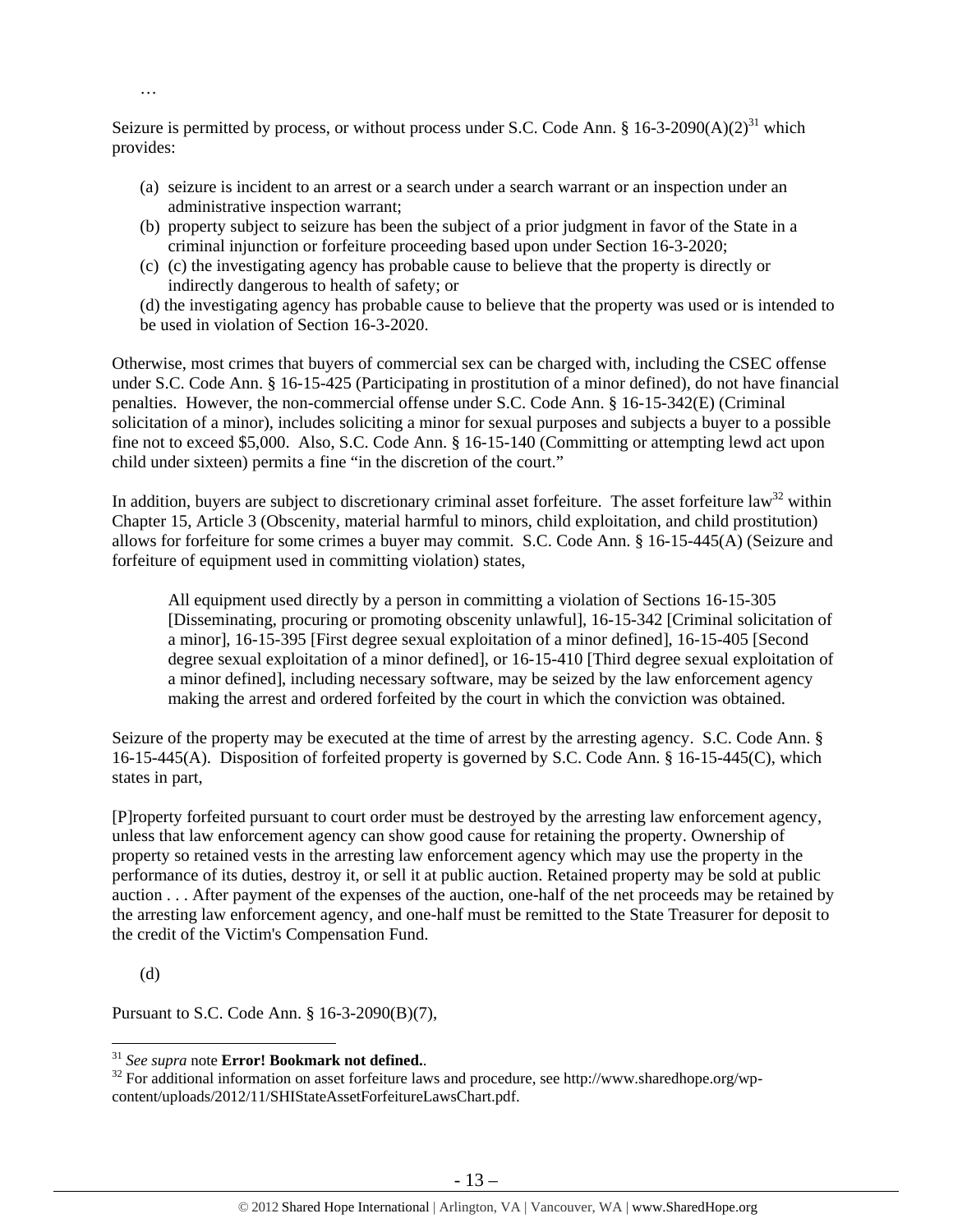…

Seizure is permitted by process, or without process under S.C. Code Ann. § 16-3-2090(A)(2)[31] which provides:

(a) seizure is incident to an arrest or a search under a search warrant or an inspection under an administrative inspection warrant;
(b) property subject to seizure has been the subject of a prior judgment in favor of the State in a criminal injunction or forfeiture proceeding based upon under Section 16-3-2020;
(c) (c) the investigating agency has probable cause to believe that the property is directly or indirectly dangerous to health of safety; or

(d) the investigating agency has probable cause to believe that the property was used or is intended to be used in violation of Section 16-3-2020.

Otherwise, most crimes that buyers of commercial sex can be charged with, including the CSEC offense under S.C. Code Ann. § 16-15-425 (Participating in prostitution of a minor defined), do not have financial penalties. However, the non-commercial offense under S.C. Code Ann. § 16-15-342(E) (Criminal solicitation of a minor), includes soliciting a minor for sexual purposes and subjects a buyer to a possible fine not to exceed $5,000. Also, S.C. Code Ann. § 16-15-140 (Committing or attempting lewd act upon child under sixteen) permits a fine "in the discretion of the court."

In addition, buyers are subject to discretionary criminal asset forfeiture. The asset forfeiture law[32] within Chapter 15, Article 3 (Obscenity, material harmful to minors, child exploitation, and child prostitution) allows for forfeiture for some crimes a buyer may commit. S.C. Code Ann. § 16-15-445(A) (Seizure and forfeiture of equipment used in committing violation) states,

> All equipment used directly by a person in committing a violation of Sections 16-15-305 [Disseminating, procuring or promoting obscenity unlawful], 16-15-342 [Criminal solicitation of a minor], 16-15-395 [First degree sexual exploitation of a minor defined], 16-15-405 [Second degree sexual exploitation of a minor defined], or 16-15-410 [Third degree sexual exploitation of a minor defined], including necessary software, may be seized by the law enforcement agency making the arrest and ordered forfeited by the court in which the conviction was obtained.

Seizure of the property may be executed at the time of arrest by the arresting agency. S.C. Code Ann. § 16-15-445(A). Disposition of forfeited property is governed by S.C. Code Ann. § 16-15-445(C), which states in part,

[P]roperty forfeited pursuant to court order must be destroyed by the arresting law enforcement agency, unless that law enforcement agency can show good cause for retaining the property. Ownership of property so retained vests in the arresting law enforcement agency which may use the property in the performance of its duties, destroy it, or sell it at public auction. Retained property may be sold at public auction . . . After payment of the expenses of the auction, one-half of the net proceeds may be retained by the arresting law enforcement agency, and one-half must be remitted to the State Treasurer for deposit to the credit of the Victim's Compensation Fund.

(d)

Pursuant to S.C. Code Ann. § 16-3-2090(B)(7),

---

[31] *See supra* note **Error! Bookmark not defined.**.

[32] For additional information on asset forfeiture laws and procedure, see http://www.sharedhope.org/wp-content/uploads/2012/11/SHIStateAssetForfeitureLawsChart.pdf.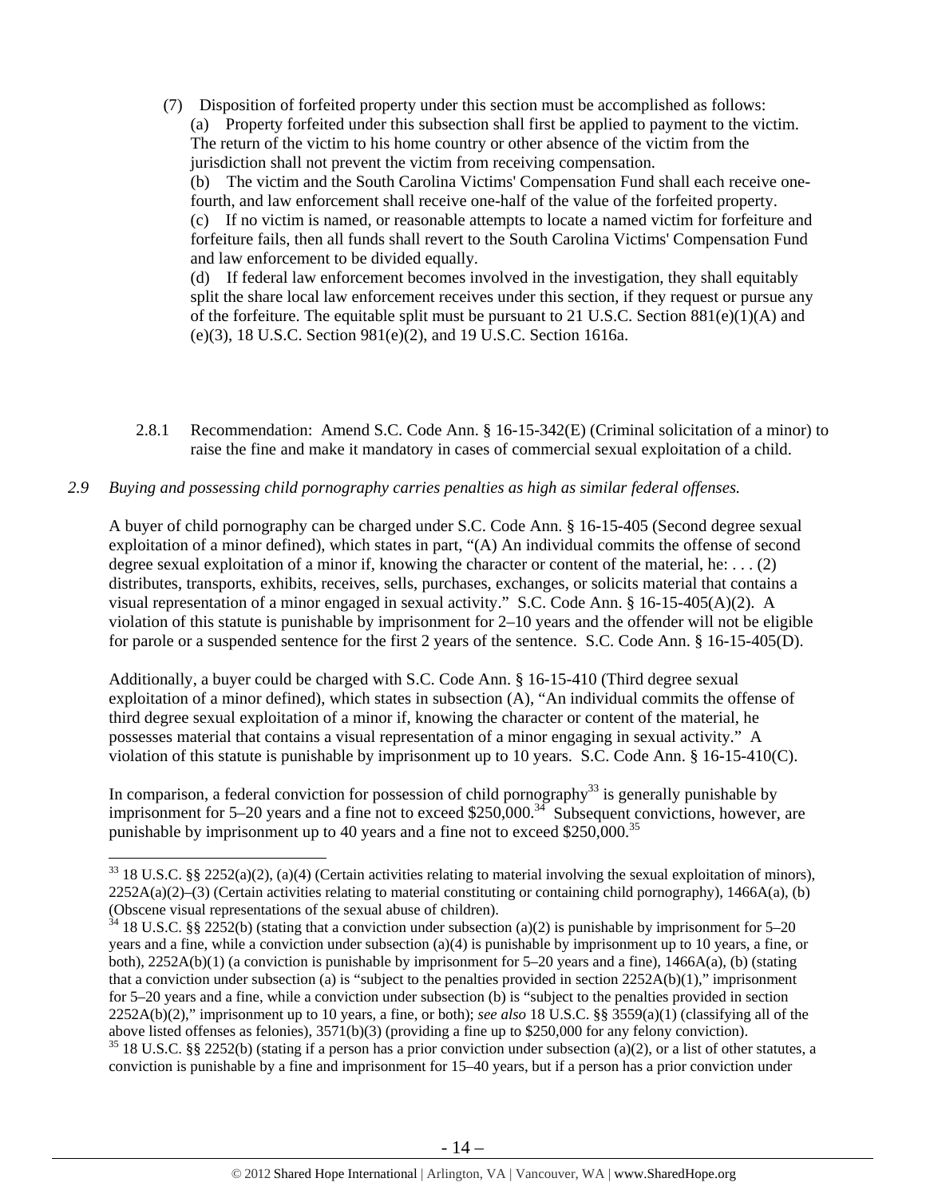(7) Disposition of forfeited property under this section must be accomplished as follows:

(a) Property forfeited under this subsection shall first be applied to payment to the victim. The return of the victim to his home country or other absence of the victim from the jurisdiction shall not prevent the victim from receiving compensation.

(b) The victim and the South Carolina Victims' Compensation Fund shall each receive one-fourth, and law enforcement shall receive one-half of the value of the forfeited property.

(c) If no victim is named, or reasonable attempts to locate a named victim for forfeiture and forfeiture fails, then all funds shall revert to the South Carolina Victims' Compensation Fund and law enforcement to be divided equally.

(d) If federal law enforcement becomes involved in the investigation, they shall equitably split the share local law enforcement receives under this section, if they request or pursue any of the forfeiture. The equitable split must be pursuant to 21 U.S.C. Section 881(e)(1)(A) and (e)(3), 18 U.S.C. Section 981(e)(2), and 19 U.S.C. Section 1616a.

2.8.1 Recommendation: Amend S.C. Code Ann. § 16-15-342(E) (Criminal solicitation of a minor) to raise the fine and make it mandatory in cases of commercial sexual exploitation of a child.

*2.9 Buying and possessing child pornography carries penalties as high as similar federal offenses.*

A buyer of child pornography can be charged under S.C. Code Ann. § 16-15-405 (Second degree sexual exploitation of a minor defined), which states in part, "(A) An individual commits the offense of second degree sexual exploitation of a minor if, knowing the character or content of the material, he: . . . (2) distributes, transports, exhibits, receives, sells, purchases, exchanges, or solicits material that contains a visual representation of a minor engaged in sexual activity." S.C. Code Ann. § 16-15-405(A)(2). A violation of this statute is punishable by imprisonment for 2–10 years and the offender will not be eligible for parole or a suspended sentence for the first 2 years of the sentence. S.C. Code Ann. § 16-15-405(D).

Additionally, a buyer could be charged with S.C. Code Ann. § 16-15-410 (Third degree sexual exploitation of a minor defined), which states in subsection (A), "An individual commits the offense of third degree sexual exploitation of a minor if, knowing the character or content of the material, he possesses material that contains a visual representation of a minor engaging in sexual activity." A violation of this statute is punishable by imprisonment up to 10 years. S.C. Code Ann. § 16-15-410(C).

In comparison, a federal conviction for possession of child pornography[33] is generally punishable by imprisonment for 5–20 years and a fine not to exceed $250,000.[34] Subsequent convictions, however, are punishable by imprisonment up to 40 years and a fine not to exceed $250,000.[35]

---

[33] 18 U.S.C. §§ 2252(a)(2), (a)(4) (Certain activities relating to material involving the sexual exploitation of minors), 2252A(a)(2)–(3) (Certain activities relating to material constituting or containing child pornography), 1466A(a), (b) (Obscene visual representations of the sexual abuse of children).

[34] 18 U.S.C. §§ 2252(b) (stating that a conviction under subsection (a)(2) is punishable by imprisonment for 5–20 years and a fine, while a conviction under subsection (a)(4) is punishable by imprisonment up to 10 years, a fine, or both), 2252A(b)(1) (a conviction is punishable by imprisonment for 5–20 years and a fine), 1466A(a), (b) (stating that a conviction under subsection (a) is "subject to the penalties provided in section 2252A(b)(1)," imprisonment for 5–20 years and a fine, while a conviction under subsection (b) is "subject to the penalties provided in section 2252A(b)(2)," imprisonment up to 10 years, a fine, or both); *see also* 18 U.S.C. §§ 3559(a)(1) (classifying all of the above listed offenses as felonies), 3571(b)(3) (providing a fine up to $250,000 for any felony conviction).

[35] 18 U.S.C. §§ 2252(b) (stating if a person has a prior conviction under subsection (a)(2), or a list of other statutes, a conviction is punishable by a fine and imprisonment for 15–40 years, but if a person has a prior conviction under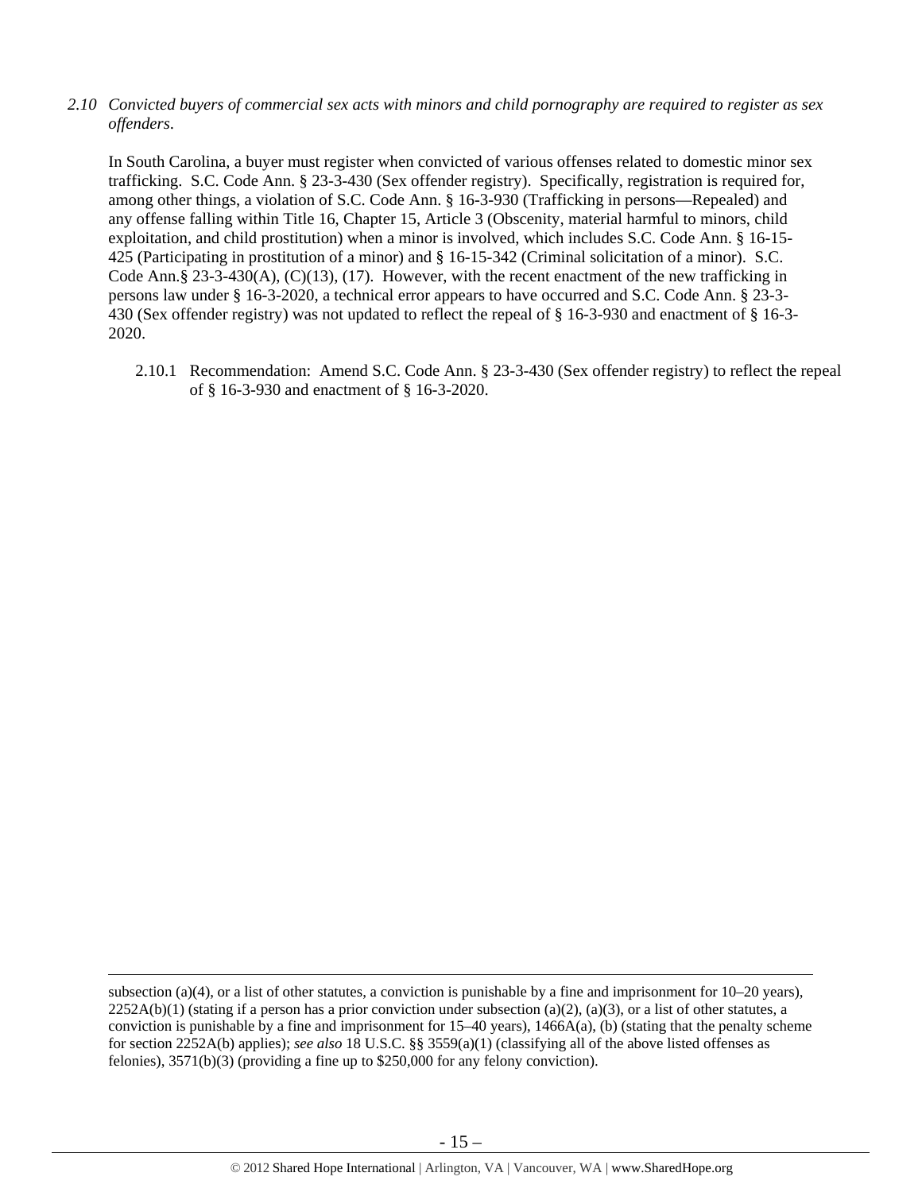*2.10 Convicted buyers of commercial sex acts with minors and child pornography are required to register as sex offenders.*

In South Carolina, a buyer must register when convicted of various offenses related to domestic minor sex trafficking. S.C. Code Ann. § 23-3-430 (Sex offender registry). Specifically, registration is required for, among other things, a violation of S.C. Code Ann. § 16-3-930 (Trafficking in persons—Repealed) and any offense falling within Title 16, Chapter 15, Article 3 (Obscenity, material harmful to minors, child exploitation, and child prostitution) when a minor is involved, which includes S.C. Code Ann. § 16-15-425 (Participating in prostitution of a minor) and § 16-15-342 (Criminal solicitation of a minor). S.C. Code Ann.§ 23-3-430(A), (C)(13), (17). However, with the recent enactment of the new trafficking in persons law under § 16-3-2020, a technical error appears to have occurred and S.C. Code Ann. § 23-3-430 (Sex offender registry) was not updated to reflect the repeal of § 16-3-930 and enactment of § 16-3-2020.

2.10.1 Recommendation: Amend S.C. Code Ann. § 23-3-430 (Sex offender registry) to reflect the repeal of § 16-3-930 and enactment of § 16-3-2020.

---

subsection (a)(4), or a list of other statutes, a conviction is punishable by a fine and imprisonment for 10–20 years), 2252A(b)(1) (stating if a person has a prior conviction under subsection (a)(2), (a)(3), or a list of other statutes, a conviction is punishable by a fine and imprisonment for 15–40 years), 1466A(a), (b) (stating that the penalty scheme for section 2252A(b) applies); *see also* 18 U.S.C. §§ 3559(a)(1) (classifying all of the above listed offenses as felonies), 3571(b)(3) (providing a fine up to $250,000 for any felony conviction).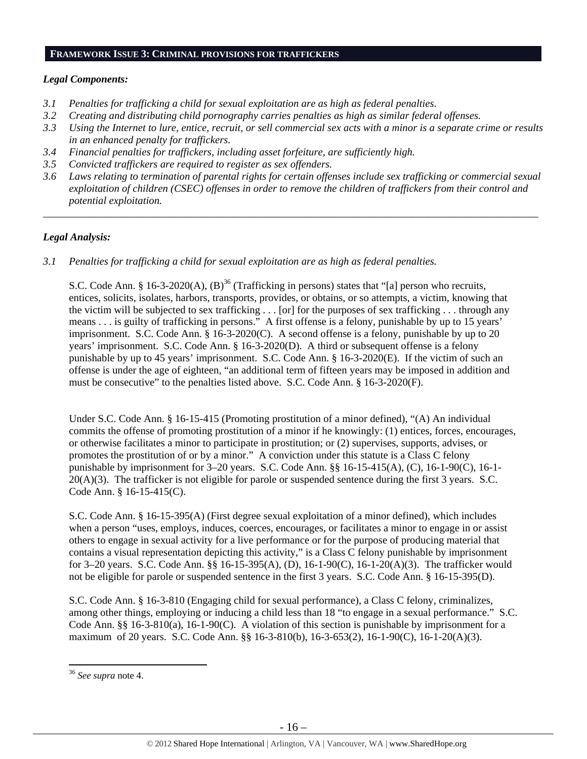## FRAMEWORK ISSUE 3: CRIMINAL PROVISIONS FOR TRAFFICKERS

### *Legal Components:*

*3.1 Penalties for trafficking a child for sexual exploitation are as high as federal penalties.*
*3.2 Creating and distributing child pornography carries penalties as high as similar federal offenses.*
*3.3 Using the Internet to lure, entice, recruit, or sell commercial sex acts with a minor is a separate crime or results in an enhanced penalty for traffickers.*
*3.4 Financial penalties for traffickers, including asset forfeiture, are sufficiently high.*
*3.5 Convicted traffickers are required to register as sex offenders.*
*3.6 Laws relating to termination of parental rights for certain offenses include sex trafficking or commercial sexual exploitation of children (CSEC) offenses in order to remove the children of traffickers from their control and potential exploitation.*

---

### *Legal Analysis:*

*3.1 Penalties for trafficking a child for sexual exploitation are as high as federal penalties.*

S.C. Code Ann. § 16-3-2020(A), (B)[36] (Trafficking in persons) states that "[a] person who recruits, entices, solicits, isolates, harbors, transports, provides, or obtains, or so attempts, a victim, knowing that the victim will be subjected to sex trafficking . . . [or] for the purposes of sex trafficking . . . through any means . . . is guilty of trafficking in persons." A first offense is a felony, punishable by up to 15 years' imprisonment. S.C. Code Ann. § 16-3-2020(C). A second offense is a felony, punishable by up to 20 years' imprisonment. S.C. Code Ann. § 16-3-2020(D). A third or subsequent offense is a felony punishable by up to 45 years' imprisonment. S.C. Code Ann. § 16-3-2020(E). If the victim of such an offense is under the age of eighteen, "an additional term of fifteen years may be imposed in addition and must be consecutive" to the penalties listed above. S.C. Code Ann. § 16-3-2020(F).

Under S.C. Code Ann. § 16-15-415 (Promoting prostitution of a minor defined), "(A) An individual commits the offense of promoting prostitution of a minor if he knowingly: (1) entices, forces, encourages, or otherwise facilitates a minor to participate in prostitution; or (2) supervises, supports, advises, or promotes the prostitution of or by a minor." A conviction under this statute is a Class C felony punishable by imprisonment for 3–20 years. S.C. Code Ann. §§ 16-15-415(A), (C), 16-1-90(C), 16-1-20(A)(3). The trafficker is not eligible for parole or suspended sentence during the first 3 years. S.C. Code Ann. § 16-15-415(C).

S.C. Code Ann. § 16-15-395(A) (First degree sexual exploitation of a minor defined), which includes when a person "uses, employs, induces, coerces, encourages, or facilitates a minor to engage in or assist others to engage in sexual activity for a live performance or for the purpose of producing material that contains a visual representation depicting this activity," is a Class C felony punishable by imprisonment for 3–20 years. S.C. Code Ann. §§ 16-15-395(A), (D), 16-1-90(C), 16-1-20(A)(3). The trafficker would not be eligible for parole or suspended sentence in the first 3 years. S.C. Code Ann. § 16-15-395(D).

S.C. Code Ann. § 16-3-810 (Engaging child for sexual performance), a Class C felony, criminalizes, among other things, employing or inducing a child less than 18 "to engage in a sexual performance." S.C. Code Ann. §§ 16-3-810(a), 16-1-90(C). A violation of this section is punishable by imprisonment for a maximum of 20 years. S.C. Code Ann. §§ 16-3-810(b), 16-3-653(2), 16-1-90(C), 16-1-20(A)(3).

---

[36] *See supra* note 4.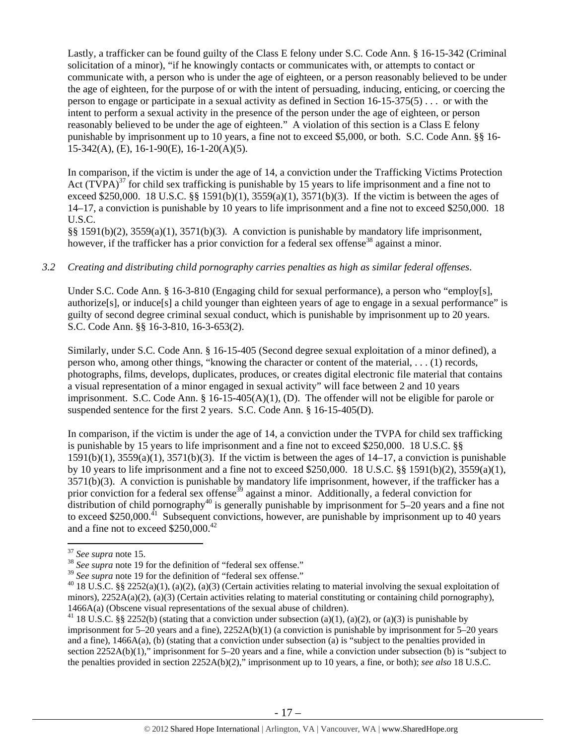Lastly, a trafficker can be found guilty of the Class E felony under S.C. Code Ann. § 16-15-342 (Criminal solicitation of a minor), "if he knowingly contacts or communicates with, or attempts to contact or communicate with, a person who is under the age of eighteen, or a person reasonably believed to be under the age of eighteen, for the purpose of or with the intent of persuading, inducing, enticing, or coercing the person to engage or participate in a sexual activity as defined in Section 16-15-375(5) . . . or with the intent to perform a sexual activity in the presence of the person under the age of eighteen, or person reasonably believed to be under the age of eighteen." A violation of this section is a Class E felony punishable by imprisonment up to 10 years, a fine not to exceed $5,000, or both. S.C. Code Ann. §§ 16-15-342(A), (E), 16-1-90(E), 16-1-20(A)(5).

In comparison, if the victim is under the age of 14, a conviction under the Trafficking Victims Protection Act (TVPA)[37] for child sex trafficking is punishable by 15 years to life imprisonment and a fine not to exceed $250,000. 18 U.S.C. §§ 1591(b)(1), 3559(a)(1), 3571(b)(3). If the victim is between the ages of 14–17, a conviction is punishable by 10 years to life imprisonment and a fine not to exceed $250,000. 18 U.S.C. §§ 1591(b)(2), 3559(a)(1), 3571(b)(3). A conviction is punishable by mandatory life imprisonment, however, if the trafficker has a prior conviction for a federal sex offense[38] against a minor.

*3.2 Creating and distributing child pornography carries penalties as high as similar federal offenses.*

Under S.C. Code Ann. § 16-3-810 (Engaging child for sexual performance), a person who "employ[s], authorize[s], or induce[s] a child younger than eighteen years of age to engage in a sexual performance" is guilty of second degree criminal sexual conduct, which is punishable by imprisonment up to 20 years. S.C. Code Ann. §§ 16-3-810, 16-3-653(2).

Similarly, under S.C. Code Ann. § 16-15-405 (Second degree sexual exploitation of a minor defined), a person who, among other things, "knowing the character or content of the material, . . . (1) records, photographs, films, develops, duplicates, produces, or creates digital electronic file material that contains a visual representation of a minor engaged in sexual activity" will face between 2 and 10 years imprisonment. S.C. Code Ann. § 16-15-405(A)(1), (D). The offender will not be eligible for parole or suspended sentence for the first 2 years. S.C. Code Ann. § 16-15-405(D).

In comparison, if the victim is under the age of 14, a conviction under the TVPA for child sex trafficking is punishable by 15 years to life imprisonment and a fine not to exceed $250,000. 18 U.S.C. §§ 1591(b)(1), 3559(a)(1), 3571(b)(3). If the victim is between the ages of 14–17, a conviction is punishable by 10 years to life imprisonment and a fine not to exceed $250,000. 18 U.S.C. §§ 1591(b)(2), 3559(a)(1), 3571(b)(3). A conviction is punishable by mandatory life imprisonment, however, if the trafficker has a prior conviction for a federal sex offense[39] against a minor. Additionally, a federal conviction for distribution of child pornography[40] is generally punishable by imprisonment for 5–20 years and a fine not to exceed $250,000.[41] Subsequent convictions, however, are punishable by imprisonment up to 40 years and a fine not to exceed $250,000.[42]

---

[37] *See supra* note 15.

[38] *See supra* note 19 for the definition of "federal sex offense."

[39] *See supra* note 19 for the definition of "federal sex offense."

[40] 18 U.S.C. §§ 2252(a)(1), (a)(2), (a)(3) (Certain activities relating to material involving the sexual exploitation of minors), 2252A(a)(2), (a)(3) (Certain activities relating to material constituting or containing child pornography), 1466A(a) (Obscene visual representations of the sexual abuse of children).

[41] 18 U.S.C. §§ 2252(b) (stating that a conviction under subsection (a)(1), (a)(2), or (a)(3) is punishable by imprisonment for 5–20 years and a fine), 2252A(b)(1) (a conviction is punishable by imprisonment for 5–20 years and a fine), 1466A(a), (b) (stating that a conviction under subsection (a) is "subject to the penalties provided in section 2252A(b)(1)," imprisonment for 5–20 years and a fine, while a conviction under subsection (b) is "subject to the penalties provided in section 2252A(b)(2)," imprisonment up to 10 years, a fine, or both); *see also* 18 U.S.C.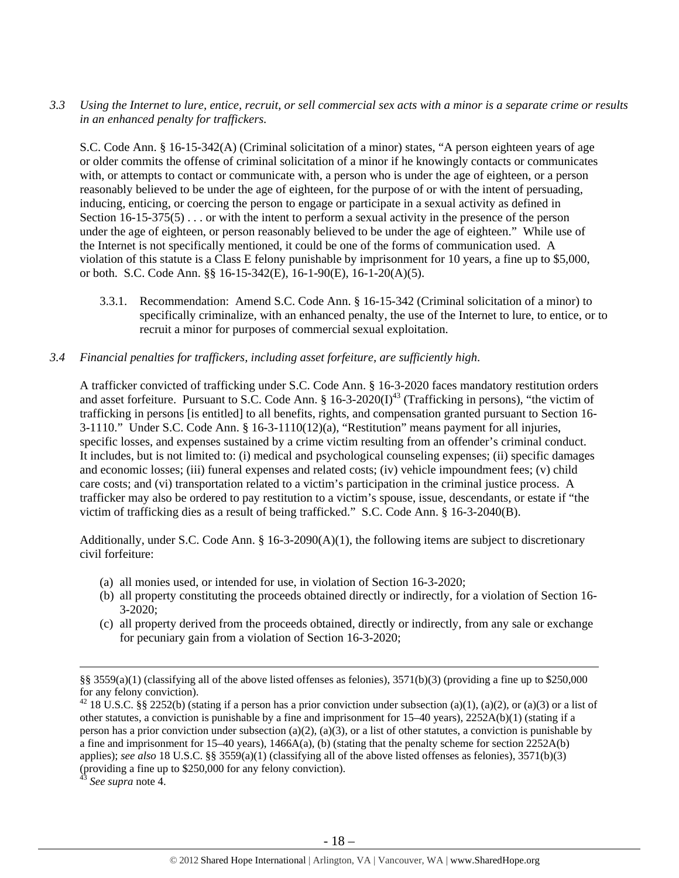*3.3 Using the Internet to lure, entice, recruit, or sell commercial sex acts with a minor is a separate crime or results in an enhanced penalty for traffickers.*

S.C. Code Ann. § 16-15-342(A) (Criminal solicitation of a minor) states, "A person eighteen years of age or older commits the offense of criminal solicitation of a minor if he knowingly contacts or communicates with, or attempts to contact or communicate with, a person who is under the age of eighteen, or a person reasonably believed to be under the age of eighteen, for the purpose of or with the intent of persuading, inducing, enticing, or coercing the person to engage or participate in a sexual activity as defined in Section 16-15-375(5) . . . or with the intent to perform a sexual activity in the presence of the person under the age of eighteen, or person reasonably believed to be under the age of eighteen." While use of the Internet is not specifically mentioned, it could be one of the forms of communication used. A violation of this statute is a Class E felony punishable by imprisonment for 10 years, a fine up to $5,000, or both. S.C. Code Ann. §§ 16-15-342(E), 16-1-90(E), 16-1-20(A)(5).

3.3.1. Recommendation: Amend S.C. Code Ann. § 16-15-342 (Criminal solicitation of a minor) to specifically criminalize, with an enhanced penalty, the use of the Internet to lure, to entice, or to recruit a minor for purposes of commercial sexual exploitation.

*3.4 Financial penalties for traffickers, including asset forfeiture, are sufficiently high.*

A trafficker convicted of trafficking under S.C. Code Ann. § 16-3-2020 faces mandatory restitution orders and asset forfeiture. Pursuant to S.C. Code Ann. § 16-3-2020(I)[43] (Trafficking in persons), "the victim of trafficking in persons [is entitled] to all benefits, rights, and compensation granted pursuant to Section 16-3-1110." Under S.C. Code Ann. § 16-3-1110(12)(a), "Restitution" means payment for all injuries, specific losses, and expenses sustained by a crime victim resulting from an offender's criminal conduct. It includes, but is not limited to: (i) medical and psychological counseling expenses; (ii) specific damages and economic losses; (iii) funeral expenses and related costs; (iv) vehicle impoundment fees; (v) child care costs; and (vi) transportation related to a victim's participation in the criminal justice process. A trafficker may also be ordered to pay restitution to a victim's spouse, issue, descendants, or estate if "the victim of trafficking dies as a result of being trafficked." S.C. Code Ann. § 16-3-2040(B).

Additionally, under S.C. Code Ann. § 16-3-2090(A)(1), the following items are subject to discretionary civil forfeiture:

(a) all monies used, or intended for use, in violation of Section 16-3-2020;
(b) all property constituting the proceeds obtained directly or indirectly, for a violation of Section 16-3-2020;
(c) all property derived from the proceeds obtained, directly or indirectly, from any sale or exchange for pecuniary gain from a violation of Section 16-3-2020;

---

§§ 3559(a)(1) (classifying all of the above listed offenses as felonies), 3571(b)(3) (providing a fine up to $250,000 for any felony conviction).

[42] 18 U.S.C. §§ 2252(b) (stating if a person has a prior conviction under subsection (a)(1), (a)(2), or (a)(3) or a list of other statutes, a conviction is punishable by a fine and imprisonment for 15–40 years), 2252A(b)(1) (stating if a person has a prior conviction under subsection (a)(2), (a)(3), or a list of other statutes, a conviction is punishable by a fine and imprisonment for 15–40 years), 1466A(a), (b) (stating that the penalty scheme for section 2252A(b) applies); *see also* 18 U.S.C. §§ 3559(a)(1) (classifying all of the above listed offenses as felonies), 3571(b)(3) (providing a fine up to $250,000 for any felony conviction).

[43] *See supra* note 4.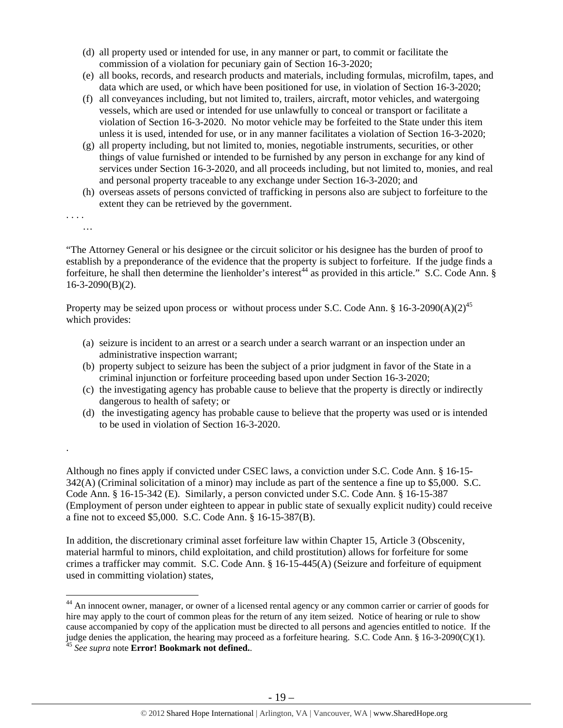(d) all property used or intended for use, in any manner or part, to commit or facilitate the commission of a violation for pecuniary gain of Section 16-3-2020;
(e) all books, records, and research products and materials, including formulas, microfilm, tapes, and data which are used, or which have been positioned for use, in violation of Section 16-3-2020;
(f) all conveyances including, but not limited to, trailers, aircraft, motor vehicles, and watergoing vessels, which are used or intended for use unlawfully to conceal or transport or facilitate a violation of Section 16-3-2020. No motor vehicle may be forfeited to the State under this item unless it is used, intended for use, or in any manner facilitates a violation of Section 16-3-2020;
(g) all property including, but not limited to, monies, negotiable instruments, securities, or other things of value furnished or intended to be furnished by any person in exchange for any kind of services under Section 16-3-2020, and all proceeds including, but not limited to, monies, and real and personal property traceable to any exchange under Section 16-3-2020; and
(h) overseas assets of persons convicted of trafficking in persons also are subject to forfeiture to the extent they can be retrieved by the government.

. . . .

…

"The Attorney General or his designee or the circuit solicitor or his designee has the burden of proof to establish by a preponderance of the evidence that the property is subject to forfeiture. If the judge finds a forfeiture, he shall then determine the lienholder's interest[44] as provided in this article." S.C. Code Ann. § 16-3-2090(B)(2).

Property may be seized upon process or without process under S.C. Code Ann. § 16-3-2090(A)(2)[45] which provides:

(a) seizure is incident to an arrest or a search under a search warrant or an inspection under an administrative inspection warrant;
(b) property subject to seizure has been the subject of a prior judgment in favor of the State in a criminal injunction or forfeiture proceeding based upon under Section 16-3-2020;
(c) the investigating agency has probable cause to believe that the property is directly or indirectly dangerous to health of safety; or
(d) the investigating agency has probable cause to believe that the property was used or is intended to be used in violation of Section 16-3-2020.

.

Although no fines apply if convicted under CSEC laws, a conviction under S.C. Code Ann. § 16-15-342(A) (Criminal solicitation of a minor) may include as part of the sentence a fine up to $5,000. S.C. Code Ann. § 16-15-342 (E). Similarly, a person convicted under S.C. Code Ann. § 16-15-387 (Employment of person under eighteen to appear in public state of sexually explicit nudity) could receive a fine not to exceed $5,000. S.C. Code Ann. § 16-15-387(B).

In addition, the discretionary criminal asset forfeiture law within Chapter 15, Article 3 (Obscenity, material harmful to minors, child exploitation, and child prostitution) allows for forfeiture for some crimes a trafficker may commit. S.C. Code Ann. § 16-15-445(A) (Seizure and forfeiture of equipment used in committing violation) states,

---

[44] An innocent owner, manager, or owner of a licensed rental agency or any common carrier or carrier of goods for hire may apply to the court of common pleas for the return of any item seized. Notice of hearing or rule to show cause accompanied by copy of the application must be directed to all persons and agencies entitled to notice. If the judge denies the application, the hearing may proceed as a forfeiture hearing. S.C. Code Ann. § 16-3-2090(C)(1).

[45] *See supra* note **Error! Bookmark not defined.**.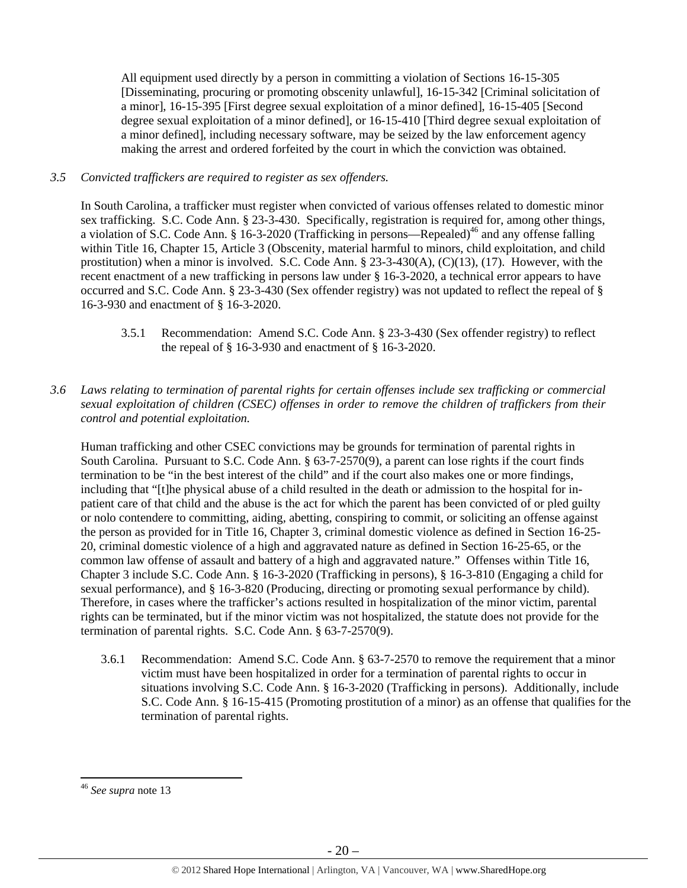> All equipment used directly by a person in committing a violation of Sections 16-15-305 [Disseminating, procuring or promoting obscenity unlawful], 16-15-342 [Criminal solicitation of a minor], 16-15-395 [First degree sexual exploitation of a minor defined], 16-15-405 [Second degree sexual exploitation of a minor defined], or 16-15-410 [Third degree sexual exploitation of a minor defined], including necessary software, may be seized by the law enforcement agency making the arrest and ordered forfeited by the court in which the conviction was obtained.

*3.5 Convicted traffickers are required to register as sex offenders.*

In South Carolina, a trafficker must register when convicted of various offenses related to domestic minor sex trafficking. S.C. Code Ann. § 23-3-430. Specifically, registration is required for, among other things, a violation of S.C. Code Ann. § 16-3-2020 (Trafficking in persons—Repealed)[46] and any offense falling within Title 16, Chapter 15, Article 3 (Obscenity, material harmful to minors, child exploitation, and child prostitution) when a minor is involved. S.C. Code Ann. § 23-3-430(A), (C)(13), (17). However, with the recent enactment of a new trafficking in persons law under § 16-3-2020, a technical error appears to have occurred and S.C. Code Ann. § 23-3-430 (Sex offender registry) was not updated to reflect the repeal of § 16-3-930 and enactment of § 16-3-2020.

3.5.1 Recommendation: Amend S.C. Code Ann. § 23-3-430 (Sex offender registry) to reflect the repeal of § 16-3-930 and enactment of § 16-3-2020.

*3.6 Laws relating to termination of parental rights for certain offenses include sex trafficking or commercial sexual exploitation of children (CSEC) offenses in order to remove the children of traffickers from their control and potential exploitation.*

Human trafficking and other CSEC convictions may be grounds for termination of parental rights in South Carolina. Pursuant to S.C. Code Ann. § 63-7-2570(9), a parent can lose rights if the court finds termination to be "in the best interest of the child" and if the court also makes one or more findings, including that "[t]he physical abuse of a child resulted in the death or admission to the hospital for in-patient care of that child and the abuse is the act for which the parent has been convicted of or pled guilty or nolo contendere to committing, aiding, abetting, conspiring to commit, or soliciting an offense against the person as provided for in Title 16, Chapter 3, criminal domestic violence as defined in Section 16-25-20, criminal domestic violence of a high and aggravated nature as defined in Section 16-25-65, or the common law offense of assault and battery of a high and aggravated nature." Offenses within Title 16, Chapter 3 include S.C. Code Ann. § 16-3-2020 (Trafficking in persons), § 16-3-810 (Engaging a child for sexual performance), and § 16-3-820 (Producing, directing or promoting sexual performance by child). Therefore, in cases where the trafficker's actions resulted in hospitalization of the minor victim, parental rights can be terminated, but if the minor victim was not hospitalized, the statute does not provide for the termination of parental rights. S.C. Code Ann. § 63-7-2570(9).

3.6.1 Recommendation: Amend S.C. Code Ann. § 63-7-2570 to remove the requirement that a minor victim must have been hospitalized in order for a termination of parental rights to occur in situations involving S.C. Code Ann. § 16-3-2020 (Trafficking in persons). Additionally, include S.C. Code Ann. § 16-15-415 (Promoting prostitution of a minor) as an offense that qualifies for the termination of parental rights.

---

[46] *See supra* note 13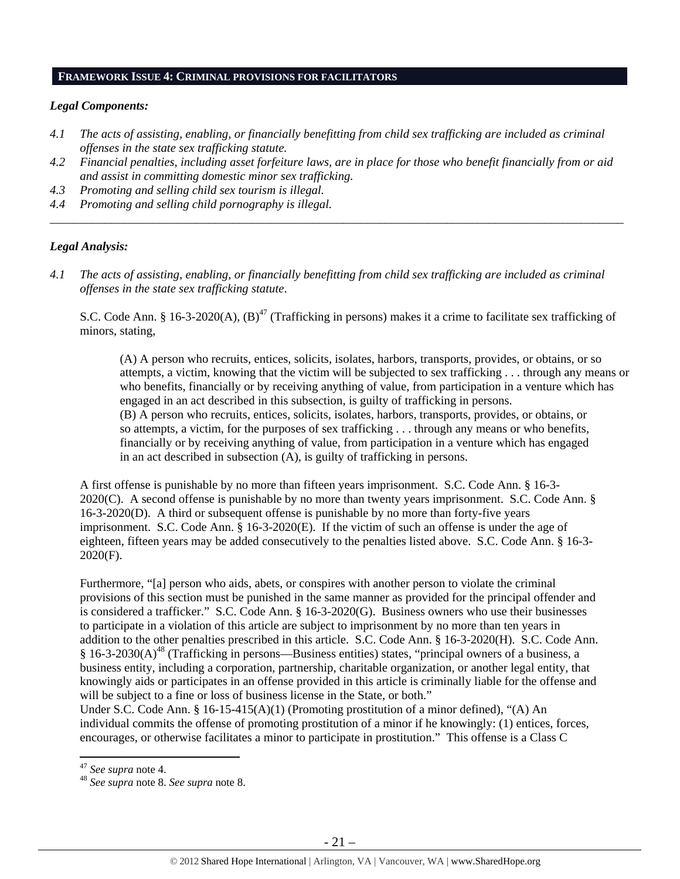## FRAMEWORK ISSUE 4: CRIMINAL PROVISIONS FOR FACILITATORS

### *Legal Components:*

*4.1 The acts of assisting, enabling, or financially benefitting from child sex trafficking are included as criminal offenses in the state sex trafficking statute.*

*4.2 Financial penalties, including asset forfeiture laws, are in place for those who benefit financially from or aid and assist in committing domestic minor sex trafficking.*

*4.3 Promoting and selling child sex tourism is illegal.*

*4.4 Promoting and selling child pornography is illegal.*

---

### *Legal Analysis:*

*4.1 The acts of assisting, enabling, or financially benefitting from child sex trafficking are included as criminal offenses in the state sex trafficking statute.*

S.C. Code Ann. § 16-3-2020(A), (B)[47] (Trafficking in persons) makes it a crime to facilitate sex trafficking of minors, stating,

> (A) A person who recruits, entices, solicits, isolates, harbors, transports, provides, or obtains, or so attempts, a victim, knowing that the victim will be subjected to sex trafficking . . . through any means or who benefits, financially or by receiving anything of value, from participation in a venture which has engaged in an act described in this subsection, is guilty of trafficking in persons.
> (B) A person who recruits, entices, solicits, isolates, harbors, transports, provides, or obtains, or so attempts, a victim, for the purposes of sex trafficking . . . through any means or who benefits, financially or by receiving anything of value, from participation in a venture which has engaged in an act described in subsection (A), is guilty of trafficking in persons.

A first offense is punishable by no more than fifteen years imprisonment. S.C. Code Ann. § 16-3-2020(C). A second offense is punishable by no more than twenty years imprisonment. S.C. Code Ann. § 16-3-2020(D). A third or subsequent offense is punishable by no more than forty-five years imprisonment. S.C. Code Ann. § 16-3-2020(E). If the victim of such an offense is under the age of eighteen, fifteen years may be added consecutively to the penalties listed above. S.C. Code Ann. § 16-3-2020(F).

Furthermore, "[a] person who aids, abets, or conspires with another person to violate the criminal provisions of this section must be punished in the same manner as provided for the principal offender and is considered a trafficker." S.C. Code Ann. § 16-3-2020(G). Business owners who use their businesses to participate in a violation of this article are subject to imprisonment by no more than ten years in addition to the other penalties prescribed in this article. S.C. Code Ann. § 16-3-2020(H). S.C. Code Ann. § 16-3-2030(A)[48] (Trafficking in persons—Business entities) states, "principal owners of a business, a business entity, including a corporation, partnership, charitable organization, or another legal entity, that knowingly aids or participates in an offense provided in this article is criminally liable for the offense and will be subject to a fine or loss of business license in the State, or both."

Under S.C. Code Ann. § 16-15-415(A)(1) (Promoting prostitution of a minor defined), "(A) An individual commits the offense of promoting prostitution of a minor if he knowingly: (1) entices, forces, encourages, or otherwise facilitates a minor to participate in prostitution." This offense is a Class C

---

[47] *See supra* note 4.

[48] *See supra* note 8. *See supra* note 8.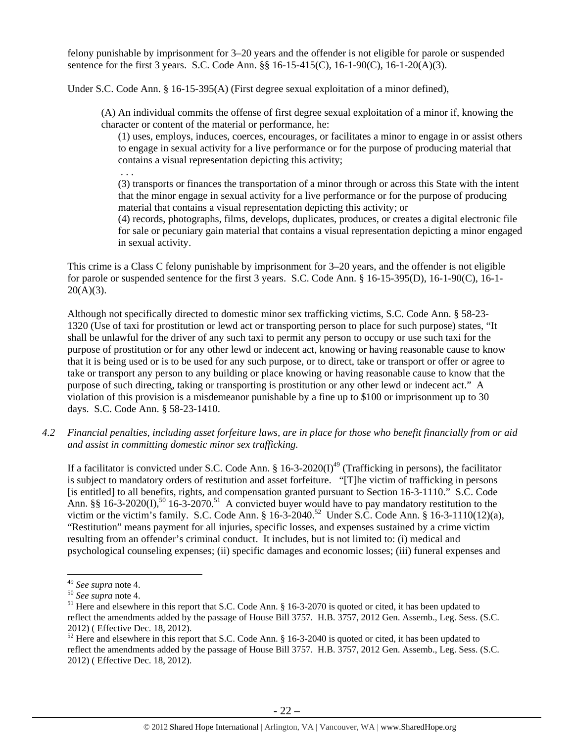felony punishable by imprisonment for 3–20 years and the offender is not eligible for parole or suspended sentence for the first 3 years. S.C. Code Ann. §§ 16-15-415(C), 16-1-90(C), 16-1-20(A)(3).

Under S.C. Code Ann. § 16-15-395(A) (First degree sexual exploitation of a minor defined),

> (A) An individual commits the offense of first degree sexual exploitation of a minor if, knowing the character or content of the material or performance, he:
>
> (1) uses, employs, induces, coerces, encourages, or facilitates a minor to engage in or assist others to engage in sexual activity for a live performance or for the purpose of producing material that contains a visual representation depicting this activity;
>
> . . .
>
> (3) transports or finances the transportation of a minor through or across this State with the intent that the minor engage in sexual activity for a live performance or for the purpose of producing material that contains a visual representation depicting this activity; or
>
> (4) records, photographs, films, develops, duplicates, produces, or creates a digital electronic file for sale or pecuniary gain material that contains a visual representation depicting a minor engaged in sexual activity.

This crime is a Class C felony punishable by imprisonment for 3–20 years, and the offender is not eligible for parole or suspended sentence for the first 3 years. S.C. Code Ann. § 16-15-395(D), 16-1-90(C), 16-1-20(A)(3).

Although not specifically directed to domestic minor sex trafficking victims, S.C. Code Ann. § 58-23-1320 (Use of taxi for prostitution or lewd act or transporting person to place for such purpose) states, "It shall be unlawful for the driver of any such taxi to permit any person to occupy or use such taxi for the purpose of prostitution or for any other lewd or indecent act, knowing or having reasonable cause to know that it is being used or is to be used for any such purpose, or to direct, take or transport or offer or agree to take or transport any person to any building or place knowing or having reasonable cause to know that the purpose of such directing, taking or transporting is prostitution or any other lewd or indecent act." A violation of this provision is a misdemeanor punishable by a fine up to $100 or imprisonment up to 30 days. S.C. Code Ann. § 58-23-1410.

*4.2 Financial penalties, including asset forfeiture laws, are in place for those who benefit financially from or aid and assist in committing domestic minor sex trafficking.*

If a facilitator is convicted under S.C. Code Ann. § 16-3-2020(I)[49] (Trafficking in persons), the facilitator is subject to mandatory orders of restitution and asset forfeiture. "[T]he victim of trafficking in persons [is entitled] to all benefits, rights, and compensation granted pursuant to Section 16-3-1110." S.C. Code Ann. §§ 16-3-2020(I),[50] 16-3-2070.[51] A convicted buyer would have to pay mandatory restitution to the victim or the victim's family. S.C. Code Ann. § 16-3-2040.[52] Under S.C. Code Ann. § 16-3-1110(12)(a), "Restitution" means payment for all injuries, specific losses, and expenses sustained by a crime victim resulting from an offender's criminal conduct. It includes, but is not limited to: (i) medical and psychological counseling expenses; (ii) specific damages and economic losses; (iii) funeral expenses and

---

[49] *See supra* note 4.

[50] *See supra* note 4.

[51] Here and elsewhere in this report that S.C. Code Ann. § 16-3-2070 is quoted or cited, it has been updated to reflect the amendments added by the passage of House Bill 3757. H.B. 3757, 2012 Gen. Assemb., Leg. Sess. (S.C. 2012) ( Effective Dec. 18, 2012).

[52] Here and elsewhere in this report that S.C. Code Ann. § 16-3-2040 is quoted or cited, it has been updated to reflect the amendments added by the passage of House Bill 3757. H.B. 3757, 2012 Gen. Assemb., Leg. Sess. (S.C. 2012) ( Effective Dec. 18, 2012).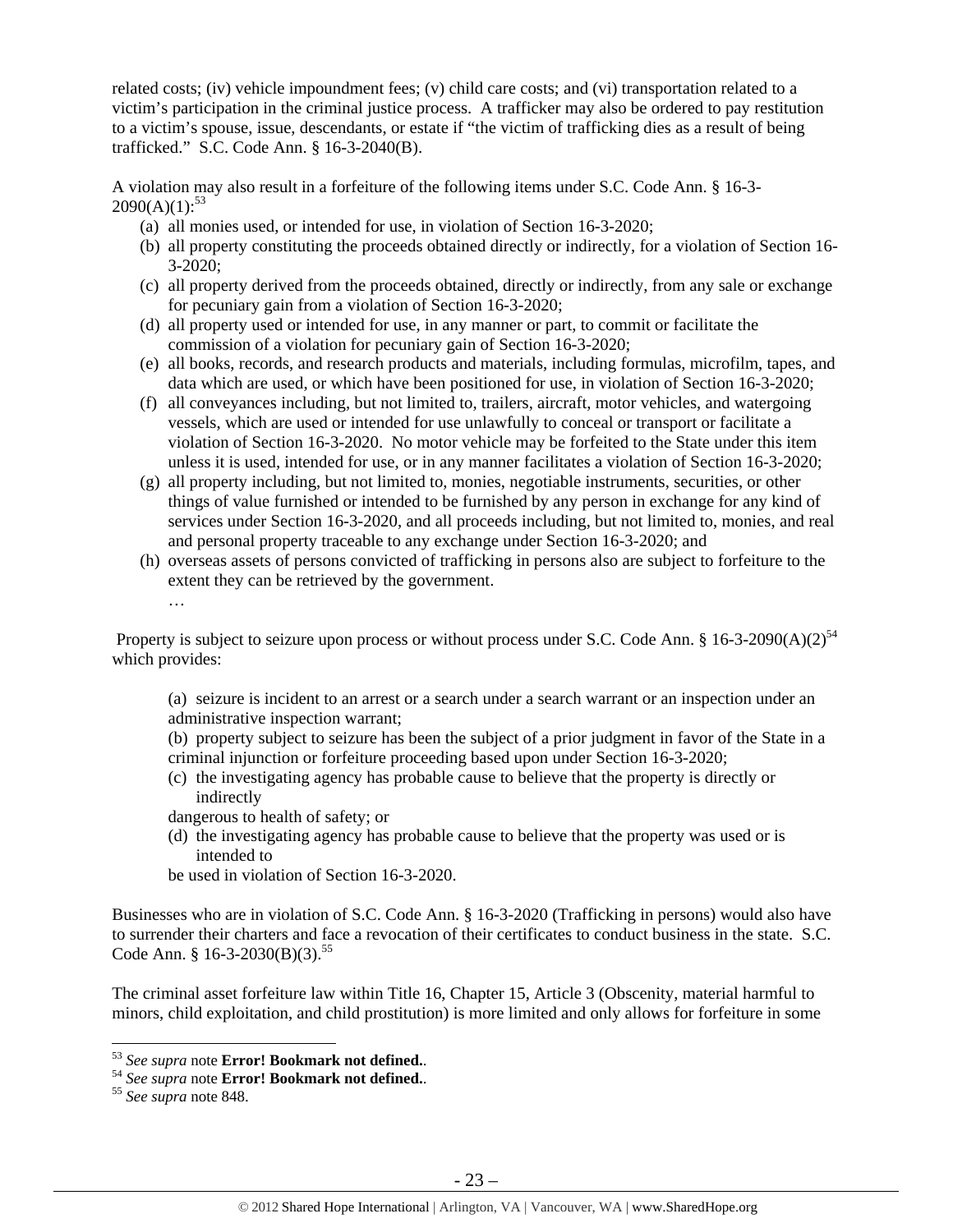related costs; (iv) vehicle impoundment fees; (v) child care costs; and (vi) transportation related to a victim's participation in the criminal justice process. A trafficker may also be ordered to pay restitution to a victim's spouse, issue, descendants, or estate if "the victim of trafficking dies as a result of being trafficked." S.C. Code Ann. § 16-3-2040(B).

A violation may also result in a forfeiture of the following items under S.C. Code Ann. § 16-3-2090(A)(1):[53]

(a) all monies used, or intended for use, in violation of Section 16-3-2020;
(b) all property constituting the proceeds obtained directly or indirectly, for a violation of Section 16-3-2020;
(c) all property derived from the proceeds obtained, directly or indirectly, from any sale or exchange for pecuniary gain from a violation of Section 16-3-2020;
(d) all property used or intended for use, in any manner or part, to commit or facilitate the commission of a violation for pecuniary gain of Section 16-3-2020;
(e) all books, records, and research products and materials, including formulas, microfilm, tapes, and data which are used, or which have been positioned for use, in violation of Section 16-3-2020;
(f) all conveyances including, but not limited to, trailers, aircraft, motor vehicles, and watergoing vessels, which are used or intended for use unlawfully to conceal or transport or facilitate a violation of Section 16-3-2020. No motor vehicle may be forfeited to the State under this item unless it is used, intended for use, or in any manner facilitates a violation of Section 16-3-2020;
(g) all property including, but not limited to, monies, negotiable instruments, securities, or other things of value furnished or intended to be furnished by any person in exchange for any kind of services under Section 16-3-2020, and all proceeds including, but not limited to, monies, and real and personal property traceable to any exchange under Section 16-3-2020; and
(h) overseas assets of persons convicted of trafficking in persons also are subject to forfeiture to the extent they can be retrieved by the government.

. . .

Property is subject to seizure upon process or without process under S.C. Code Ann. § 16-3-2090(A)(2)[54] which provides:

> (a) seizure is incident to an arrest or a search under a search warrant or an inspection under an administrative inspection warrant;
> (b) property subject to seizure has been the subject of a prior judgment in favor of the State in a criminal injunction or forfeiture proceeding based upon under Section 16-3-2020;
> (c) the investigating agency has probable cause to believe that the property is directly or indirectly
> dangerous to health of safety; or
> (d) the investigating agency has probable cause to believe that the property was used or is intended to
> be used in violation of Section 16-3-2020.

Businesses who are in violation of S.C. Code Ann. § 16-3-2020 (Trafficking in persons) would also have to surrender their charters and face a revocation of their certificates to conduct business in the state. S.C. Code Ann. § 16-3-2030(B)(3).[55]

The criminal asset forfeiture law within Title 16, Chapter 15, Article 3 (Obscenity, material harmful to minors, child exploitation, and child prostitution) is more limited and only allows for forfeiture in some

---

[53] *See supra* note **Error! Bookmark not defined.**.
[54] *See supra* note **Error! Bookmark not defined.**.
[55] *See supra* note 848.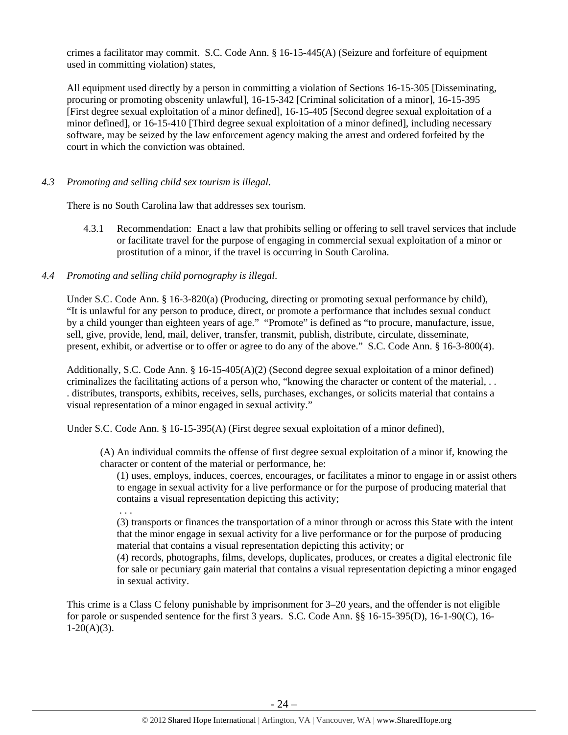crimes a facilitator may commit. S.C. Code Ann. § 16-15-445(A) (Seizure and forfeiture of equipment used in committing violation) states,

> All equipment used directly by a person in committing a violation of Sections 16-15-305 [Disseminating, procuring or promoting obscenity unlawful], 16-15-342 [Criminal solicitation of a minor], 16-15-395 [First degree sexual exploitation of a minor defined], 16-15-405 [Second degree sexual exploitation of a minor defined], or 16-15-410 [Third degree sexual exploitation of a minor defined], including necessary software, may be seized by the law enforcement agency making the arrest and ordered forfeited by the court in which the conviction was obtained.

*4.3 Promoting and selling child sex tourism is illegal.*

There is no South Carolina law that addresses sex tourism.

4.3.1 Recommendation: Enact a law that prohibits selling or offering to sell travel services that include or facilitate travel for the purpose of engaging in commercial sexual exploitation of a minor or prostitution of a minor, if the travel is occurring in South Carolina.

*4.4 Promoting and selling child pornography is illegal.*

Under S.C. Code Ann. § 16-3-820(a) (Producing, directing or promoting sexual performance by child), "It is unlawful for any person to produce, direct, or promote a performance that includes sexual conduct by a child younger than eighteen years of age." "Promote" is defined as "to procure, manufacture, issue, sell, give, provide, lend, mail, deliver, transfer, transmit, publish, distribute, circulate, disseminate, present, exhibit, or advertise or to offer or agree to do any of the above." S.C. Code Ann. § 16-3-800(4).

Additionally, S.C. Code Ann. § 16-15-405(A)(2) (Second degree sexual exploitation of a minor defined) criminalizes the facilitating actions of a person who, "knowing the character or content of the material, . . . distributes, transports, exhibits, receives, sells, purchases, exchanges, or solicits material that contains a visual representation of a minor engaged in sexual activity."

Under S.C. Code Ann. § 16-15-395(A) (First degree sexual exploitation of a minor defined),

> (A) An individual commits the offense of first degree sexual exploitation of a minor if, knowing the character or content of the material or performance, he:
>
> (1) uses, employs, induces, coerces, encourages, or facilitates a minor to engage in or assist others to engage in sexual activity for a live performance or for the purpose of producing material that contains a visual representation depicting this activity;
>
> . . .
>
> (3) transports or finances the transportation of a minor through or across this State with the intent that the minor engage in sexual activity for a live performance or for the purpose of producing material that contains a visual representation depicting this activity; or
>
> (4) records, photographs, films, develops, duplicates, produces, or creates a digital electronic file for sale or pecuniary gain material that contains a visual representation depicting a minor engaged in sexual activity.

This crime is a Class C felony punishable by imprisonment for 3–20 years, and the offender is not eligible for parole or suspended sentence for the first 3 years. S.C. Code Ann. §§ 16-15-395(D), 16-1-90(C), 16-1-20(A)(3).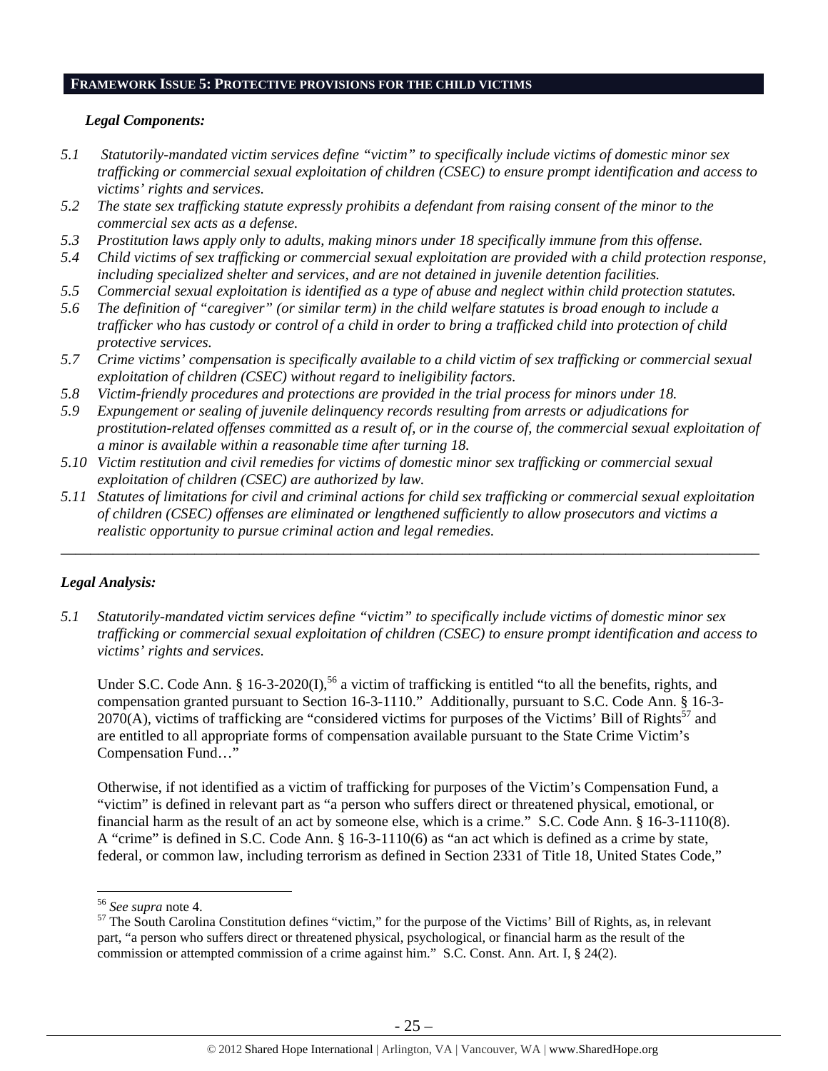## FRAMEWORK ISSUE 5: PROTECTIVE PROVISIONS FOR THE CHILD VICTIMS

***Legal Components:***

*5.1 Statutorily-mandated victim services define "victim" to specifically include victims of domestic minor sex trafficking or commercial sexual exploitation of children (CSEC) to ensure prompt identification and access to victims' rights and services.*

*5.2 The state sex trafficking statute expressly prohibits a defendant from raising consent of the minor to the commercial sex acts as a defense.*

*5.3 Prostitution laws apply only to adults, making minors under 18 specifically immune from this offense.*

*5.4 Child victims of sex trafficking or commercial sexual exploitation are provided with a child protection response, including specialized shelter and services, and are not detained in juvenile detention facilities.*

*5.5 Commercial sexual exploitation is identified as a type of abuse and neglect within child protection statutes.*

*5.6 The definition of "caregiver" (or similar term) in the child welfare statutes is broad enough to include a trafficker who has custody or control of a child in order to bring a trafficked child into protection of child protective services.*

*5.7 Crime victims' compensation is specifically available to a child victim of sex trafficking or commercial sexual exploitation of children (CSEC) without regard to ineligibility factors.*

*5.8 Victim-friendly procedures and protections are provided in the trial process for minors under 18.*

*5.9 Expungement or sealing of juvenile delinquency records resulting from arrests or adjudications for prostitution-related offenses committed as a result of, or in the course of, the commercial sexual exploitation of a minor is available within a reasonable time after turning 18.*

*5.10 Victim restitution and civil remedies for victims of domestic minor sex trafficking or commercial sexual exploitation of children (CSEC) are authorized by law.*

*5.11 Statutes of limitations for civil and criminal actions for child sex trafficking or commercial sexual exploitation of children (CSEC) offenses are eliminated or lengthened sufficiently to allow prosecutors and victims a realistic opportunity to pursue criminal action and legal remedies.*

---

***Legal Analysis:***

*5.1 Statutorily-mandated victim services define "victim" to specifically include victims of domestic minor sex trafficking or commercial sexual exploitation of children (CSEC) to ensure prompt identification and access to victims' rights and services.*

Under S.C. Code Ann. § 16-3-2020(I),[56] a victim of trafficking is entitled "to all the benefits, rights, and compensation granted pursuant to Section 16-3-1110." Additionally, pursuant to S.C. Code Ann. § 16-3-2070(A), victims of trafficking are "considered victims for purposes of the Victims' Bill of Rights[57] and are entitled to all appropriate forms of compensation available pursuant to the State Crime Victim's Compensation Fund…"

Otherwise, if not identified as a victim of trafficking for purposes of the Victim's Compensation Fund, a "victim" is defined in relevant part as "a person who suffers direct or threatened physical, emotional, or financial harm as the result of an act by someone else, which is a crime." S.C. Code Ann. § 16-3-1110(8). A "crime" is defined in S.C. Code Ann. § 16-3-1110(6) as "an act which is defined as a crime by state, federal, or common law, including terrorism as defined in Section 2331 of Title 18, United States Code,"

---

[56] *See supra* note 4.

[57] The South Carolina Constitution defines "victim," for the purpose of the Victims' Bill of Rights, as, in relevant part, "a person who suffers direct or threatened physical, psychological, or financial harm as the result of the commission or attempted commission of a crime against him." S.C. Const. Ann. Art. I, § 24(2).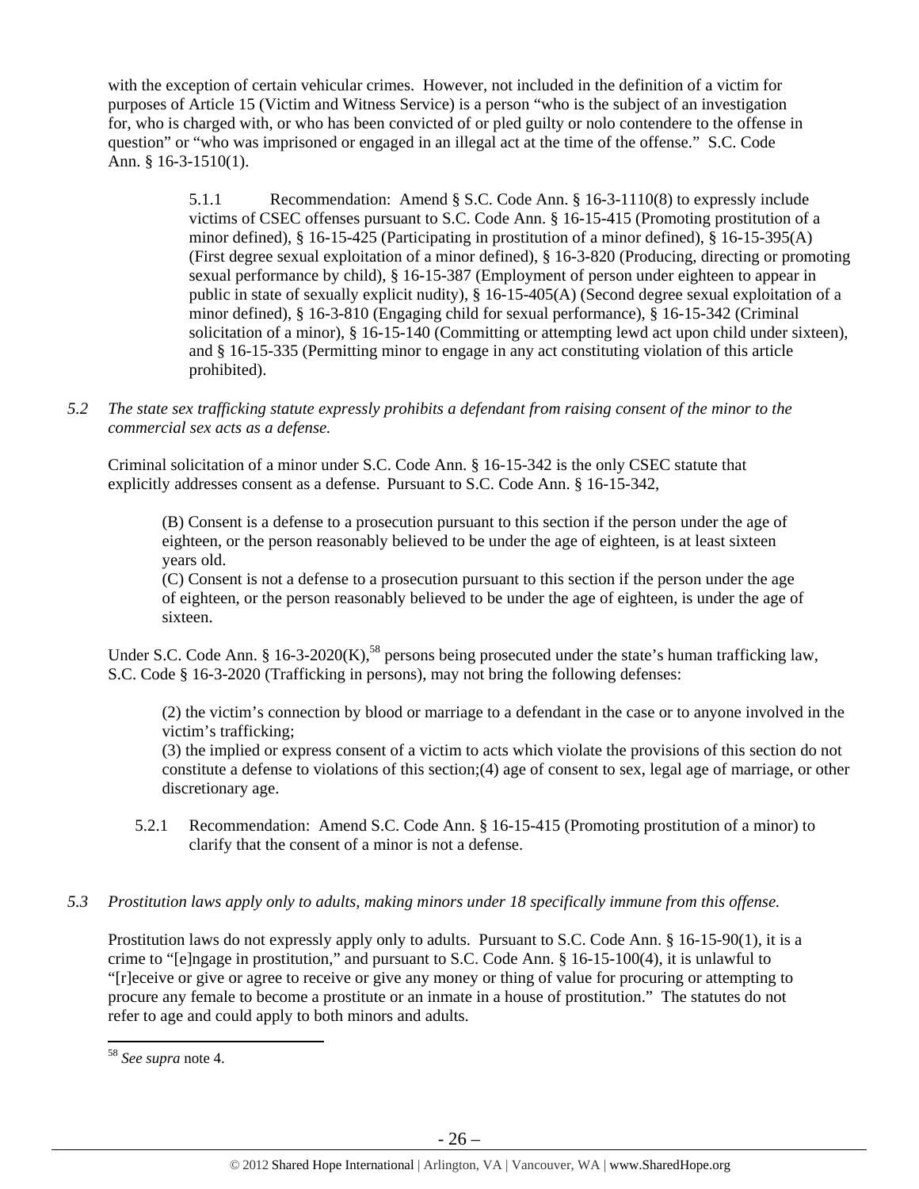with the exception of certain vehicular crimes. However, not included in the definition of a victim for purposes of Article 15 (Victim and Witness Service) is a person "who is the subject of an investigation for, who is charged with, or who has been convicted of or pled guilty or nolo contendere to the offense in question" or "who was imprisoned or engaged in an illegal act at the time of the offense." S.C. Code Ann. § 16-3-1510(1).

> 5.1.1 Recommendation: Amend § S.C. Code Ann. § 16-3-1110(8) to expressly include victims of CSEC offenses pursuant to S.C. Code Ann. § 16-15-415 (Promoting prostitution of a minor defined), § 16-15-425 (Participating in prostitution of a minor defined), § 16-15-395(A) (First degree sexual exploitation of a minor defined), § 16-3-820 (Producing, directing or promoting sexual performance by child), § 16-15-387 (Employment of person under eighteen to appear in public in state of sexually explicit nudity), § 16-15-405(A) (Second degree sexual exploitation of a minor defined), § 16-3-810 (Engaging child for sexual performance), § 16-15-342 (Criminal solicitation of a minor), § 16-15-140 (Committing or attempting lewd act upon child under sixteen), and § 16-15-335 (Permitting minor to engage in any act constituting violation of this article prohibited).

*5.2 The state sex trafficking statute expressly prohibits a defendant from raising consent of the minor to the commercial sex acts as a defense.*

Criminal solicitation of a minor under S.C. Code Ann. § 16-15-342 is the only CSEC statute that explicitly addresses consent as a defense. Pursuant to S.C. Code Ann. § 16-15-342,

> (B) Consent is a defense to a prosecution pursuant to this section if the person under the age of eighteen, or the person reasonably believed to be under the age of eighteen, is at least sixteen years old.
> (C) Consent is not a defense to a prosecution pursuant to this section if the person under the age of eighteen, or the person reasonably believed to be under the age of eighteen, is under the age of sixteen.

Under S.C. Code Ann. § 16-3-2020(K),[58] persons being prosecuted under the state's human trafficking law, S.C. Code § 16-3-2020 (Trafficking in persons), may not bring the following defenses:

> (2) the victim's connection by blood or marriage to a defendant in the case or to anyone involved in the victim's trafficking;
> (3) the implied or express consent of a victim to acts which violate the provisions of this section do not constitute a defense to violations of this section;(4) age of consent to sex, legal age of marriage, or other discretionary age.

> 5.2.1 Recommendation: Amend S.C. Code Ann. § 16-15-415 (Promoting prostitution of a minor) to clarify that the consent of a minor is not a defense.

*5.3 Prostitution laws apply only to adults, making minors under 18 specifically immune from this offense.*

Prostitution laws do not expressly apply only to adults. Pursuant to S.C. Code Ann. § 16-15-90(1), it is a crime to "[e]ngage in prostitution," and pursuant to S.C. Code Ann. § 16-15-100(4), it is unlawful to "[r]eceive or give or agree to receive or give any money or thing of value for procuring or attempting to procure any female to become a prostitute or an inmate in a house of prostitution." The statutes do not refer to age and could apply to both minors and adults.

[58] *See supra* note 4.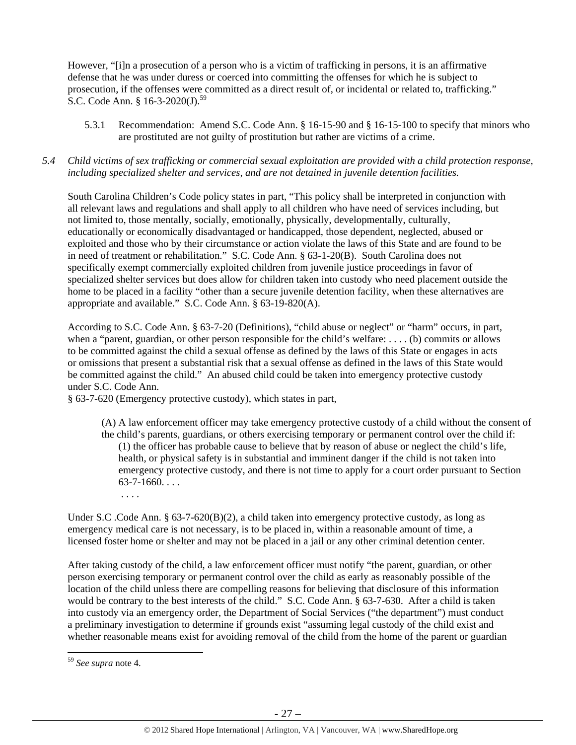However, "[i]n a prosecution of a person who is a victim of trafficking in persons, it is an affirmative defense that he was under duress or coerced into committing the offenses for which he is subject to prosecution, if the offenses were committed as a direct result of, or incidental or related to, trafficking." S.C. Code Ann. § 16-3-2020(J).[59]

5.3.1 Recommendation: Amend S.C. Code Ann. § 16-15-90 and § 16-15-100 to specify that minors who are prostituted are not guilty of prostitution but rather are victims of a crime.

*5.4 Child victims of sex trafficking or commercial sexual exploitation are provided with a child protection response, including specialized shelter and services, and are not detained in juvenile detention facilities.*

South Carolina Children's Code policy states in part, "This policy shall be interpreted in conjunction with all relevant laws and regulations and shall apply to all children who have need of services including, but not limited to, those mentally, socially, emotionally, physically, developmentally, culturally, educationally or economically disadvantaged or handicapped, those dependent, neglected, abused or exploited and those who by their circumstance or action violate the laws of this State and are found to be in need of treatment or rehabilitation." S.C. Code Ann. § 63-1-20(B). South Carolina does not specifically exempt commercially exploited children from juvenile justice proceedings in favor of specialized shelter services but does allow for children taken into custody who need placement outside the home to be placed in a facility "other than a secure juvenile detention facility, when these alternatives are appropriate and available." S.C. Code Ann. § 63-19-820(A).

According to S.C. Code Ann. § 63-7-20 (Definitions), "child abuse or neglect" or "harm" occurs, in part, when a "parent, guardian, or other person responsible for the child's welfare: . . . . (b) commits or allows to be committed against the child a sexual offense as defined by the laws of this State or engages in acts or omissions that present a substantial risk that a sexual offense as defined in the laws of this State would be committed against the child." An abused child could be taken into emergency protective custody under S.C. Code Ann.
§ 63-7-620 (Emergency protective custody), which states in part,

> (A) A law enforcement officer may take emergency protective custody of a child without the consent of the child's parents, guardians, or others exercising temporary or permanent control over the child if:
> (1) the officer has probable cause to believe that by reason of abuse or neglect the child's life, health, or physical safety is in substantial and imminent danger if the child is not taken into emergency protective custody, and there is not time to apply for a court order pursuant to Section 63-7-1660. . . .
> . . . .

Under S.C .Code Ann. § 63-7-620(B)(2), a child taken into emergency protective custody, as long as emergency medical care is not necessary, is to be placed in, within a reasonable amount of time, a licensed foster home or shelter and may not be placed in a jail or any other criminal detention center.

After taking custody of the child, a law enforcement officer must notify "the parent, guardian, or other person exercising temporary or permanent control over the child as early as reasonably possible of the location of the child unless there are compelling reasons for believing that disclosure of this information would be contrary to the best interests of the child." S.C. Code Ann. § 63-7-630. After a child is taken into custody via an emergency order, the Department of Social Services ("the department") must conduct a preliminary investigation to determine if grounds exist "assuming legal custody of the child exist and whether reasonable means exist for avoiding removal of the child from the home of the parent or guardian

---

[59] *See supra* note 4.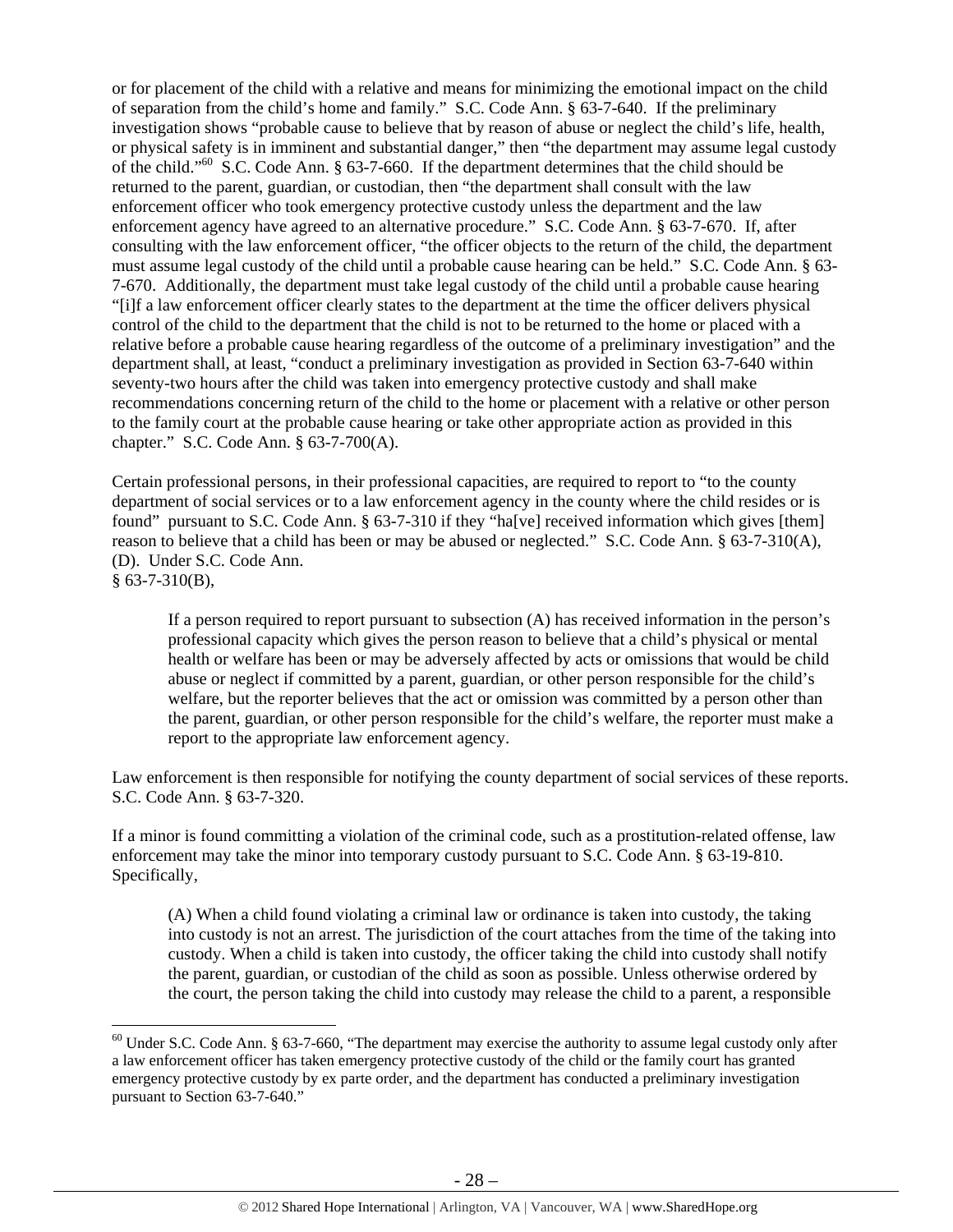or for placement of the child with a relative and means for minimizing the emotional impact on the child of separation from the child's home and family." S.C. Code Ann. § 63-7-640. If the preliminary investigation shows "probable cause to believe that by reason of abuse or neglect the child's life, health, or physical safety is in imminent and substantial danger," then "the department may assume legal custody of the child."[60] S.C. Code Ann. § 63-7-660. If the department determines that the child should be returned to the parent, guardian, or custodian, then "the department shall consult with the law enforcement officer who took emergency protective custody unless the department and the law enforcement agency have agreed to an alternative procedure." S.C. Code Ann. § 63-7-670. If, after consulting with the law enforcement officer, "the officer objects to the return of the child, the department must assume legal custody of the child until a probable cause hearing can be held." S.C. Code Ann. § 63-7-670. Additionally, the department must take legal custody of the child until a probable cause hearing "[i]f a law enforcement officer clearly states to the department at the time the officer delivers physical control of the child to the department that the child is not to be returned to the home or placed with a relative before a probable cause hearing regardless of the outcome of a preliminary investigation" and the department shall, at least, "conduct a preliminary investigation as provided in Section 63-7-640 within seventy-two hours after the child was taken into emergency protective custody and shall make recommendations concerning return of the child to the home or placement with a relative or other person to the family court at the probable cause hearing or take other appropriate action as provided in this chapter." S.C. Code Ann. § 63-7-700(A).

Certain professional persons, in their professional capacities, are required to report to "to the county department of social services or to a law enforcement agency in the county where the child resides or is found" pursuant to S.C. Code Ann. § 63-7-310 if they "ha[ve] received information which gives [them] reason to believe that a child has been or may be abused or neglected." S.C. Code Ann. § 63-7-310(A), (D). Under S.C. Code Ann. § 63-7-310(B),

> If a person required to report pursuant to subsection (A) has received information in the person's professional capacity which gives the person reason to believe that a child's physical or mental health or welfare has been or may be adversely affected by acts or omissions that would be child abuse or neglect if committed by a parent, guardian, or other person responsible for the child's welfare, but the reporter believes that the act or omission was committed by a person other than the parent, guardian, or other person responsible for the child's welfare, the reporter must make a report to the appropriate law enforcement agency.

Law enforcement is then responsible for notifying the county department of social services of these reports. S.C. Code Ann. § 63-7-320.

If a minor is found committing a violation of the criminal code, such as a prostitution-related offense, law enforcement may take the minor into temporary custody pursuant to S.C. Code Ann. § 63-19-810. Specifically,

> (A) When a child found violating a criminal law or ordinance is taken into custody, the taking into custody is not an arrest. The jurisdiction of the court attaches from the time of the taking into custody. When a child is taken into custody, the officer taking the child into custody shall notify the parent, guardian, or custodian of the child as soon as possible. Unless otherwise ordered by the court, the person taking the child into custody may release the child to a parent, a responsible

[60] Under S.C. Code Ann. § 63-7-660, "The department may exercise the authority to assume legal custody only after a law enforcement officer has taken emergency protective custody of the child or the family court has granted emergency protective custody by ex parte order, and the department has conducted a preliminary investigation pursuant to Section 63-7-640."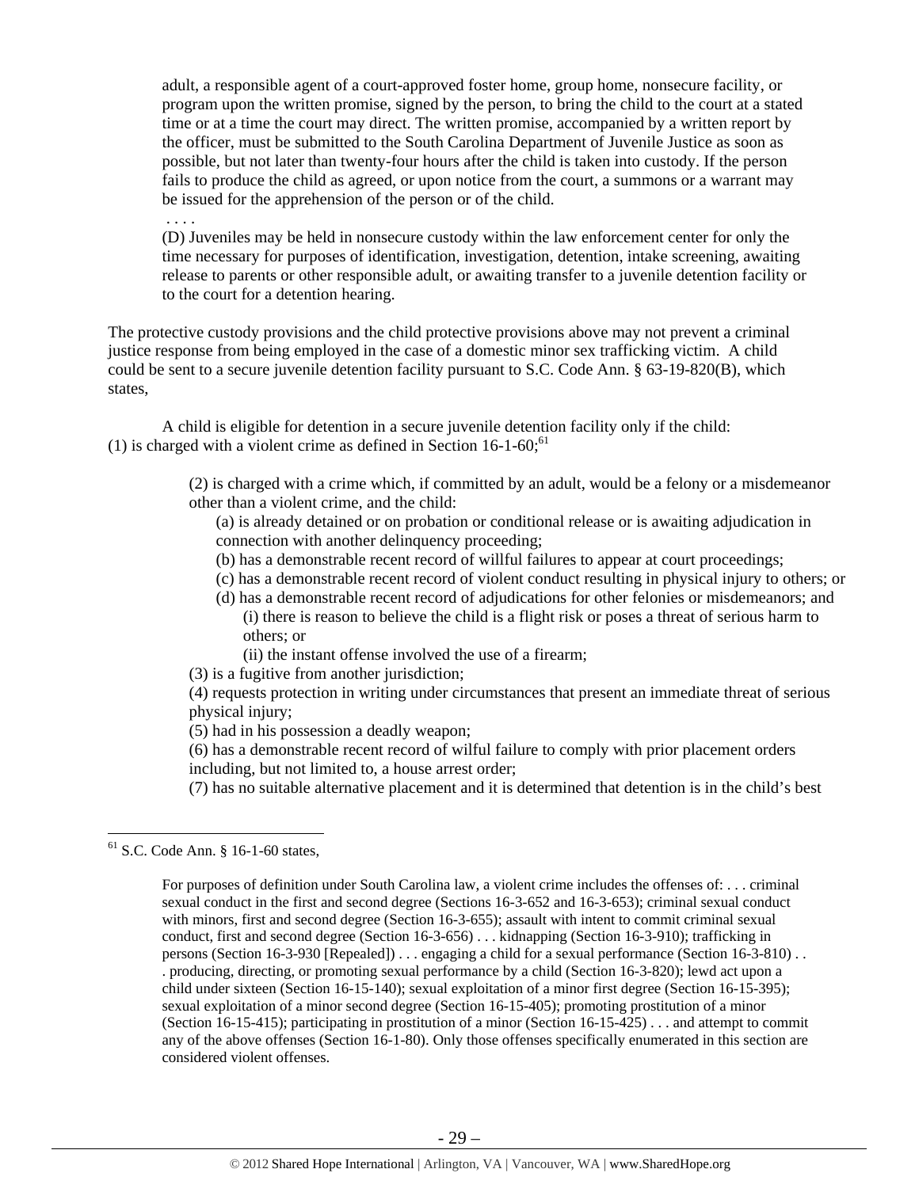> adult, a responsible agent of a court-approved foster home, group home, nonsecure facility, or program upon the written promise, signed by the person, to bring the child to the court at a stated time or at a time the court may direct. The written promise, accompanied by a written report by the officer, must be submitted to the South Carolina Department of Juvenile Justice as soon as possible, but not later than twenty-four hours after the child is taken into custody. If the person fails to produce the child as agreed, or upon notice from the court, a summons or a warrant may be issued for the apprehension of the person or of the child.
>
> . . . .
>
> (D) Juveniles may be held in nonsecure custody within the law enforcement center for only the time necessary for purposes of identification, investigation, detention, intake screening, awaiting release to parents or other responsible adult, or awaiting transfer to a juvenile detention facility or to the court for a detention hearing.

The protective custody provisions and the child protective provisions above may not prevent a criminal justice response from being employed in the case of a domestic minor sex trafficking victim. A child could be sent to a secure juvenile detention facility pursuant to S.C. Code Ann. § 63-19-820(B), which states,

> A child is eligible for detention in a secure juvenile detention facility only if the child:
> (1) is charged with a violent crime as defined in Section 16-1-60;[61]
>
> (2) is charged with a crime which, if committed by an adult, would be a felony or a misdemeanor other than a violent crime, and the child:
>
> (a) is already detained or on probation or conditional release or is awaiting adjudication in connection with another delinquency proceeding;
> (b) has a demonstrable recent record of willful failures to appear at court proceedings;
> (c) has a demonstrable recent record of violent conduct resulting in physical injury to others; or
> (d) has a demonstrable recent record of adjudications for other felonies or misdemeanors; and
> (i) there is reason to believe the child is a flight risk or poses a threat of serious harm to others; or
> (ii) the instant offense involved the use of a firearm;
>
> (3) is a fugitive from another jurisdiction;
> (4) requests protection in writing under circumstances that present an immediate threat of serious physical injury;
> (5) had in his possession a deadly weapon;
> (6) has a demonstrable recent record of wilful failure to comply with prior placement orders including, but not limited to, a house arrest order;
> (7) has no suitable alternative placement and it is determined that detention is in the child's best

---

[61] S.C. Code Ann. § 16-1-60 states,

> For purposes of definition under South Carolina law, a violent crime includes the offenses of: . . . criminal sexual conduct in the first and second degree (Sections 16-3-652 and 16-3-653); criminal sexual conduct with minors, first and second degree (Section 16-3-655); assault with intent to commit criminal sexual conduct, first and second degree (Section 16-3-656) . . . kidnapping (Section 16-3-910); trafficking in persons (Section 16-3-930 [Repealed]) . . . engaging a child for a sexual performance (Section 16-3-810) . . . producing, directing, or promoting sexual performance by a child (Section 16-3-820); lewd act upon a child under sixteen (Section 16-15-140); sexual exploitation of a minor first degree (Section 16-15-395); sexual exploitation of a minor second degree (Section 16-15-405); promoting prostitution of a minor (Section 16-15-415); participating in prostitution of a minor (Section 16-15-425) . . . and attempt to commit any of the above offenses (Section 16-1-80). Only those offenses specifically enumerated in this section are considered violent offenses.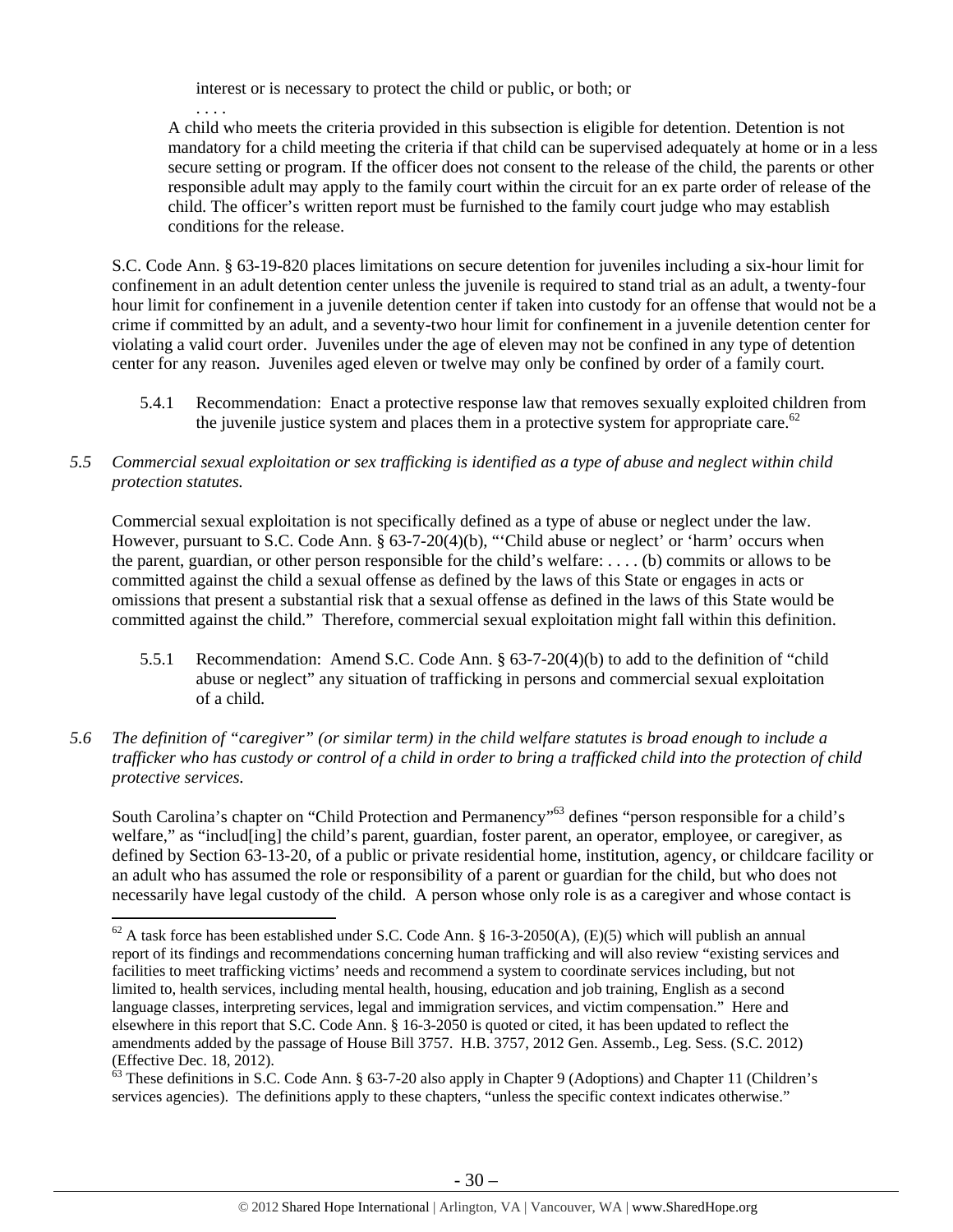> interest or is necessary to protect the child or public, or both; or
>
> . . . .
>
> A child who meets the criteria provided in this subsection is eligible for detention. Detention is not mandatory for a child meeting the criteria if that child can be supervised adequately at home or in a less secure setting or program. If the officer does not consent to the release of the child, the parents or other responsible adult may apply to the family court within the circuit for an ex parte order of release of the child. The officer's written report must be furnished to the family court judge who may establish conditions for the release.

S.C. Code Ann. § 63-19-820 places limitations on secure detention for juveniles including a six-hour limit for confinement in an adult detention center unless the juvenile is required to stand trial as an adult, a twenty-four hour limit for confinement in a juvenile detention center if taken into custody for an offense that would not be a crime if committed by an adult, and a seventy-two hour limit for confinement in a juvenile detention center for violating a valid court order. Juveniles under the age of eleven may not be confined in any type of detention center for any reason. Juveniles aged eleven or twelve may only be confined by order of a family court.

5.4.1 Recommendation: Enact a protective response law that removes sexually exploited children from the juvenile justice system and places them in a protective system for appropriate care.[62]

*5.5 Commercial sexual exploitation or sex trafficking is identified as a type of abuse and neglect within child protection statutes.*

Commercial sexual exploitation is not specifically defined as a type of abuse or neglect under the law. However, pursuant to S.C. Code Ann. § 63-7-20(4)(b), "'Child abuse or neglect' or 'harm' occurs when the parent, guardian, or other person responsible for the child's welfare: . . . . (b) commits or allows to be committed against the child a sexual offense as defined by the laws of this State or engages in acts or omissions that present a substantial risk that a sexual offense as defined in the laws of this State would be committed against the child." Therefore, commercial sexual exploitation might fall within this definition.

5.5.1 Recommendation: Amend S.C. Code Ann. § 63-7-20(4)(b) to add to the definition of "child abuse or neglect" any situation of trafficking in persons and commercial sexual exploitation of a child.

*5.6 The definition of "caregiver" (or similar term) in the child welfare statutes is broad enough to include a trafficker who has custody or control of a child in order to bring a trafficked child into the protection of child protective services.*

South Carolina's chapter on "Child Protection and Permanency"[63] defines "person responsible for a child's welfare," as "includ[ing] the child's parent, guardian, foster parent, an operator, employee, or caregiver, as defined by Section 63-13-20, of a public or private residential home, institution, agency, or childcare facility or an adult who has assumed the role or responsibility of a parent or guardian for the child, but who does not necessarily have legal custody of the child. A person whose only role is as a caregiver and whose contact is

---

[62] A task force has been established under S.C. Code Ann. § 16-3-2050(A), (E)(5) which will publish an annual report of its findings and recommendations concerning human trafficking and will also review "existing services and facilities to meet trafficking victims' needs and recommend a system to coordinate services including, but not limited to, health services, including mental health, housing, education and job training, English as a second language classes, interpreting services, legal and immigration services, and victim compensation." Here and elsewhere in this report that S.C. Code Ann. § 16-3-2050 is quoted or cited, it has been updated to reflect the amendments added by the passage of House Bill 3757. H.B. 3757, 2012 Gen. Assemb., Leg. Sess. (S.C. 2012) (Effective Dec. 18, 2012).

[63] These definitions in S.C. Code Ann. § 63-7-20 also apply in Chapter 9 (Adoptions) and Chapter 11 (Children's services agencies). The definitions apply to these chapters, "unless the specific context indicates otherwise."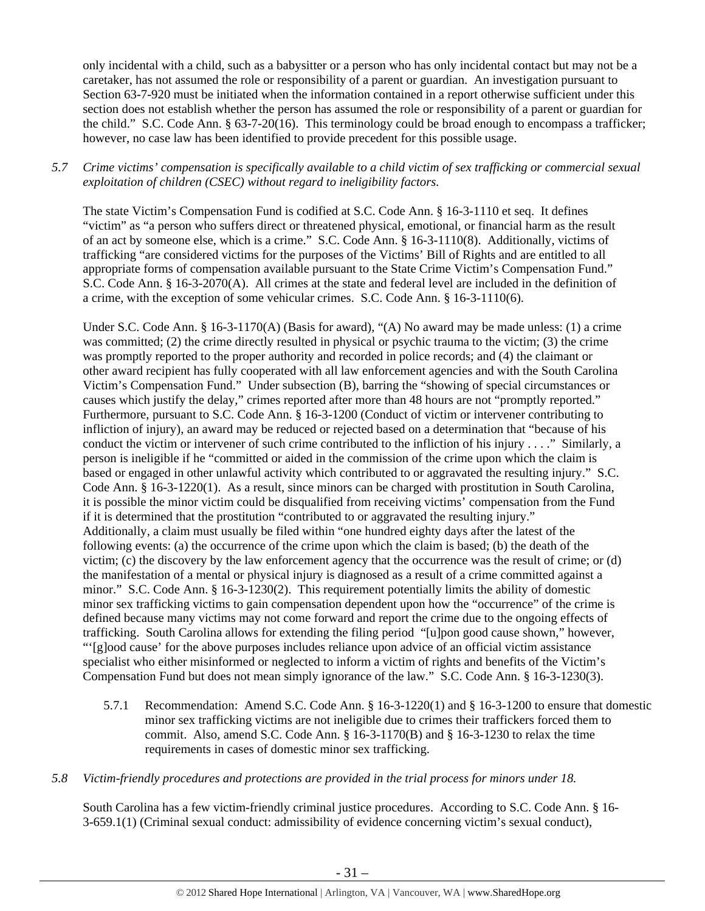only incidental with a child, such as a babysitter or a person who has only incidental contact but may not be a caretaker, has not assumed the role or responsibility of a parent or guardian. An investigation pursuant to Section 63-7-920 must be initiated when the information contained in a report otherwise sufficient under this section does not establish whether the person has assumed the role or responsibility of a parent or guardian for the child." S.C. Code Ann. § 63-7-20(16). This terminology could be broad enough to encompass a trafficker; however, no case law has been identified to provide precedent for this possible usage.

*5.7 Crime victims' compensation is specifically available to a child victim of sex trafficking or commercial sexual exploitation of children (CSEC) without regard to ineligibility factors.*

The state Victim's Compensation Fund is codified at S.C. Code Ann. § 16-3-1110 et seq. It defines "victim" as "a person who suffers direct or threatened physical, emotional, or financial harm as the result of an act by someone else, which is a crime." S.C. Code Ann. § 16-3-1110(8). Additionally, victims of trafficking "are considered victims for the purposes of the Victims' Bill of Rights and are entitled to all appropriate forms of compensation available pursuant to the State Crime Victim's Compensation Fund." S.C. Code Ann. § 16-3-2070(A). All crimes at the state and federal level are included in the definition of a crime, with the exception of some vehicular crimes. S.C. Code Ann. § 16-3-1110(6).

Under S.C. Code Ann. § 16-3-1170(A) (Basis for award), "(A) No award may be made unless: (1) a crime was committed; (2) the crime directly resulted in physical or psychic trauma to the victim; (3) the crime was promptly reported to the proper authority and recorded in police records; and (4) the claimant or other award recipient has fully cooperated with all law enforcement agencies and with the South Carolina Victim's Compensation Fund." Under subsection (B), barring the "showing of special circumstances or causes which justify the delay," crimes reported after more than 48 hours are not "promptly reported." Furthermore, pursuant to S.C. Code Ann. § 16-3-1200 (Conduct of victim or intervener contributing to infliction of injury), an award may be reduced or rejected based on a determination that "because of his conduct the victim or intervener of such crime contributed to the infliction of his injury . . . ." Similarly, a person is ineligible if he "committed or aided in the commission of the crime upon which the claim is based or engaged in other unlawful activity which contributed to or aggravated the resulting injury." S.C. Code Ann. § 16-3-1220(1). As a result, since minors can be charged with prostitution in South Carolina, it is possible the minor victim could be disqualified from receiving victims' compensation from the Fund if it is determined that the prostitution "contributed to or aggravated the resulting injury." Additionally, a claim must usually be filed within "one hundred eighty days after the latest of the following events: (a) the occurrence of the crime upon which the claim is based; (b) the death of the victim; (c) the discovery by the law enforcement agency that the occurrence was the result of crime; or (d) the manifestation of a mental or physical injury is diagnosed as a result of a crime committed against a minor." S.C. Code Ann. § 16-3-1230(2). This requirement potentially limits the ability of domestic minor sex trafficking victims to gain compensation dependent upon how the "occurrence" of the crime is defined because many victims may not come forward and report the crime due to the ongoing effects of trafficking. South Carolina allows for extending the filing period "[u]pon good cause shown," however, "'[g]ood cause' for the above purposes includes reliance upon advice of an official victim assistance specialist who either misinformed or neglected to inform a victim of rights and benefits of the Victim's Compensation Fund but does not mean simply ignorance of the law." S.C. Code Ann. § 16-3-1230(3).

5.7.1 Recommendation: Amend S.C. Code Ann. § 16-3-1220(1) and § 16-3-1200 to ensure that domestic minor sex trafficking victims are not ineligible due to crimes their traffickers forced them to commit. Also, amend S.C. Code Ann. § 16-3-1170(B) and § 16-3-1230 to relax the time requirements in cases of domestic minor sex trafficking.

*5.8 Victim-friendly procedures and protections are provided in the trial process for minors under 18.*

South Carolina has a few victim-friendly criminal justice procedures. According to S.C. Code Ann. § 16-3-659.1(1) (Criminal sexual conduct: admissibility of evidence concerning victim's sexual conduct),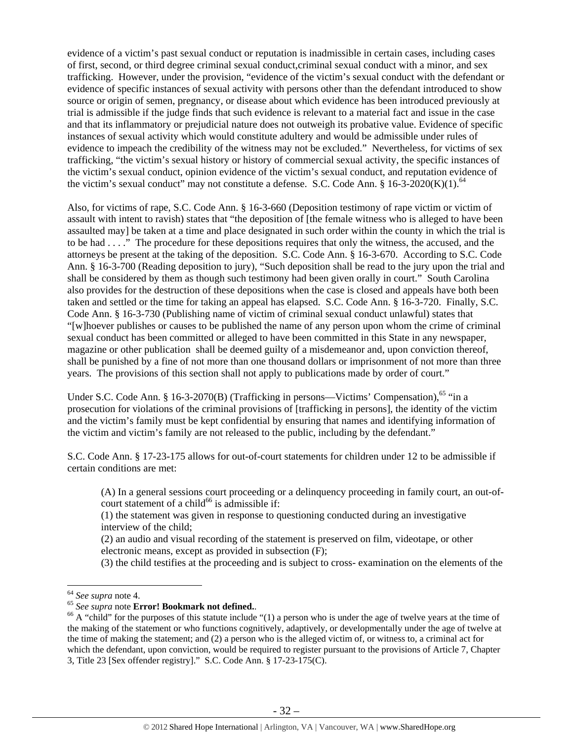evidence of a victim's past sexual conduct or reputation is inadmissible in certain cases, including cases of first, second, or third degree criminal sexual conduct,criminal sexual conduct with a minor, and sex trafficking. However, under the provision, "evidence of the victim's sexual conduct with the defendant or evidence of specific instances of sexual activity with persons other than the defendant introduced to show source or origin of semen, pregnancy, or disease about which evidence has been introduced previously at trial is admissible if the judge finds that such evidence is relevant to a material fact and issue in the case and that its inflammatory or prejudicial nature does not outweigh its probative value. Evidence of specific instances of sexual activity which would constitute adultery and would be admissible under rules of evidence to impeach the credibility of the witness may not be excluded." Nevertheless, for victims of sex trafficking, "the victim's sexual history or history of commercial sexual activity, the specific instances of the victim's sexual conduct, opinion evidence of the victim's sexual conduct, and reputation evidence of the victim's sexual conduct" may not constitute a defense. S.C. Code Ann. § 16-3-2020(K)(1).[64]

Also, for victims of rape, S.C. Code Ann. § 16-3-660 (Deposition testimony of rape victim or victim of assault with intent to ravish) states that "the deposition of [the female witness who is alleged to have been assaulted may] be taken at a time and place designated in such order within the county in which the trial is to be had . . . ." The procedure for these depositions requires that only the witness, the accused, and the attorneys be present at the taking of the deposition. S.C. Code Ann. § 16-3-670. According to S.C. Code Ann. § 16-3-700 (Reading deposition to jury), "Such deposition shall be read to the jury upon the trial and shall be considered by them as though such testimony had been given orally in court." South Carolina also provides for the destruction of these depositions when the case is closed and appeals have both been taken and settled or the time for taking an appeal has elapsed. S.C. Code Ann. § 16-3-720. Finally, S.C. Code Ann. § 16-3-730 (Publishing name of victim of criminal sexual conduct unlawful) states that "[w]hoever publishes or causes to be published the name of any person upon whom the crime of criminal sexual conduct has been committed or alleged to have been committed in this State in any newspaper, magazine or other publication shall be deemed guilty of a misdemeanor and, upon conviction thereof, shall be punished by a fine of not more than one thousand dollars or imprisonment of not more than three years. The provisions of this section shall not apply to publications made by order of court."

Under S.C. Code Ann. § 16-3-2070(B) (Trafficking in persons—Victims' Compensation),[65] "in a prosecution for violations of the criminal provisions of [trafficking in persons], the identity of the victim and the victim's family must be kept confidential by ensuring that names and identifying information of the victim and victim's family are not released to the public, including by the defendant."

S.C. Code Ann. § 17-23-175 allows for out-of-court statements for children under 12 to be admissible if certain conditions are met:

> (A) In a general sessions court proceeding or a delinquency proceeding in family court, an out-of-court statement of a child[66] is admissible if:
> (1) the statement was given in response to questioning conducted during an investigative interview of the child;
> (2) an audio and visual recording of the statement is preserved on film, videotape, or other electronic means, except as provided in subsection (F);
> (3) the child testifies at the proceeding and is subject to cross- examination on the elements of the

---

[64] *See supra* note 4.

[65] *See supra* note **Error! Bookmark not defined.**.

[66] A "child" for the purposes of this statute include "(1) a person who is under the age of twelve years at the time of the making of the statement or who functions cognitively, adaptively, or developmentally under the age of twelve at the time of making the statement; and (2) a person who is the alleged victim of, or witness to, a criminal act for which the defendant, upon conviction, would be required to register pursuant to the provisions of Article 7, Chapter 3, Title 23 [Sex offender registry]." S.C. Code Ann. § 17-23-175(C).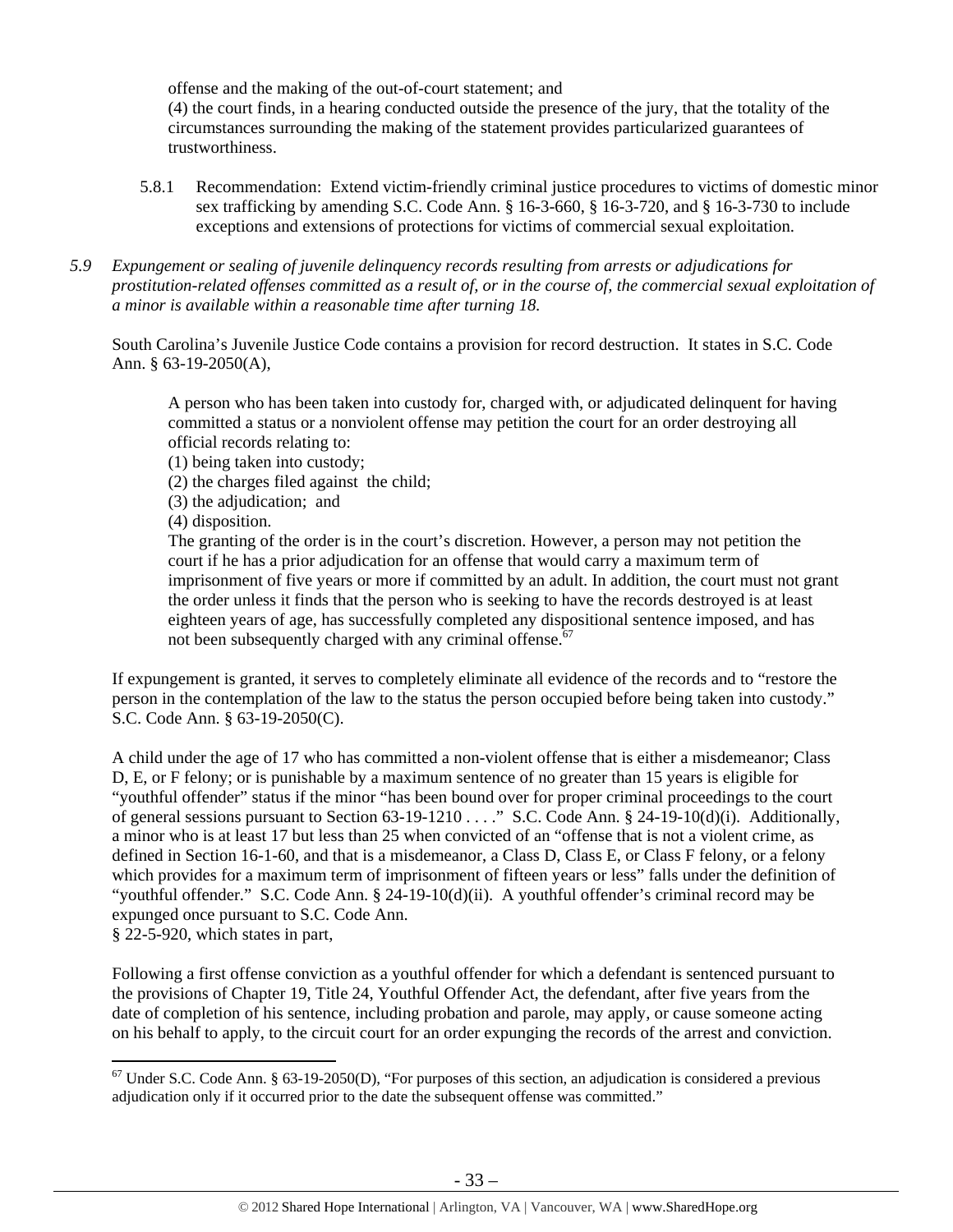offense and the making of the out-of-court statement; and
(4) the court finds, in a hearing conducted outside the presence of the jury, that the totality of the circumstances surrounding the making of the statement provides particularized guarantees of trustworthiness.

5.8.1 Recommendation: Extend victim-friendly criminal justice procedures to victims of domestic minor sex trafficking by amending S.C. Code Ann. § 16-3-660, § 16-3-720, and § 16-3-730 to include exceptions and extensions of protections for victims of commercial sexual exploitation.

*5.9 Expungement or sealing of juvenile delinquency records resulting from arrests or adjudications for prostitution-related offenses committed as a result of, or in the course of, the commercial sexual exploitation of a minor is available within a reasonable time after turning 18.*

South Carolina's Juvenile Justice Code contains a provision for record destruction. It states in S.C. Code Ann. § 63-19-2050(A),

> A person who has been taken into custody for, charged with, or adjudicated delinquent for having committed a status or a nonviolent offense may petition the court for an order destroying all official records relating to:
> (1) being taken into custody;
> (2) the charges filed against the child;
> (3) the adjudication; and
> (4) disposition.
> The granting of the order is in the court's discretion. However, a person may not petition the court if he has a prior adjudication for an offense that would carry a maximum term of imprisonment of five years or more if committed by an adult. In addition, the court must not grant the order unless it finds that the person who is seeking to have the records destroyed is at least eighteen years of age, has successfully completed any dispositional sentence imposed, and has not been subsequently charged with any criminal offense.[67]

If expungement is granted, it serves to completely eliminate all evidence of the records and to "restore the person in the contemplation of the law to the status the person occupied before being taken into custody." S.C. Code Ann. § 63-19-2050(C).

A child under the age of 17 who has committed a non-violent offense that is either a misdemeanor; Class D, E, or F felony; or is punishable by a maximum sentence of no greater than 15 years is eligible for "youthful offender" status if the minor "has been bound over for proper criminal proceedings to the court of general sessions pursuant to Section 63-19-1210 . . . ." S.C. Code Ann. § 24-19-10(d)(i). Additionally, a minor who is at least 17 but less than 25 when convicted of an "offense that is not a violent crime, as defined in Section 16-1-60, and that is a misdemeanor, a Class D, Class E, or Class F felony, or a felony which provides for a maximum term of imprisonment of fifteen years or less" falls under the definition of "youthful offender." S.C. Code Ann. § 24-19-10(d)(ii). A youthful offender's criminal record may be expunged once pursuant to S.C. Code Ann. § 22-5-920, which states in part,

> Following a first offense conviction as a youthful offender for which a defendant is sentenced pursuant to the provisions of Chapter 19, Title 24, Youthful Offender Act, the defendant, after five years from the date of completion of his sentence, including probation and parole, may apply, or cause someone acting on his behalf to apply, to the circuit court for an order expunging the records of the arrest and conviction.

---

[67] Under S.C. Code Ann. § 63-19-2050(D), "For purposes of this section, an adjudication is considered a previous adjudication only if it occurred prior to the date the subsequent offense was committed."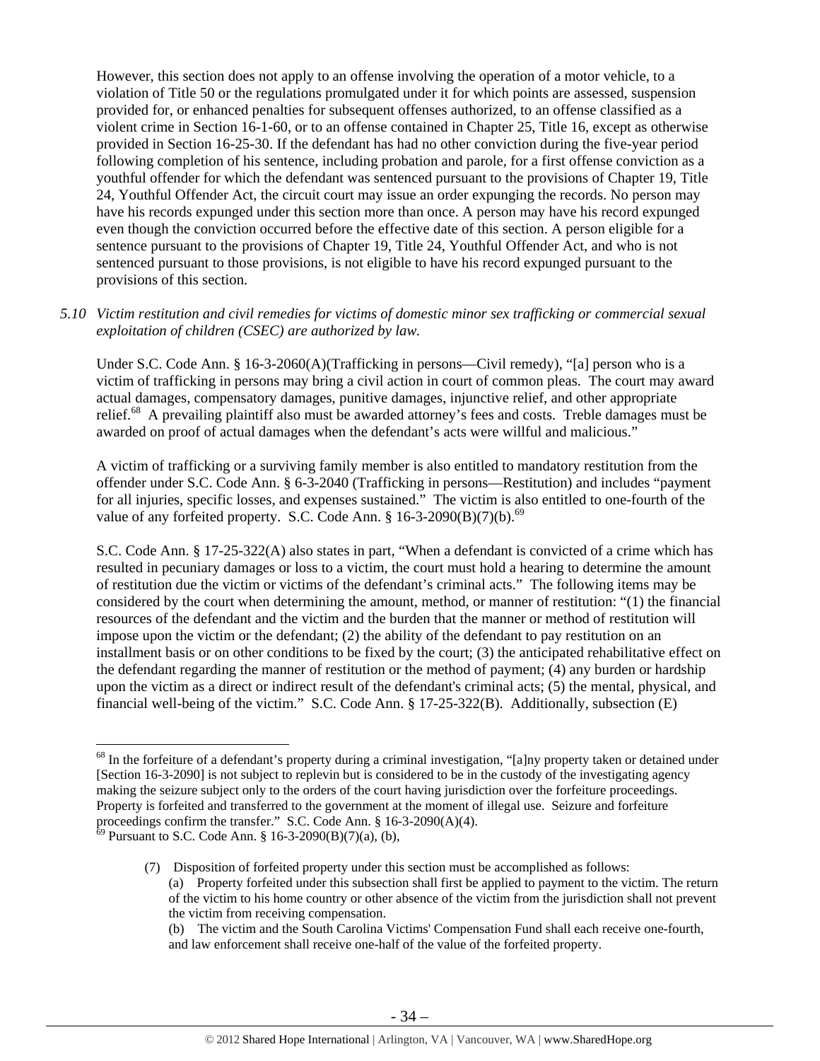However, this section does not apply to an offense involving the operation of a motor vehicle, to a violation of Title 50 or the regulations promulgated under it for which points are assessed, suspension provided for, or enhanced penalties for subsequent offenses authorized, to an offense classified as a violent crime in Section 16-1-60, or to an offense contained in Chapter 25, Title 16, except as otherwise provided in Section 16-25-30. If the defendant has had no other conviction during the five-year period following completion of his sentence, including probation and parole, for a first offense conviction as a youthful offender for which the defendant was sentenced pursuant to the provisions of Chapter 19, Title 24, Youthful Offender Act, the circuit court may issue an order expunging the records. No person may have his records expunged under this section more than once. A person may have his record expunged even though the conviction occurred before the effective date of this section. A person eligible for a sentence pursuant to the provisions of Chapter 19, Title 24, Youthful Offender Act, and who is not sentenced pursuant to those provisions, is not eligible to have his record expunged pursuant to the provisions of this section.

*5.10 Victim restitution and civil remedies for victims of domestic minor sex trafficking or commercial sexual exploitation of children (CSEC) are authorized by law.*

Under S.C. Code Ann. § 16-3-2060(A)(Trafficking in persons—Civil remedy), "[a] person who is a victim of trafficking in persons may bring a civil action in court of common pleas. The court may award actual damages, compensatory damages, punitive damages, injunctive relief, and other appropriate relief.[68] A prevailing plaintiff also must be awarded attorney's fees and costs. Treble damages must be awarded on proof of actual damages when the defendant's acts were willful and malicious."

A victim of trafficking or a surviving family member is also entitled to mandatory restitution from the offender under S.C. Code Ann. § 6-3-2040 (Trafficking in persons—Restitution) and includes "payment for all injuries, specific losses, and expenses sustained." The victim is also entitled to one-fourth of the value of any forfeited property. S.C. Code Ann. § 16-3-2090(B)(7)(b).[69]

S.C. Code Ann. § 17-25-322(A) also states in part, "When a defendant is convicted of a crime which has resulted in pecuniary damages or loss to a victim, the court must hold a hearing to determine the amount of restitution due the victim or victims of the defendant's criminal acts." The following items may be considered by the court when determining the amount, method, or manner of restitution: "(1) the financial resources of the defendant and the victim and the burden that the manner or method of restitution will impose upon the victim or the defendant; (2) the ability of the defendant to pay restitution on an installment basis or on other conditions to be fixed by the court; (3) the anticipated rehabilitative effect on the defendant regarding the manner of restitution or the method of payment; (4) any burden or hardship upon the victim as a direct or indirect result of the defendant's criminal acts; (5) the mental, physical, and financial well-being of the victim." S.C. Code Ann. § 17-25-322(B). Additionally, subsection (E)

---

[68] In the forfeiture of a defendant's property during a criminal investigation, "[a]ny property taken or detained under [Section 16-3-2090] is not subject to replevin but is considered to be in the custody of the investigating agency making the seizure subject only to the orders of the court having jurisdiction over the forfeiture proceedings. Property is forfeited and transferred to the government at the moment of illegal use. Seizure and forfeiture proceedings confirm the transfer." S.C. Code Ann. § 16-3-2090(A)(4).

[69] Pursuant to S.C. Code Ann. § 16-3-2090(B)(7)(a), (b),

> (7) Disposition of forfeited property under this section must be accomplished as follows:
> (a) Property forfeited under this subsection shall first be applied to payment to the victim. The return of the victim to his home country or other absence of the victim from the jurisdiction shall not prevent the victim from receiving compensation.
> (b) The victim and the South Carolina Victims' Compensation Fund shall each receive one-fourth, and law enforcement shall receive one-half of the value of the forfeited property.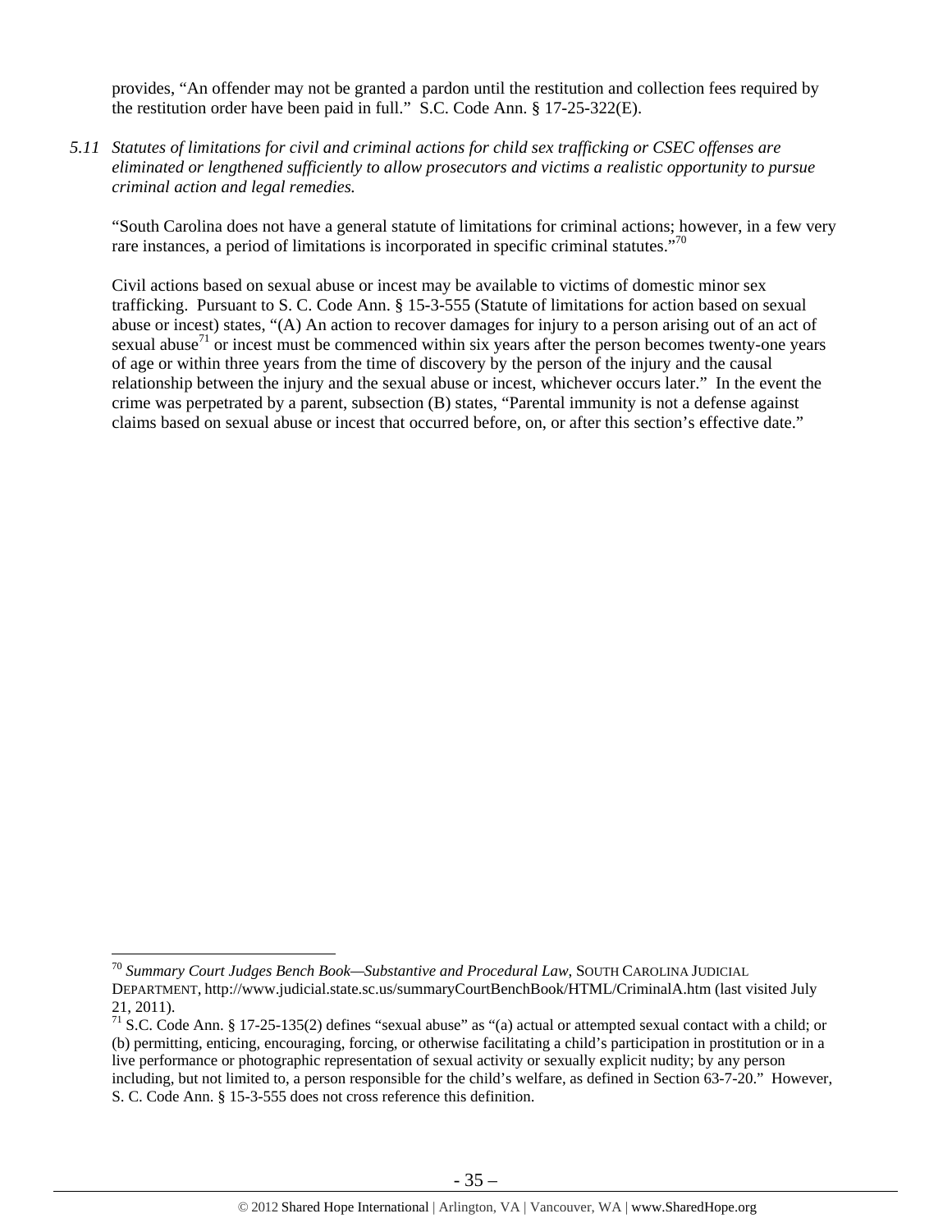provides, "An offender may not be granted a pardon until the restitution and collection fees required by the restitution order have been paid in full." S.C. Code Ann. § 17-25-322(E).

*5.11 Statutes of limitations for civil and criminal actions for child sex trafficking or CSEC offenses are eliminated or lengthened sufficiently to allow prosecutors and victims a realistic opportunity to pursue criminal action and legal remedies.*

"South Carolina does not have a general statute of limitations for criminal actions; however, in a few very rare instances, a period of limitations is incorporated in specific criminal statutes."[70]

Civil actions based on sexual abuse or incest may be available to victims of domestic minor sex trafficking. Pursuant to S. C. Code Ann. § 15-3-555 (Statute of limitations for action based on sexual abuse or incest) states, "(A) An action to recover damages for injury to a person arising out of an act of sexual abuse[71] or incest must be commenced within six years after the person becomes twenty-one years of age or within three years from the time of discovery by the person of the injury and the causal relationship between the injury and the sexual abuse or incest, whichever occurs later." In the event the crime was perpetrated by a parent, subsection (B) states, "Parental immunity is not a defense against claims based on sexual abuse or incest that occurred before, on, or after this section's effective date."

---

[70] *Summary Court Judges Bench Book—Substantive and Procedural Law*, SOUTH CAROLINA JUDICIAL DEPARTMENT, http://www.judicial.state.sc.us/summaryCourtBenchBook/HTML/CriminalA.htm (last visited July 21, 2011).

[71] S.C. Code Ann. § 17-25-135(2) defines "sexual abuse" as "(a) actual or attempted sexual contact with a child; or (b) permitting, enticing, encouraging, forcing, or otherwise facilitating a child's participation in prostitution or in a live performance or photographic representation of sexual activity or sexually explicit nudity; by any person including, but not limited to, a person responsible for the child's welfare, as defined in Section 63-7-20." However, S. C. Code Ann. § 15-3-555 does not cross reference this definition.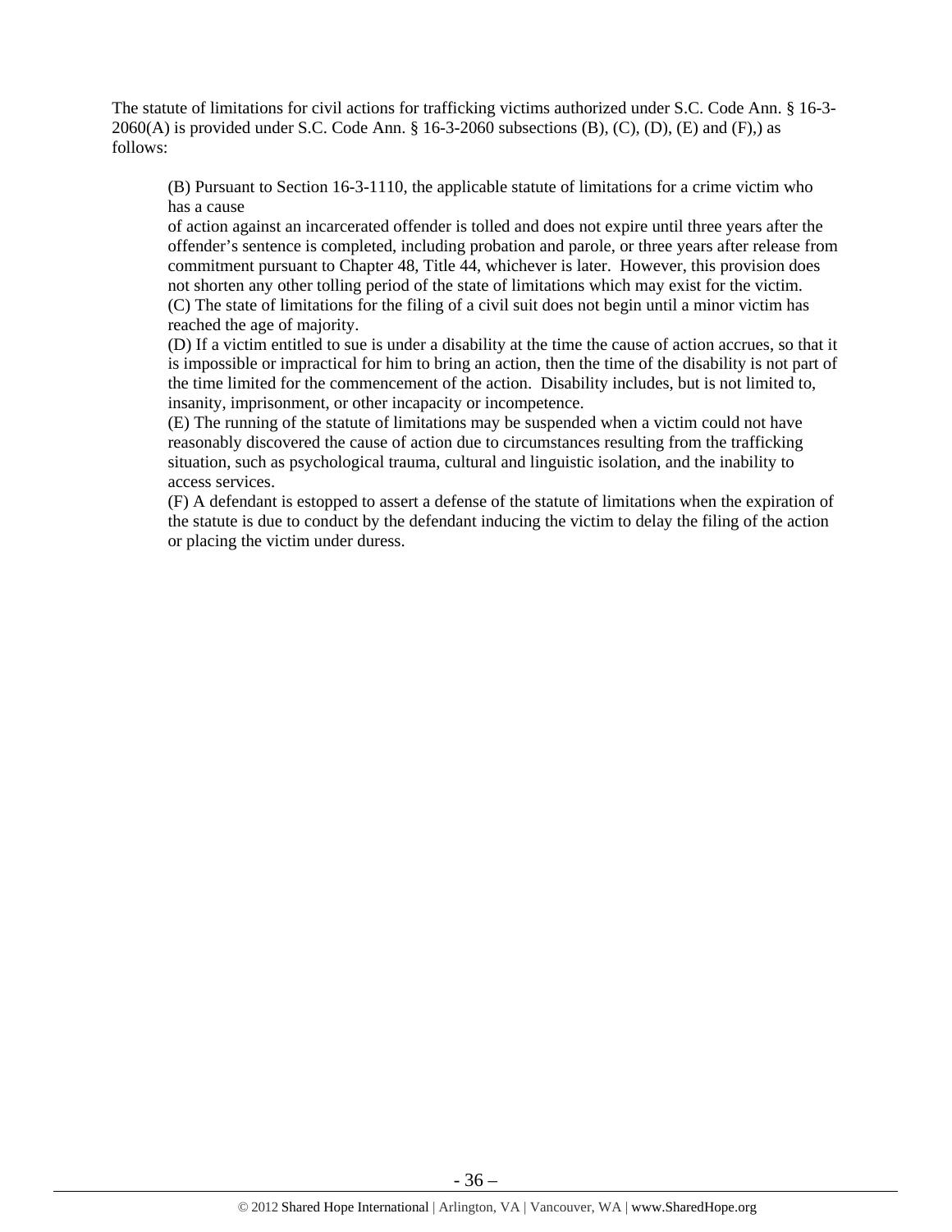The statute of limitations for civil actions for trafficking victims authorized under S.C. Code Ann. § 16-3-2060(A) is provided under S.C. Code Ann. § 16-3-2060 subsections (B), (C), (D), (E) and (F),) as follows:

> (B) Pursuant to Section 16-3-1110, the applicable statute of limitations for a crime victim who has a cause
> of action against an incarcerated offender is tolled and does not expire until three years after the offender's sentence is completed, including probation and parole, or three years after release from commitment pursuant to Chapter 48, Title 44, whichever is later. However, this provision does not shorten any other tolling period of the state of limitations which may exist for the victim.
> (C) The state of limitations for the filing of a civil suit does not begin until a minor victim has reached the age of majority.
> (D) If a victim entitled to sue is under a disability at the time the cause of action accrues, so that it is impossible or impractical for him to bring an action, then the time of the disability is not part of the time limited for the commencement of the action. Disability includes, but is not limited to, insanity, imprisonment, or other incapacity or incompetence.
> (E) The running of the statute of limitations may be suspended when a victim could not have reasonably discovered the cause of action due to circumstances resulting from the trafficking situation, such as psychological trauma, cultural and linguistic isolation, and the inability to access services.
> (F) A defendant is estopped to assert a defense of the statute of limitations when the expiration of the statute is due to conduct by the defendant inducing the victim to delay the filing of the action or placing the victim under duress.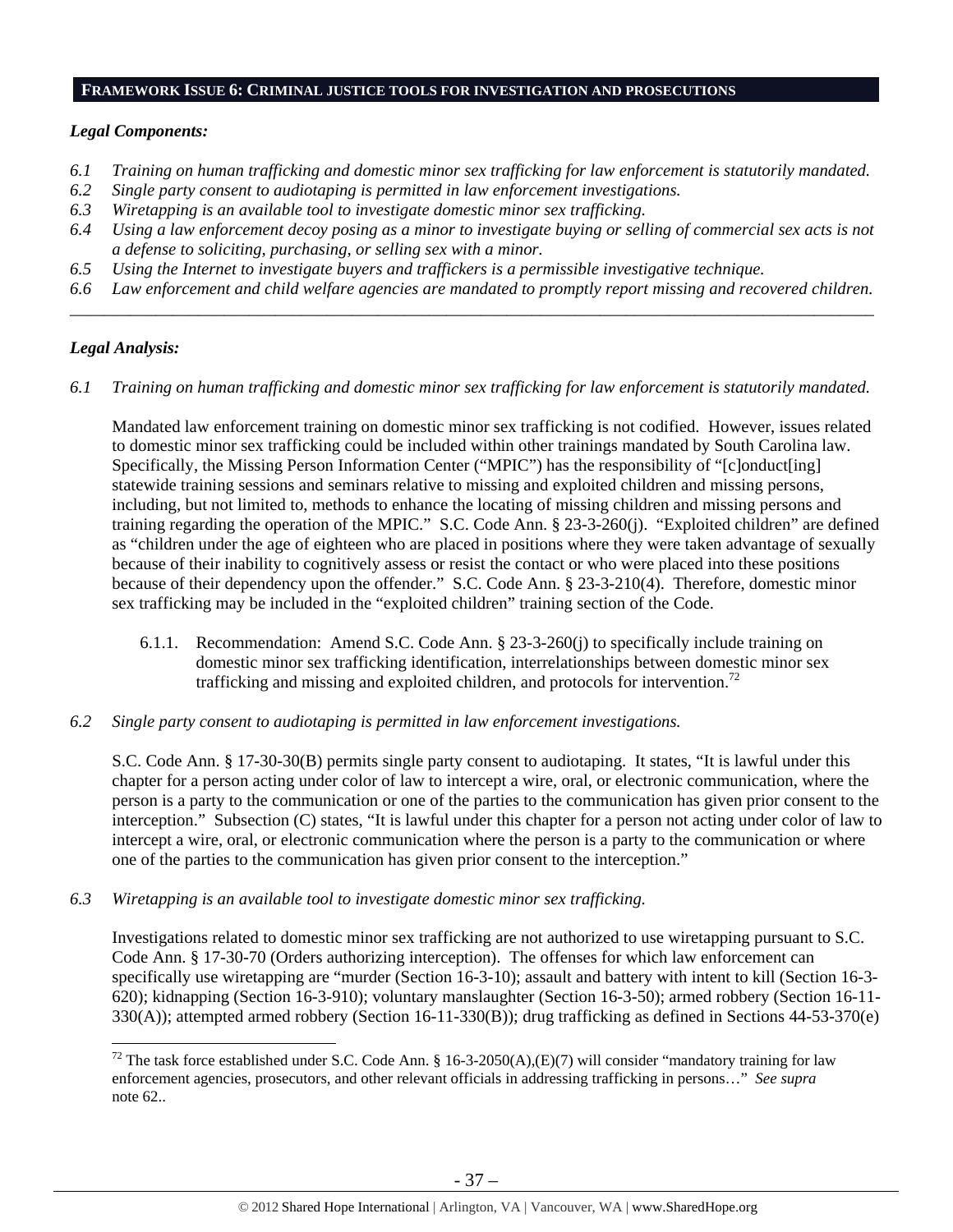## FRAMEWORK ISSUE 6: CRIMINAL JUSTICE TOOLS FOR INVESTIGATION AND PROSECUTIONS

### *Legal Components:*

*6.1 Training on human trafficking and domestic minor sex trafficking for law enforcement is statutorily mandated.*
*6.2 Single party consent to audiotaping is permitted in law enforcement investigations.*
*6.3 Wiretapping is an available tool to investigate domestic minor sex trafficking.*
*6.4 Using a law enforcement decoy posing as a minor to investigate buying or selling of commercial sex acts is not a defense to soliciting, purchasing, or selling sex with a minor.*
*6.5 Using the Internet to investigate buyers and traffickers is a permissible investigative technique.*
*6.6 Law enforcement and child welfare agencies are mandated to promptly report missing and recovered children.*

---

### *Legal Analysis:*

*6.1 Training on human trafficking and domestic minor sex trafficking for law enforcement is statutorily mandated.*

Mandated law enforcement training on domestic minor sex trafficking is not codified. However, issues related to domestic minor sex trafficking could be included within other trainings mandated by South Carolina law. Specifically, the Missing Person Information Center ("MPIC") has the responsibility of "[c]onduct[ing] statewide training sessions and seminars relative to missing and exploited children and missing persons, including, but not limited to, methods to enhance the locating of missing children and missing persons and training regarding the operation of the MPIC." S.C. Code Ann. § 23-3-260(j). "Exploited children" are defined as "children under the age of eighteen who are placed in positions where they were taken advantage of sexually because of their inability to cognitively assess or resist the contact or who were placed into these positions because of their dependency upon the offender." S.C. Code Ann. § 23-3-210(4). Therefore, domestic minor sex trafficking may be included in the "exploited children" training section of the Code.

6.1.1. Recommendation: Amend S.C. Code Ann. § 23-3-260(j) to specifically include training on domestic minor sex trafficking identification, interrelationships between domestic minor sex trafficking and missing and exploited children, and protocols for intervention.[72]

*6.2 Single party consent to audiotaping is permitted in law enforcement investigations.*

S.C. Code Ann. § 17-30-30(B) permits single party consent to audiotaping. It states, "It is lawful under this chapter for a person acting under color of law to intercept a wire, oral, or electronic communication, where the person is a party to the communication or one of the parties to the communication has given prior consent to the interception." Subsection (C) states, "It is lawful under this chapter for a person not acting under color of law to intercept a wire, oral, or electronic communication where the person is a party to the communication or where one of the parties to the communication has given prior consent to the interception."

*6.3 Wiretapping is an available tool to investigate domestic minor sex trafficking.*

Investigations related to domestic minor sex trafficking are not authorized to use wiretapping pursuant to S.C. Code Ann. § 17-30-70 (Orders authorizing interception). The offenses for which law enforcement can specifically use wiretapping are "murder (Section 16-3-10); assault and battery with intent to kill (Section 16-3-620); kidnapping (Section 16-3-910); voluntary manslaughter (Section 16-3-50); armed robbery (Section 16-11-330(A)); attempted armed robbery (Section 16-11-330(B)); drug trafficking as defined in Sections 44-53-370(e)

---

[72] The task force established under S.C. Code Ann. § 16-3-2050(A),(E)(7) will consider "mandatory training for law enforcement agencies, prosecutors, and other relevant officials in addressing trafficking in persons…" *See supra* note 62..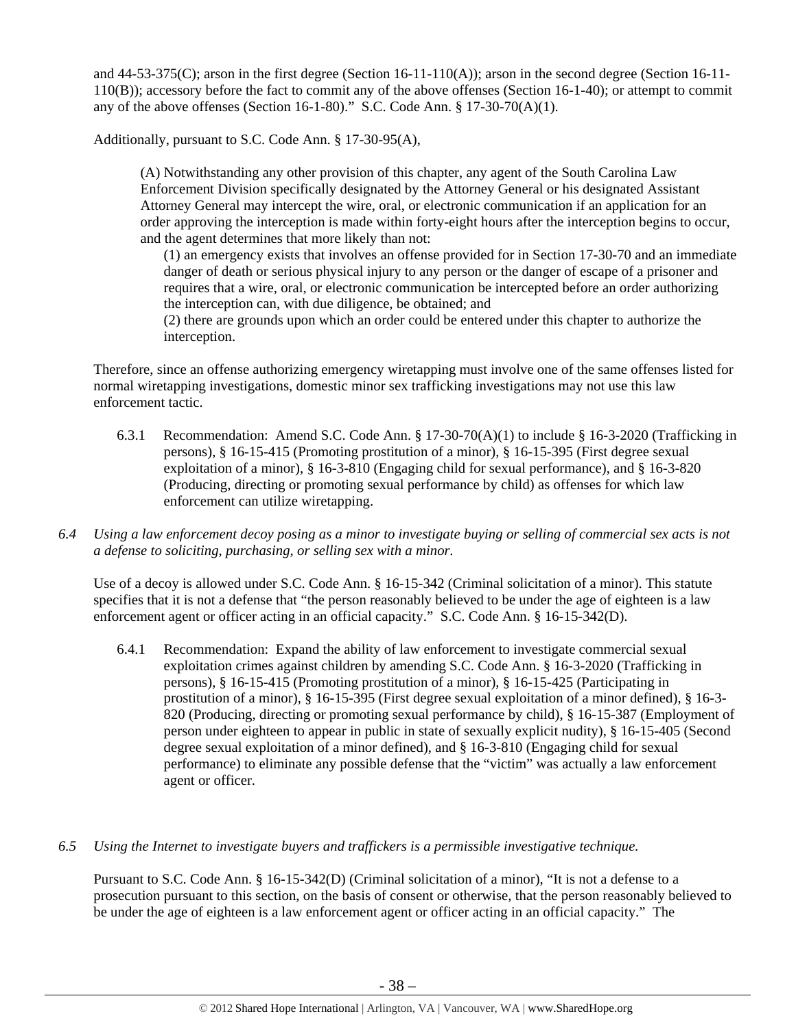and 44-53-375(C); arson in the first degree (Section 16-11-110(A)); arson in the second degree (Section 16-11-110(B)); accessory before the fact to commit any of the above offenses (Section 16-1-40); or attempt to commit any of the above offenses (Section 16-1-80)." S.C. Code Ann. § 17-30-70(A)(1).

Additionally, pursuant to S.C. Code Ann. § 17-30-95(A),

> (A) Notwithstanding any other provision of this chapter, any agent of the South Carolina Law Enforcement Division specifically designated by the Attorney General or his designated Assistant Attorney General may intercept the wire, oral, or electronic communication if an application for an order approving the interception is made within forty-eight hours after the interception begins to occur, and the agent determines that more likely than not:
>
> (1) an emergency exists that involves an offense provided for in Section 17-30-70 and an immediate danger of death or serious physical injury to any person or the danger of escape of a prisoner and requires that a wire, oral, or electronic communication be intercepted before an order authorizing the interception can, with due diligence, be obtained; and
>
> (2) there are grounds upon which an order could be entered under this chapter to authorize the interception.

Therefore, since an offense authorizing emergency wiretapping must involve one of the same offenses listed for normal wiretapping investigations, domestic minor sex trafficking investigations may not use this law enforcement tactic.

6.3.1 Recommendation: Amend S.C. Code Ann. § 17-30-70(A)(1) to include § 16-3-2020 (Trafficking in persons), § 16-15-415 (Promoting prostitution of a minor), § 16-15-395 (First degree sexual exploitation of a minor), § 16-3-810 (Engaging child for sexual performance), and § 16-3-820 (Producing, directing or promoting sexual performance by child) as offenses for which law enforcement can utilize wiretapping.

*6.4 Using a law enforcement decoy posing as a minor to investigate buying or selling of commercial sex acts is not a defense to soliciting, purchasing, or selling sex with a minor.*

Use of a decoy is allowed under S.C. Code Ann. § 16-15-342 (Criminal solicitation of a minor). This statute specifies that it is not a defense that "the person reasonably believed to be under the age of eighteen is a law enforcement agent or officer acting in an official capacity." S.C. Code Ann. § 16-15-342(D).

6.4.1 Recommendation: Expand the ability of law enforcement to investigate commercial sexual exploitation crimes against children by amending S.C. Code Ann. § 16-3-2020 (Trafficking in persons), § 16-15-415 (Promoting prostitution of a minor), § 16-15-425 (Participating in prostitution of a minor), § 16-15-395 (First degree sexual exploitation of a minor defined), § 16-3-820 (Producing, directing or promoting sexual performance by child), § 16-15-387 (Employment of person under eighteen to appear in public in state of sexually explicit nudity), § 16-15-405 (Second degree sexual exploitation of a minor defined), and § 16-3-810 (Engaging child for sexual performance) to eliminate any possible defense that the "victim" was actually a law enforcement agent or officer.

*6.5 Using the Internet to investigate buyers and traffickers is a permissible investigative technique.*

Pursuant to S.C. Code Ann. § 16-15-342(D) (Criminal solicitation of a minor), "It is not a defense to a prosecution pursuant to this section, on the basis of consent or otherwise, that the person reasonably believed to be under the age of eighteen is a law enforcement agent or officer acting in an official capacity." The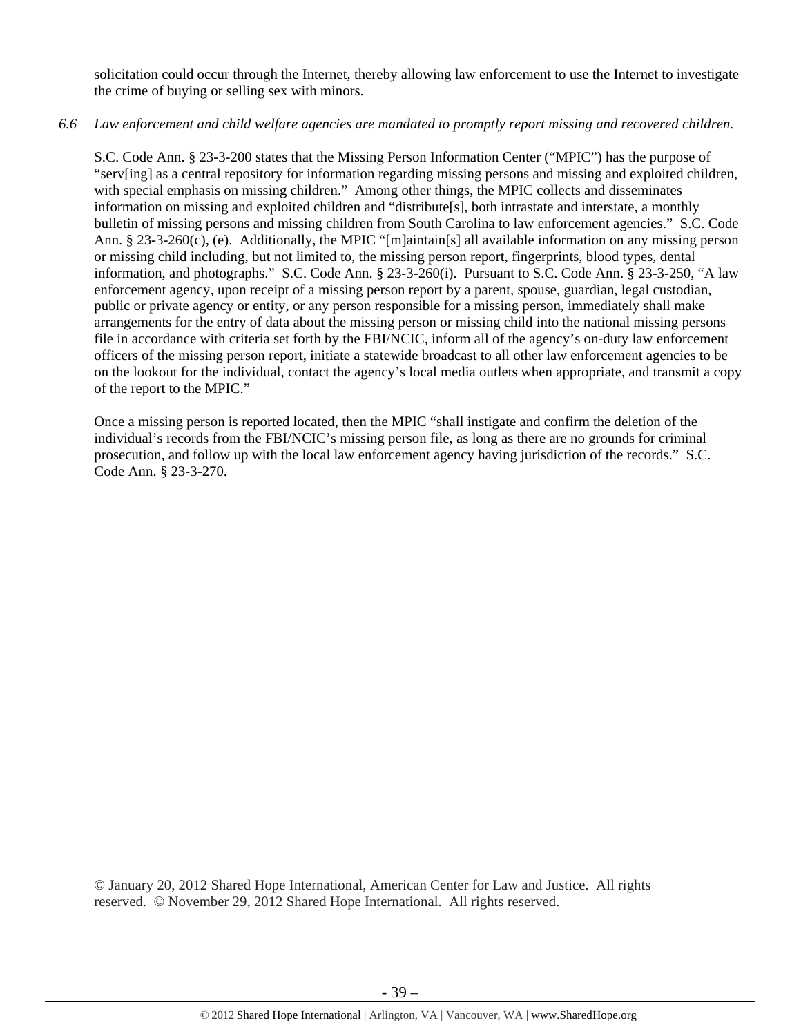solicitation could occur through the Internet, thereby allowing law enforcement to use the Internet to investigate the crime of buying or selling sex with minors.

*6.6 Law enforcement and child welfare agencies are mandated to promptly report missing and recovered children.*

S.C. Code Ann. § 23-3-200 states that the Missing Person Information Center ("MPIC") has the purpose of "serv[ing] as a central repository for information regarding missing persons and missing and exploited children, with special emphasis on missing children." Among other things, the MPIC collects and disseminates information on missing and exploited children and "distribute[s], both intrastate and interstate, a monthly bulletin of missing persons and missing children from South Carolina to law enforcement agencies." S.C. Code Ann. § 23-3-260(c), (e). Additionally, the MPIC "[m]aintain[s] all available information on any missing person or missing child including, but not limited to, the missing person report, fingerprints, blood types, dental information, and photographs." S.C. Code Ann. § 23-3-260(i). Pursuant to S.C. Code Ann. § 23-3-250, "A law enforcement agency, upon receipt of a missing person report by a parent, spouse, guardian, legal custodian, public or private agency or entity, or any person responsible for a missing person, immediately shall make arrangements for the entry of data about the missing person or missing child into the national missing persons file in accordance with criteria set forth by the FBI/NCIC, inform all of the agency's on-duty law enforcement officers of the missing person report, initiate a statewide broadcast to all other law enforcement agencies to be on the lookout for the individual, contact the agency's local media outlets when appropriate, and transmit a copy of the report to the MPIC."

Once a missing person is reported located, then the MPIC "shall instigate and confirm the deletion of the individual's records from the FBI/NCIC's missing person file, as long as there are no grounds for criminal prosecution, and follow up with the local law enforcement agency having jurisdiction of the records." S.C. Code Ann. § 23-3-270.

© January 20, 2012 Shared Hope International, American Center for Law and Justice. All rights reserved. © November 29, 2012 Shared Hope International. All rights reserved.